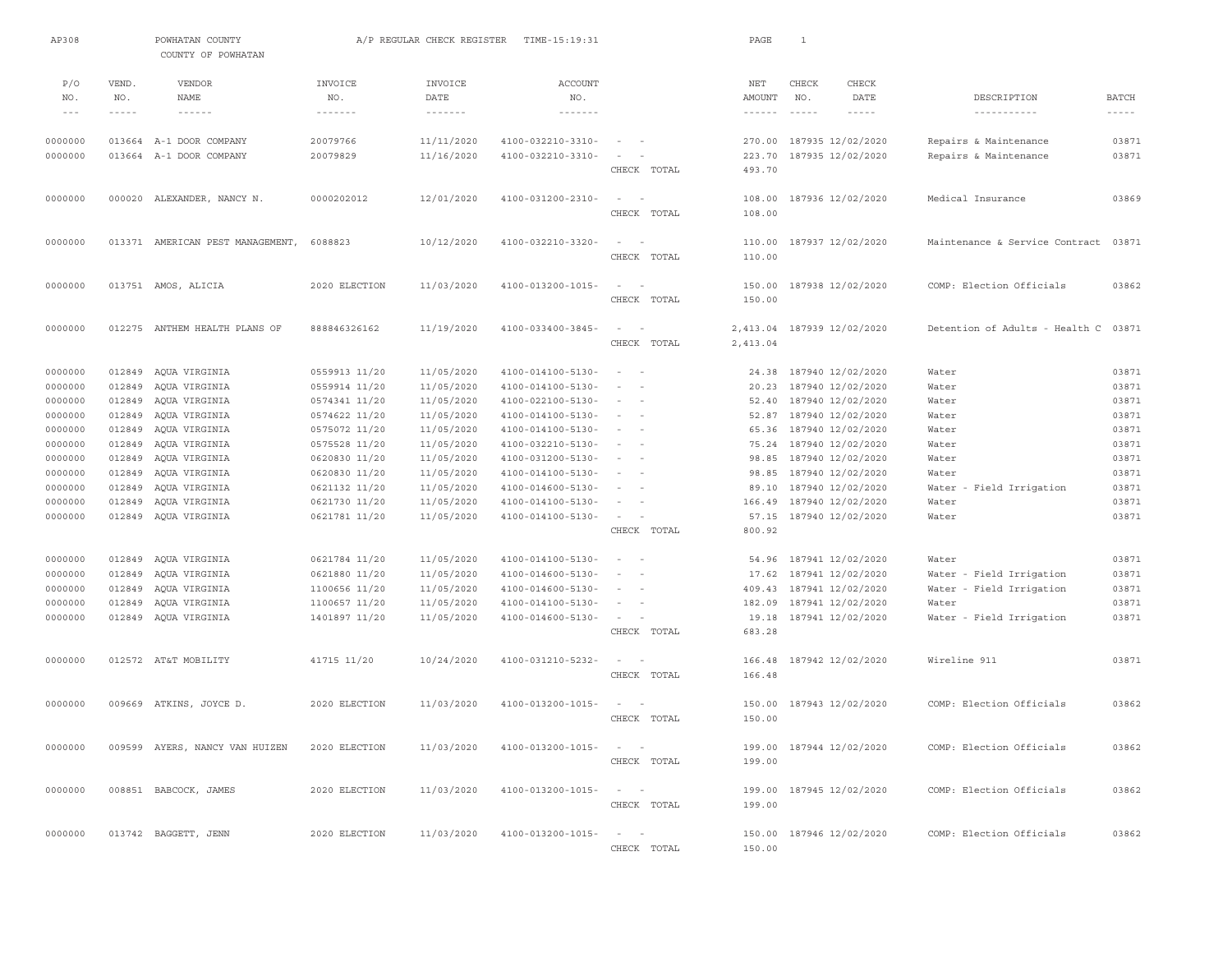AP308 POWHATAN COUNTY A/P REGULAR CHECK REGISTER TIME-15:19:31

COUNTY OF POWHATAN

| P/O NO. | VEND. NO. | VENDOR NAME | INVOICE NO. | INVOICE DATE | ACCOUNT NO. | | NET AMOUNT | CHECK NO. | CHECK DATE | DESCRIPTION | BATCH |
|---|---|---|---|---|---|---|---|---|---|---|---|
| 0000000 | 013664 | A-1 DOOR COMPANY | 20079766 | 11/11/2020 | 4100-032210-3310- | - - | 270.00 | 187935 | 12/02/2020 | Repairs & Maintenance | 03871 |
| 0000000 | 013664 | A-1 DOOR COMPANY | 20079829 | 11/16/2020 | 4100-032210-3310- | - - | 223.70 | 187935 | 12/02/2020 | Repairs & Maintenance | 03871 |
| | | | | | | CHECK TOTAL | 493.70 | | | | |
| 0000000 | 000020 | ALEXANDER, NANCY N. | 0000202012 | 12/01/2020 | 4100-031200-2310- | - - | 108.00 | 187936 | 12/02/2020 | Medical Insurance | 03869 |
| | | | | | | CHECK TOTAL | 108.00 | | | | |
| 0000000 | 013371 | AMERICAN PEST MANAGEMENT, | 6088823 | 10/12/2020 | 4100-032210-3320- | - - | 110.00 | 187937 | 12/02/2020 | Maintenance & Service Contract | 03871 |
| | | | | | | CHECK TOTAL | 110.00 | | | | |
| 0000000 | 013751 | AMOS, ALICIA | 2020 ELECTION | 11/03/2020 | 4100-013200-1015- | - - | 150.00 | 187938 | 12/02/2020 | COMP: Election Officials | 03862 |
| | | | | | | CHECK TOTAL | 150.00 | | | | |
| 0000000 | 012275 | ANTHEM HEALTH PLANS OF | 888846326162 | 11/19/2020 | 4100-033400-3845- | - - | 2,413.04 | 187939 | 12/02/2020 | Detention of Adults - Health C | 03871 |
| | | | | | | CHECK TOTAL | 2,413.04 | | | | |
| 0000000 | 012849 | AQUA VIRGINIA | 0559913 11/20 | 11/05/2020 | 4100-014100-5130- | - - | 24.38 | 187940 | 12/02/2020 | Water | 03871 |
| 0000000 | 012849 | AQUA VIRGINIA | 0559914 11/20 | 11/05/2020 | 4100-014100-5130- | - - | 20.23 | 187940 | 12/02/2020 | Water | 03871 |
| 0000000 | 012849 | AQUA VIRGINIA | 0574341 11/20 | 11/05/2020 | 4100-022100-5130- | - - | 52.40 | 187940 | 12/02/2020 | Water | 03871 |
| 0000000 | 012849 | AQUA VIRGINIA | 0574622 11/20 | 11/05/2020 | 4100-014100-5130- | - - | 52.87 | 187940 | 12/02/2020 | Water | 03871 |
| 0000000 | 012849 | AQUA VIRGINIA | 0575072 11/20 | 11/05/2020 | 4100-014100-5130- | - - | 65.36 | 187940 | 12/02/2020 | Water | 03871 |
| 0000000 | 012849 | AQUA VIRGINIA | 0575528 11/20 | 11/05/2020 | 4100-032210-5130- | - - | 75.24 | 187940 | 12/02/2020 | Water | 03871 |
| 0000000 | 012849 | AQUA VIRGINIA | 0620830 11/20 | 11/05/2020 | 4100-031200-5130- | - - | 98.85 | 187940 | 12/02/2020 | Water | 03871 |
| 0000000 | 012849 | AQUA VIRGINIA | 0620830 11/20 | 11/05/2020 | 4100-014100-5130- | - - | 98.85 | 187940 | 12/02/2020 | Water | 03871 |
| 0000000 | 012849 | AQUA VIRGINIA | 0621132 11/20 | 11/05/2020 | 4100-014600-5130- | - - | 89.10 | 187940 | 12/02/2020 | Water - Field Irrigation | 03871 |
| 0000000 | 012849 | AQUA VIRGINIA | 0621730 11/20 | 11/05/2020 | 4100-014100-5130- | - - | 166.49 | 187940 | 12/02/2020 | Water | 03871 |
| 0000000 | 012849 | AQUA VIRGINIA | 0621781 11/20 | 11/05/2020 | 4100-014100-5130- | - - | 57.15 | 187940 | 12/02/2020 | Water | 03871 |
| | | | | | | CHECK TOTAL | 800.92 | | | | |
| 0000000 | 012849 | AQUA VIRGINIA | 0621784 11/20 | 11/05/2020 | 4100-014100-5130- | - - | 54.96 | 187941 | 12/02/2020 | Water | 03871 |
| 0000000 | 012849 | AQUA VIRGINIA | 0621880 11/20 | 11/05/2020 | 4100-014600-5130- | - - | 17.62 | 187941 | 12/02/2020 | Water - Field Irrigation | 03871 |
| 0000000 | 012849 | AQUA VIRGINIA | 1100656 11/20 | 11/05/2020 | 4100-014600-5130- | - - | 409.43 | 187941 | 12/02/2020 | Water - Field Irrigation | 03871 |
| 0000000 | 012849 | AQUA VIRGINIA | 1100657 11/20 | 11/05/2020 | 4100-014100-5130- | - - | 182.09 | 187941 | 12/02/2020 | Water | 03871 |
| 0000000 | 012849 | AQUA VIRGINIA | 1401897 11/20 | 11/05/2020 | 4100-014600-5130- | - - | 19.18 | 187941 | 12/02/2020 | Water - Field Irrigation | 03871 |
| | | | | | | CHECK TOTAL | 683.28 | | | | |
| 0000000 | 012572 | AT&T MOBILITY | 41715 11/20 | 10/24/2020 | 4100-031210-5232- | - - | 166.48 | 187942 | 12/02/2020 | Wireline 911 | 03871 |
| | | | | | | CHECK TOTAL | 166.48 | | | | |
| 0000000 | 009669 | ATKINS, JOYCE D. | 2020 ELECTION | 11/03/2020 | 4100-013200-1015- | - - | 150.00 | 187943 | 12/02/2020 | COMP: Election Officials | 03862 |
| | | | | | | CHECK TOTAL | 150.00 | | | | |
| 0000000 | 009599 | AYERS, NANCY VAN HUIZEN | 2020 ELECTION | 11/03/2020 | 4100-013200-1015- | - - | 199.00 | 187944 | 12/02/2020 | COMP: Election Officials | 03862 |
| | | | | | | CHECK TOTAL | 199.00 | | | | |
| 0000000 | 008851 | BABCOCK, JAMES | 2020 ELECTION | 11/03/2020 | 4100-013200-1015- | - - | 199.00 | 187945 | 12/02/2020 | COMP: Election Officials | 03862 |
| | | | | | | CHECK TOTAL | 199.00 | | | | |
| 0000000 | 013742 | BAGGETT, JENN | 2020 ELECTION | 11/03/2020 | 4100-013200-1015- | - - | 150.00 | 187946 | 12/02/2020 | COMP: Election Officials | 03862 |
| | | | | | | CHECK TOTAL | 150.00 | | | | |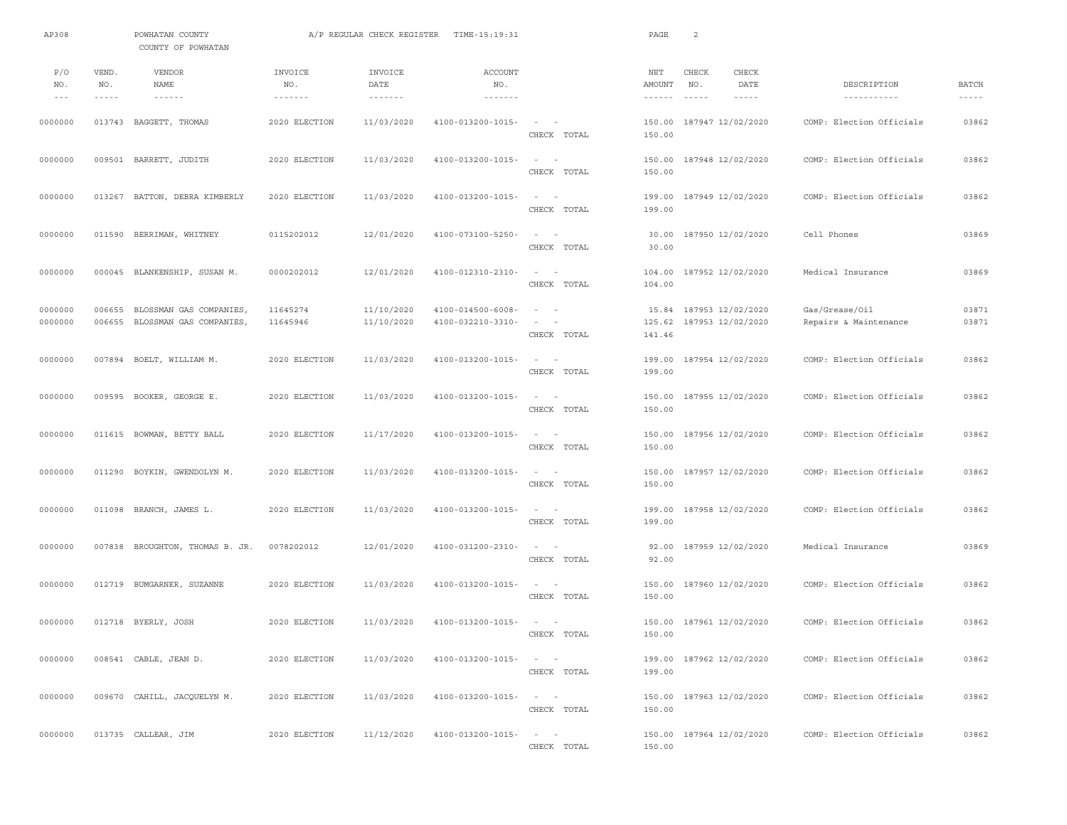AP308 POWHATAN COUNTY A/P REGULAR CHECK REGISTER TIME-15:19:31

COUNTY OF POWHATAN

| P/O NO. | VEND. NO. | VENDOR NAME | INVOICE NO. | INVOICE DATE | ACCOUNT NO. | | NET AMOUNT | CHECK NO. | CHECK DATE | DESCRIPTION | BATCH |
|---|---|---|---|---|---|---|---|---|---|---|---|
| 0000000 | 013743 | BAGGETT, THOMAS | 2020 ELECTION | 11/03/2020 | 4100-013200-1015- | - - | 150.00 | 187947 | 12/02/2020 | COMP: Election Officials | 03862 |
| | | | | | | CHECK TOTAL | 150.00 | | | | |
| 0000000 | 009501 | BARRETT, JUDITH | 2020 ELECTION | 11/03/2020 | 4100-013200-1015- | - - | 150.00 | 187948 | 12/02/2020 | COMP: Election Officials | 03862 |
| | | | | | | CHECK TOTAL | 150.00 | | | | |
| 0000000 | 013267 | BATTON, DEBRA KIMBERLY | 2020 ELECTION | 11/03/2020 | 4100-013200-1015- | - - | 199.00 | 187949 | 12/02/2020 | COMP: Election Officials | 03862 |
| | | | | | | CHECK TOTAL | 199.00 | | | | |
| 0000000 | 011590 | BERRIMAN, WHITNEY | 0115202012 | 12/01/2020 | 4100-073100-5250- | - - | 30.00 | 187950 | 12/02/2020 | Cell Phones | 03869 |
| | | | | | | CHECK TOTAL | 30.00 | | | | |
| 0000000 | 000045 | BLANKENSHIP, SUSAN M. | 0000202012 | 12/01/2020 | 4100-012310-2310- | - - | 104.00 | 187952 | 12/02/2020 | Medical Insurance | 03869 |
| | | | | | | CHECK TOTAL | 104.00 | | | | |
| 0000000 | 006655 | BLOSSMAN GAS COMPANIES, | 11645274 | 11/10/2020 | 4100-014500-6008- | - - | 15.84 | 187953 | 12/02/2020 | Gas/Grease/Oil | 03871 |
| 0000000 | 006655 | BLOSSMAN GAS COMPANIES, | 11645946 | 11/10/2020 | 4100-032210-3310- | - - | 125.62 | 187953 | 12/02/2020 | Repairs & Maintenance | 03871 |
| | | | | | | CHECK TOTAL | 141.46 | | | | |
| 0000000 | 007894 | BOELT, WILLIAM M. | 2020 ELECTION | 11/03/2020 | 4100-013200-1015- | - - | 199.00 | 187954 | 12/02/2020 | COMP: Election Officials | 03862 |
| | | | | | | CHECK TOTAL | 199.00 | | | | |
| 0000000 | 009595 | BOOKER, GEORGE E. | 2020 ELECTION | 11/03/2020 | 4100-013200-1015- | - - | 150.00 | 187955 | 12/02/2020 | COMP: Election Officials | 03862 |
| | | | | | | CHECK TOTAL | 150.00 | | | | |
| 0000000 | 011615 | BOWMAN, BETTY BALL | 2020 ELECTION | 11/17/2020 | 4100-013200-1015- | - - | 150.00 | 187956 | 12/02/2020 | COMP: Election Officials | 03862 |
| | | | | | | CHECK TOTAL | 150.00 | | | | |
| 0000000 | 011290 | BOYKIN, GWENDOLYN M. | 2020 ELECTION | 11/03/2020 | 4100-013200-1015- | - - | 150.00 | 187957 | 12/02/2020 | COMP: Election Officials | 03862 |
| | | | | | | CHECK TOTAL | 150.00 | | | | |
| 0000000 | 011098 | BRANCH, JAMES L. | 2020 ELECTION | 11/03/2020 | 4100-013200-1015- | - - | 199.00 | 187958 | 12/02/2020 | COMP: Election Officials | 03862 |
| | | | | | | CHECK TOTAL | 199.00 | | | | |
| 0000000 | 007838 | BROUGHTON, THOMAS B. JR. | 0078202012 | 12/01/2020 | 4100-031200-2310- | - - | 92.00 | 187959 | 12/02/2020 | Medical Insurance | 03869 |
| | | | | | | CHECK TOTAL | 92.00 | | | | |
| 0000000 | 012719 | BUMGARNER, SUZANNE | 2020 ELECTION | 11/03/2020 | 4100-013200-1015- | - - | 150.00 | 187960 | 12/02/2020 | COMP: Election Officials | 03862 |
| | | | | | | CHECK TOTAL | 150.00 | | | | |
| 0000000 | 012718 | BYERLY, JOSH | 2020 ELECTION | 11/03/2020 | 4100-013200-1015- | - - | 150.00 | 187961 | 12/02/2020 | COMP: Election Officials | 03862 |
| | | | | | | CHECK TOTAL | 150.00 | | | | |
| 0000000 | 008541 | CABLE, JEAN D. | 2020 ELECTION | 11/03/2020 | 4100-013200-1015- | - - | 199.00 | 187962 | 12/02/2020 | COMP: Election Officials | 03862 |
| | | | | | | CHECK TOTAL | 199.00 | | | | |
| 0000000 | 009670 | CAHILL, JACQUELYN M. | 2020 ELECTION | 11/03/2020 | 4100-013200-1015- | - - | 150.00 | 187963 | 12/02/2020 | COMP: Election Officials | 03862 |
| | | | | | | CHECK TOTAL | 150.00 | | | | |
| 0000000 | 013735 | CALLEAR, JIM | 2020 ELECTION | 11/12/2020 | 4100-013200-1015- | - - | 150.00 | 187964 | 12/02/2020 | COMP: Election Officials | 03862 |
| | | | | | | CHECK TOTAL | 150.00 | | | | |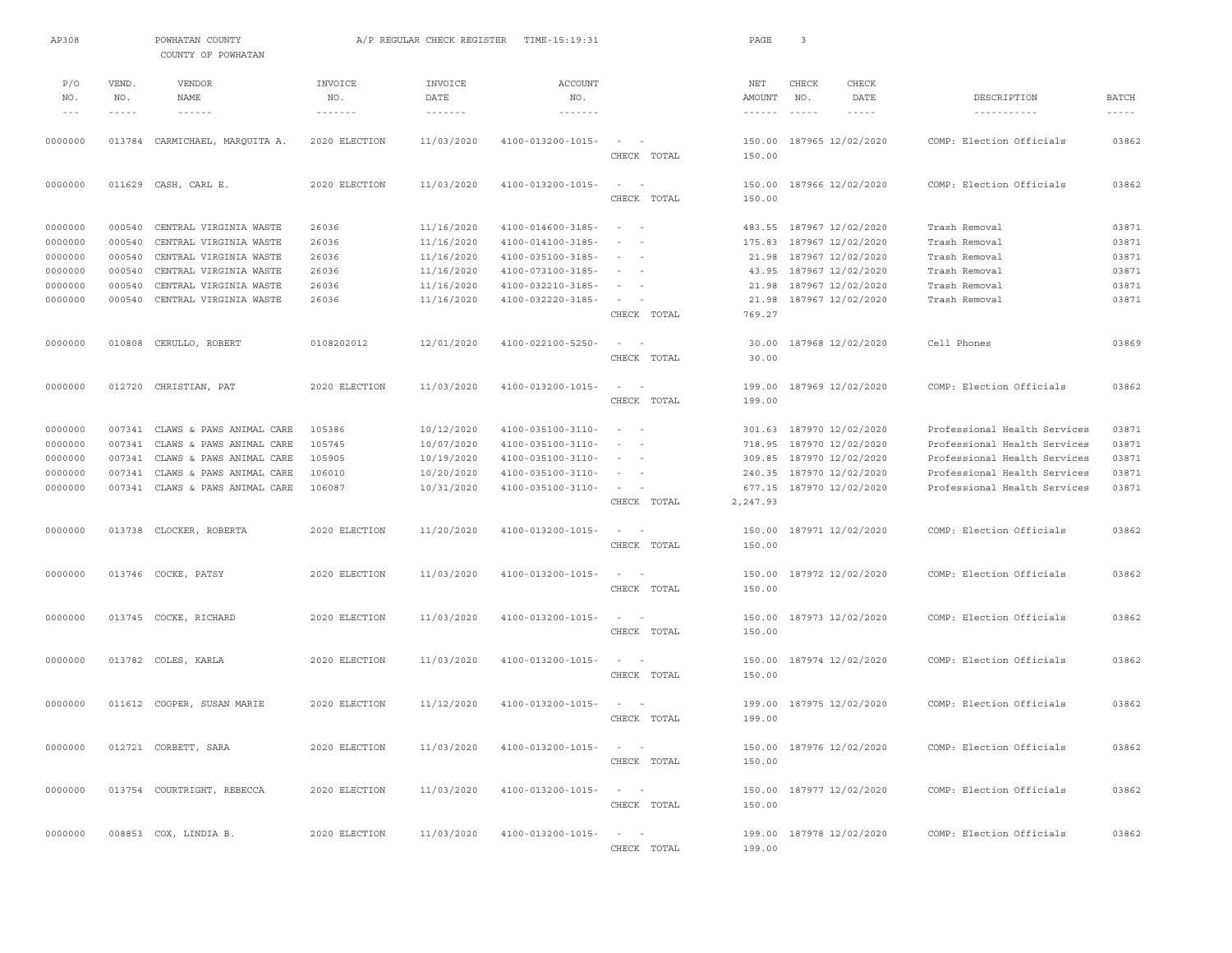AP308 POWHATAN COUNTY A/P REGULAR CHECK REGISTER TIME-15:19:31

COUNTY OF POWHATAN

| P/O NO. | VEND. NO. | VENDOR NAME | INVOICE NO. | INVOICE DATE | ACCOUNT NO. | | NET AMOUNT | CHECK NO. | CHECK DATE | DESCRIPTION | BATCH |
|---|---|---|---|---|---|---|---|---|---|---|---|
| 0000000 | 013784 | CARMICHAEL, MARQUITA A. | 2020 ELECTION | 11/03/2020 | 4100-013200-1015- | - - | 150.00 | 187965 | 12/02/2020 | COMP: Election Officials | 03862 |
| | | | | | | CHECK TOTAL | 150.00 | | | | |
| 0000000 | 011629 | CASH, CARL E. | 2020 ELECTION | 11/03/2020 | 4100-013200-1015- | - - | 150.00 | 187966 | 12/02/2020 | COMP: Election Officials | 03862 |
| | | | | | | CHECK TOTAL | 150.00 | | | | |
| 0000000 | 000540 | CENTRAL VIRGINIA WASTE | 26036 | 11/16/2020 | 4100-014600-3185- | - - | 483.55 | 187967 | 12/02/2020 | Trash Removal | 03871 |
| 0000000 | 000540 | CENTRAL VIRGINIA WASTE | 26036 | 11/16/2020 | 4100-014100-3185- | - - | 175.83 | 187967 | 12/02/2020 | Trash Removal | 03871 |
| 0000000 | 000540 | CENTRAL VIRGINIA WASTE | 26036 | 11/16/2020 | 4100-035100-3185- | - - | 21.98 | 187967 | 12/02/2020 | Trash Removal | 03871 |
| 0000000 | 000540 | CENTRAL VIRGINIA WASTE | 26036 | 11/16/2020 | 4100-073100-3185- | - - | 43.95 | 187967 | 12/02/2020 | Trash Removal | 03871 |
| 0000000 | 000540 | CENTRAL VIRGINIA WASTE | 26036 | 11/16/2020 | 4100-032210-3185- | - - | 21.98 | 187967 | 12/02/2020 | Trash Removal | 03871 |
| 0000000 | 000540 | CENTRAL VIRGINIA WASTE | 26036 | 11/16/2020 | 4100-032220-3185- | - - | 21.98 | 187967 | 12/02/2020 | Trash Removal | 03871 |
| | | | | | | CHECK TOTAL | 769.27 | | | | |
| 0000000 | 010808 | CERULLO, ROBERT | 0108202012 | 12/01/2020 | 4100-022100-5250- | - - | 30.00 | 187968 | 12/02/2020 | Cell Phones | 03869 |
| | | | | | | CHECK TOTAL | 30.00 | | | | |
| 0000000 | 012720 | CHRISTIAN, PAT | 2020 ELECTION | 11/03/2020 | 4100-013200-1015- | - - | 199.00 | 187969 | 12/02/2020 | COMP: Election Officials | 03862 |
| | | | | | | CHECK TOTAL | 199.00 | | | | |
| 0000000 | 007341 | CLAWS & PAWS ANIMAL CARE | 105386 | 10/12/2020 | 4100-035100-3110- | - - | 301.63 | 187970 | 12/02/2020 | Professional Health Services | 03871 |
| 0000000 | 007341 | CLAWS & PAWS ANIMAL CARE | 105745 | 10/07/2020 | 4100-035100-3110- | - - | 718.95 | 187970 | 12/02/2020 | Professional Health Services | 03871 |
| 0000000 | 007341 | CLAWS & PAWS ANIMAL CARE | 105905 | 10/19/2020 | 4100-035100-3110- | - - | 309.85 | 187970 | 12/02/2020 | Professional Health Services | 03871 |
| 0000000 | 007341 | CLAWS & PAWS ANIMAL CARE | 106010 | 10/20/2020 | 4100-035100-3110- | - - | 240.35 | 187970 | 12/02/2020 | Professional Health Services | 03871 |
| 0000000 | 007341 | CLAWS & PAWS ANIMAL CARE | 106087 | 10/31/2020 | 4100-035100-3110- | - - | 677.15 | 187970 | 12/02/2020 | Professional Health Services | 03871 |
| | | | | | | CHECK TOTAL | 2,247.93 | | | | |
| 0000000 | 013738 | CLOCKER, ROBERTA | 2020 ELECTION | 11/20/2020 | 4100-013200-1015- | - - | 150.00 | 187971 | 12/02/2020 | COMP: Election Officials | 03862 |
| | | | | | | CHECK TOTAL | 150.00 | | | | |
| 0000000 | 013746 | COCKE, PATSY | 2020 ELECTION | 11/03/2020 | 4100-013200-1015- | - - | 150.00 | 187972 | 12/02/2020 | COMP: Election Officials | 03862 |
| | | | | | | CHECK TOTAL | 150.00 | | | | |
| 0000000 | 013745 | COCKE, RICHARD | 2020 ELECTION | 11/03/2020 | 4100-013200-1015- | - - | 150.00 | 187973 | 12/02/2020 | COMP: Election Officials | 03862 |
| | | | | | | CHECK TOTAL | 150.00 | | | | |
| 0000000 | 013782 | COLES, KARLA | 2020 ELECTION | 11/03/2020 | 4100-013200-1015- | - - | 150.00 | 187974 | 12/02/2020 | COMP: Election Officials | 03862 |
| | | | | | | CHECK TOTAL | 150.00 | | | | |
| 0000000 | 011612 | COOPER, SUSAN MARIE | 2020 ELECTION | 11/12/2020 | 4100-013200-1015- | - - | 199.00 | 187975 | 12/02/2020 | COMP: Election Officials | 03862 |
| | | | | | | CHECK TOTAL | 199.00 | | | | |
| 0000000 | 012721 | CORBETT, SARA | 2020 ELECTION | 11/03/2020 | 4100-013200-1015- | - - | 150.00 | 187976 | 12/02/2020 | COMP: Election Officials | 03862 |
| | | | | | | CHECK TOTAL | 150.00 | | | | |
| 0000000 | 013754 | COURTRIGHT, REBECCA | 2020 ELECTION | 11/03/2020 | 4100-013200-1015- | - - | 150.00 | 187977 | 12/02/2020 | COMP: Election Officials | 03862 |
| | | | | | | CHECK TOTAL | 150.00 | | | | |
| 0000000 | 008853 | COX, LINDIA B. | 2020 ELECTION | 11/03/2020 | 4100-013200-1015- | - - | 199.00 | 187978 | 12/02/2020 | COMP: Election Officials | 03862 |
| | | | | | | CHECK TOTAL | 199.00 | | | | |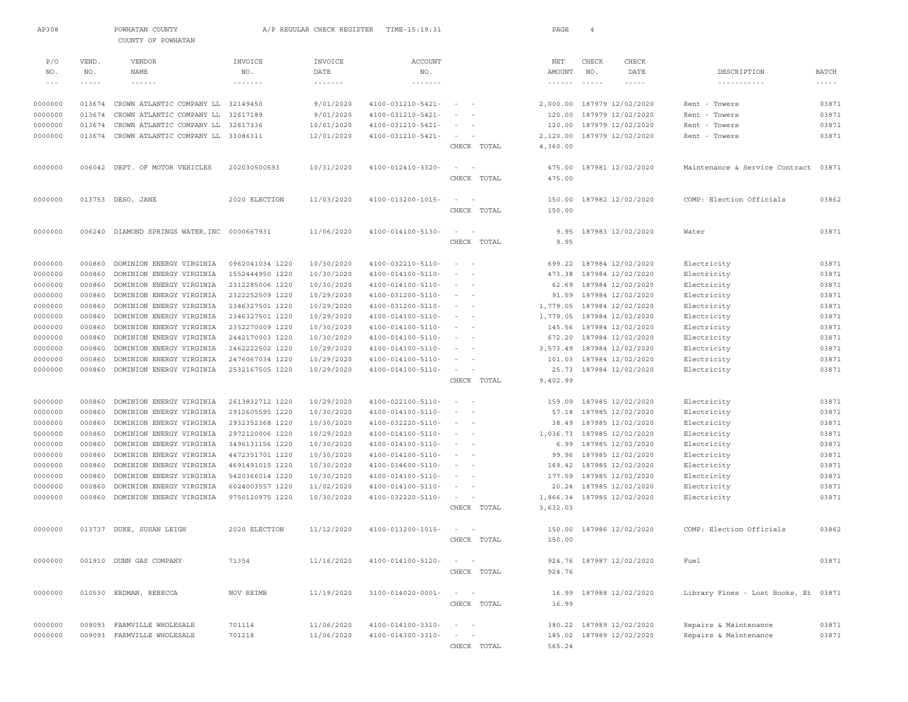AP308 POWHATAN COUNTY A/P REGULAR CHECK REGISTER TIME-15:19:31

COUNTY OF POWHATAN

| P/O NO. | VEND. NO. | VENDOR NAME | INVOICE NO. | INVOICE DATE | ACCOUNT NO. | | NET AMOUNT | CHECK NO. | CHECK DATE | DESCRIPTION | BATCH |
|---|---|---|---|---|---|---|---|---|---|---|---|
| 0000000 | 013674 | CROWN ATLANTIC COMPANY LL | 32149450 | 9/01/2020 | 4100-031210-5421- | - - | 2,000.00 | 187979 | 12/02/2020 | Rent - Towers | 03871 |
| 0000000 | 013674 | CROWN ATLANTIC COMPANY LL | 32617189 | 9/01/2020 | 4100-031210-5421- | - - | 120.00 | 187979 | 12/02/2020 | Rent - Towers | 03871 |
| 0000000 | 013674 | CROWN ATLANTIC COMPANY LL | 32617336 | 10/01/2020 | 4100-031210-5421- | - - | 120.00 | 187979 | 12/02/2020 | Rent - Towers | 03871 |
| 0000000 | 013674 | CROWN ATLANTIC COMPANY LL | 33086311 | 12/01/2020 | 4100-031210-5421- | - - | 2,120.00 | 187979 | 12/02/2020 | Rent - Towers | 03871 |
| | | | | | | CHECK TOTAL | 4,360.00 | | | | |
| 0000000 | 006042 | DEPT. OF MOTOR VEHICLES | 202030500593 | 10/31/2020 | 4100-012410-3320- | - - | 475.00 | 187981 | 12/02/2020 | Maintenance & Service Contract | 03871 |
| | | | | | | CHECK TOTAL | 475.00 | | | | |
| 0000000 | 013753 | DESO, JANE | 2020 ELECTION | 11/03/2020 | 4100-013200-1015- | - - | 150.00 | 187982 | 12/02/2020 | COMP: Election Officials | 03862 |
| | | | | | | CHECK TOTAL | 150.00 | | | | |
| 0000000 | 006240 | DIAMOND SPRINGS WATER, INC | 0000667931 | 11/06/2020 | 4100-014100-5130- | - - | 9.95 | 187983 | 12/02/2020 | Water | 03871 |
| | | | | | | CHECK TOTAL | 9.95 | | | | |
| 0000000 | 000860 | DOMINION ENERGY VIRGINIA | 0962041034 1220 | 10/30/2020 | 4100-032210-5110- | - - | 699.22 | 187984 | 12/02/2020 | Electricity | 03871 |
| 0000000 | 000860 | DOMINION ENERGY VIRGINIA | 1552444950 1220 | 10/30/2020 | 4100-014100-5110- | - - | 473.38 | 187984 | 12/02/2020 | Electricity | 03871 |
| 0000000 | 000860 | DOMINION ENERGY VIRGINIA | 2312285006 1220 | 10/30/2020 | 4100-014100-5110- | - - | 62.69 | 187984 | 12/02/2020 | Electricity | 03871 |
| 0000000 | 000860 | DOMINION ENERGY VIRGINIA | 2322252509 1220 | 10/29/2020 | 4100-031200-5110- | - - | 91.59 | 187984 | 12/02/2020 | Electricity | 03871 |
| 0000000 | 000860 | DOMINION ENERGY VIRGINIA | 2346327501 1220 | 10/29/2020 | 4100-031200-5110- | - - | 1,779.05 | 187984 | 12/02/2020 | Electricity | 03871 |
| 0000000 | 000860 | DOMINION ENERGY VIRGINIA | 2346327501 1220 | 10/29/2020 | 4100-014100-5110- | - - | 1,779.05 | 187984 | 12/02/2020 | Electricity | 03871 |
| 0000000 | 000860 | DOMINION ENERGY VIRGINIA | 2352270009 1220 | 10/30/2020 | 4100-014100-5110- | - - | 145.56 | 187984 | 12/02/2020 | Electricity | 03871 |
| 0000000 | 000860 | DOMINION ENERGY VIRGINIA | 2442170003 1220 | 10/30/2020 | 4100-014100-5110- | - - | 672.20 | 187984 | 12/02/2020 | Electricity | 03871 |
| 0000000 | 000860 | DOMINION ENERGY VIRGINIA | 2462222502 1220 | 10/29/2020 | 4100-014100-5110- | - - | 3,573.49 | 187984 | 12/02/2020 | Electricity | 03871 |
| 0000000 | 000860 | DOMINION ENERGY VIRGINIA | 2476067034 1220 | 10/29/2020 | 4100-014100-5110- | - - | 101.03 | 187984 | 12/02/2020 | Electricity | 03871 |
| 0000000 | 000860 | DOMINION ENERGY VIRGINIA | 2532167505 1220 | 10/29/2020 | 4100-014100-5110- | - - | 25.73 | 187984 | 12/02/2020 | Electricity | 03871 |
| | | | | | | CHECK TOTAL | 9,402.99 | | | | |
| 0000000 | 000860 | DOMINION ENERGY VIRGINIA | 2613832712 1220 | 10/29/2020 | 4100-022100-5110- | - - | 159.09 | 187985 | 12/02/2020 | Electricity | 03871 |
| 0000000 | 000860 | DOMINION ENERGY VIRGINIA | 2912605595 1220 | 10/30/2020 | 4100-014100-5110- | - - | 57.18 | 187985 | 12/02/2020 | Electricity | 03871 |
| 0000000 | 000860 | DOMINION ENERGY VIRGINIA | 2932352368 1220 | 10/30/2020 | 4100-032220-5110- | - - | 38.49 | 187985 | 12/02/2020 | Electricity | 03871 |
| 0000000 | 000860 | DOMINION ENERGY VIRGINIA | 2972120006 1220 | 10/29/2020 | 4100-014100-5110- | - - | 1,036.73 | 187985 | 12/02/2020 | Electricity | 03871 |
| 0000000 | 000860 | DOMINION ENERGY VIRGINIA | 3496131156 1220 | 10/30/2020 | 4100-014100-5110- | - - | 6.99 | 187985 | 12/02/2020 | Electricity | 03871 |
| 0000000 | 000860 | DOMINION ENERGY VIRGINIA | 4472351701 1220 | 10/30/2020 | 4100-014100-5110- | - - | 99.96 | 187985 | 12/02/2020 | Electricity | 03871 |
| 0000000 | 000860 | DOMINION ENERGY VIRGINIA | 4691491015 1220 | 10/30/2020 | 4100-014600-5110- | - - | 169.42 | 187985 | 12/02/2020 | Electricity | 03871 |
| 0000000 | 000860 | DOMINION ENERGY VIRGINIA | 5420366014 1220 | 10/30/2020 | 4100-014100-5110- | - - | 177.59 | 187985 | 12/02/2020 | Electricity | 03871 |
| 0000000 | 000860 | DOMINION ENERGY VIRGINIA | 6024003557 1220 | 11/02/2020 | 4100-014100-5110- | - - | 20.24 | 187985 | 12/02/2020 | Electricity | 03871 |
| 0000000 | 000860 | DOMINION ENERGY VIRGINIA | 9750120975 1220 | 10/30/2020 | 4100-032220-5110- | - - | 1,866.34 | 187985 | 12/02/2020 | Electricity | 03871 |
| | | | | | | CHECK TOTAL | 3,632.03 | | | | |
| 0000000 | 013737 | DUKE, SUSAN LEIGH | 2020 ELECTION | 11/12/2020 | 4100-013200-1015- | - - | 150.00 | 187986 | 12/02/2020 | COMP: Election Officials | 03862 |
| | | | | | | CHECK TOTAL | 150.00 | | | | |
| 0000000 | 001910 | DUNN GAS COMPANY | 71354 | 11/16/2020 | 4100-014100-5120- | - - | 924.76 | 187987 | 12/02/2020 | Fuel | 03871 |
| | | | | | | CHECK TOTAL | 924.76 | | | | |
| 0000000 | 010530 | ERDMAN, REBECCA | NOV REIMB | 11/19/2020 | 3100-014020-0001- | - - | 16.99 | 187988 | 12/02/2020 | Library Fines - Lost Books, Et | 03871 |
| | | | | | | CHECK TOTAL | 16.99 | | | | |
| 0000000 | 009093 | FARMVILLE WHOLESALE | 701114 | 11/06/2020 | 4100-014100-3310- | - - | 380.22 | 187989 | 12/02/2020 | Repairs & Maintenance | 03871 |
| 0000000 | 009093 | FARMVILLE WHOLESALE | 701218 | 11/06/2020 | 4100-014300-3310- | - - | 185.02 | 187989 | 12/02/2020 | Repairs & Maintenance | 03871 |
| | | | | | | CHECK TOTAL | 565.24 | | | | |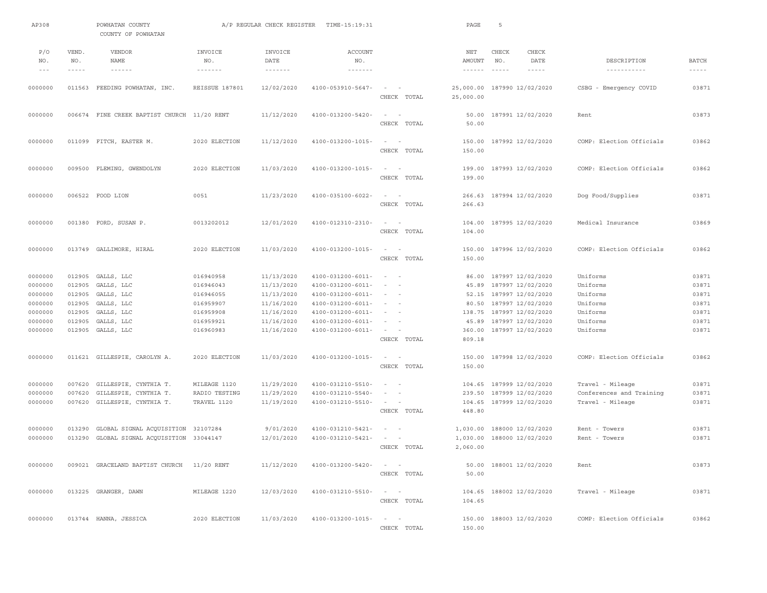AP308 POWHATAN COUNTY A/P REGULAR CHECK REGISTER TIME-15:19:31

COUNTY OF POWHATAN

| P/O NO. | VEND. NO. | VENDOR NAME | INVOICE NO. | INVOICE DATE | ACCOUNT NO. | | NET AMOUNT | CHECK NO. | CHECK DATE | DESCRIPTION | BATCH |
|---|---|---|---|---|---|---|---|---|---|---|---|
| 0000000 | 011563 | FEEDING POWHATAN, INC. | REISSUE 187801 | 12/02/2020 | 4100-053910-5647- | - - | 25,000.00 | 187990 | 12/02/2020 | CSBG - Emergency COVID | 03871 |
| | | | | | | CHECK TOTAL | 25,000.00 | | | | |
| 0000000 | 006674 | FINE CREEK BAPTIST CHURCH | 11/20 RENT | 11/12/2020 | 4100-013200-5420- | - - | 50.00 | 187991 | 12/02/2020 | Rent | 03873 |
| | | | | | | CHECK TOTAL | 50.00 | | | | |
| 0000000 | 011099 | FITCH, EASTER M. | 2020 ELECTION | 11/12/2020 | 4100-013200-1015- | - - | 150.00 | 187992 | 12/02/2020 | COMP: Election Officials | 03862 |
| | | | | | | CHECK TOTAL | 150.00 | | | | |
| 0000000 | 009500 | FLEMING, GWENDOLYN | 2020 ELECTION | 11/03/2020 | 4100-013200-1015- | - - | 199.00 | 187993 | 12/02/2020 | COMP: Election Officials | 03862 |
| | | | | | | CHECK TOTAL | 199.00 | | | | |
| 0000000 | 006522 | FOOD LION | 0051 | 11/23/2020 | 4100-035100-6022- | - - | 266.63 | 187994 | 12/02/2020 | Dog Food/Supplies | 03871 |
| | | | | | | CHECK TOTAL | 266.63 | | | | |
| 0000000 | 001380 | FORD, SUSAN P. | 0013202012 | 12/01/2020 | 4100-012310-2310- | - - | 104.00 | 187995 | 12/02/2020 | Medical Insurance | 03869 |
| | | | | | | CHECK TOTAL | 104.00 | | | | |
| 0000000 | 013749 | GALLIMORE, HIRAL | 2020 ELECTION | 11/03/2020 | 4100-013200-1015- | - - | 150.00 | 187996 | 12/02/2020 | COMP: Election Officials | 03862 |
| | | | | | | CHECK TOTAL | 150.00 | | | | |
| 0000000 | 012905 | GALLS, LLC | 016940958 | 11/13/2020 | 4100-031200-6011- | - - | 86.00 | 187997 | 12/02/2020 | Uniforms | 03871 |
| 0000000 | 012905 | GALLS, LLC | 016946043 | 11/13/2020 | 4100-031200-6011- | - - | 45.89 | 187997 | 12/02/2020 | Uniforms | 03871 |
| 0000000 | 012905 | GALLS, LLC | 016946055 | 11/13/2020 | 4100-031200-6011- | - - | 52.15 | 187997 | 12/02/2020 | Uniforms | 03871 |
| 0000000 | 012905 | GALLS, LLC | 016959907 | 11/16/2020 | 4100-031200-6011- | - - | 80.50 | 187997 | 12/02/2020 | Uniforms | 03871 |
| 0000000 | 012905 | GALLS, LLC | 016959908 | 11/16/2020 | 4100-031200-6011- | - - | 138.75 | 187997 | 12/02/2020 | Uniforms | 03871 |
| 0000000 | 012905 | GALLS, LLC | 016959921 | 11/16/2020 | 4100-031200-6011- | - - | 45.89 | 187997 | 12/02/2020 | Uniforms | 03871 |
| 0000000 | 012905 | GALLS, LLC | 016960983 | 11/16/2020 | 4100-031200-6011- | - - | 360.00 | 187997 | 12/02/2020 | Uniforms | 03871 |
| | | | | | | CHECK TOTAL | 809.18 | | | | |
| 0000000 | 011621 | GILLESPIE, CAROLYN A. | 2020 ELECTION | 11/03/2020 | 4100-013200-1015- | - - | 150.00 | 187998 | 12/02/2020 | COMP: Election Officials | 03862 |
| | | | | | | CHECK TOTAL | 150.00 | | | | |
| 0000000 | 007620 | GILLESPIE, CYNTHIA T. | MILEAGE 1120 | 11/29/2020 | 4100-031210-5510- | - - | 104.65 | 187999 | 12/02/2020 | Travel - Mileage | 03871 |
| 0000000 | 007620 | GILLESPIE, CYNTHIA T. | RADIO TESTING | 11/29/2020 | 4100-031210-5540- | - - | 239.50 | 187999 | 12/02/2020 | Conferences and Training | 03871 |
| 0000000 | 007620 | GILLESPIE, CYNTHIA T. | TRAVEL 1120 | 11/19/2020 | 4100-031210-5510- | - - | 104.65 | 187999 | 12/02/2020 | Travel - Mileage | 03871 |
| | | | | | | CHECK TOTAL | 448.80 | | | | |
| 0000000 | 013290 | GLOBAL SIGNAL ACQUISITION | 32107284 | 9/01/2020 | 4100-031210-5421- | - - | 1,030.00 | 188000 | 12/02/2020 | Rent - Towers | 03871 |
| 0000000 | 013290 | GLOBAL SIGNAL ACQUISITION | 33044147 | 12/01/2020 | 4100-031210-5421- | - - | 1,030.00 | 188000 | 12/02/2020 | Rent - Towers | 03871 |
| | | | | | | CHECK TOTAL | 2,060.00 | | | | |
| 0000000 | 009021 | GRACELAND BAPTIST CHURCH | 11/20 RENT | 11/12/2020 | 4100-013200-5420- | - - | 50.00 | 188001 | 12/02/2020 | Rent | 03873 |
| | | | | | | CHECK TOTAL | 50.00 | | | | |
| 0000000 | 013225 | GRANGER, DAWN | MILEAGE 1220 | 12/03/2020 | 4100-031210-5510- | - - | 104.65 | 188002 | 12/02/2020 | Travel - Mileage | 03871 |
| | | | | | | CHECK TOTAL | 104.65 | | | | |
| 0000000 | 013744 | HANNA, JESSICA | 2020 ELECTION | 11/03/2020 | 4100-013200-1015- | - - | 150.00 | 188003 | 12/02/2020 | COMP: Election Officials | 03862 |
| | | | | | | CHECK TOTAL | 150.00 | | | | |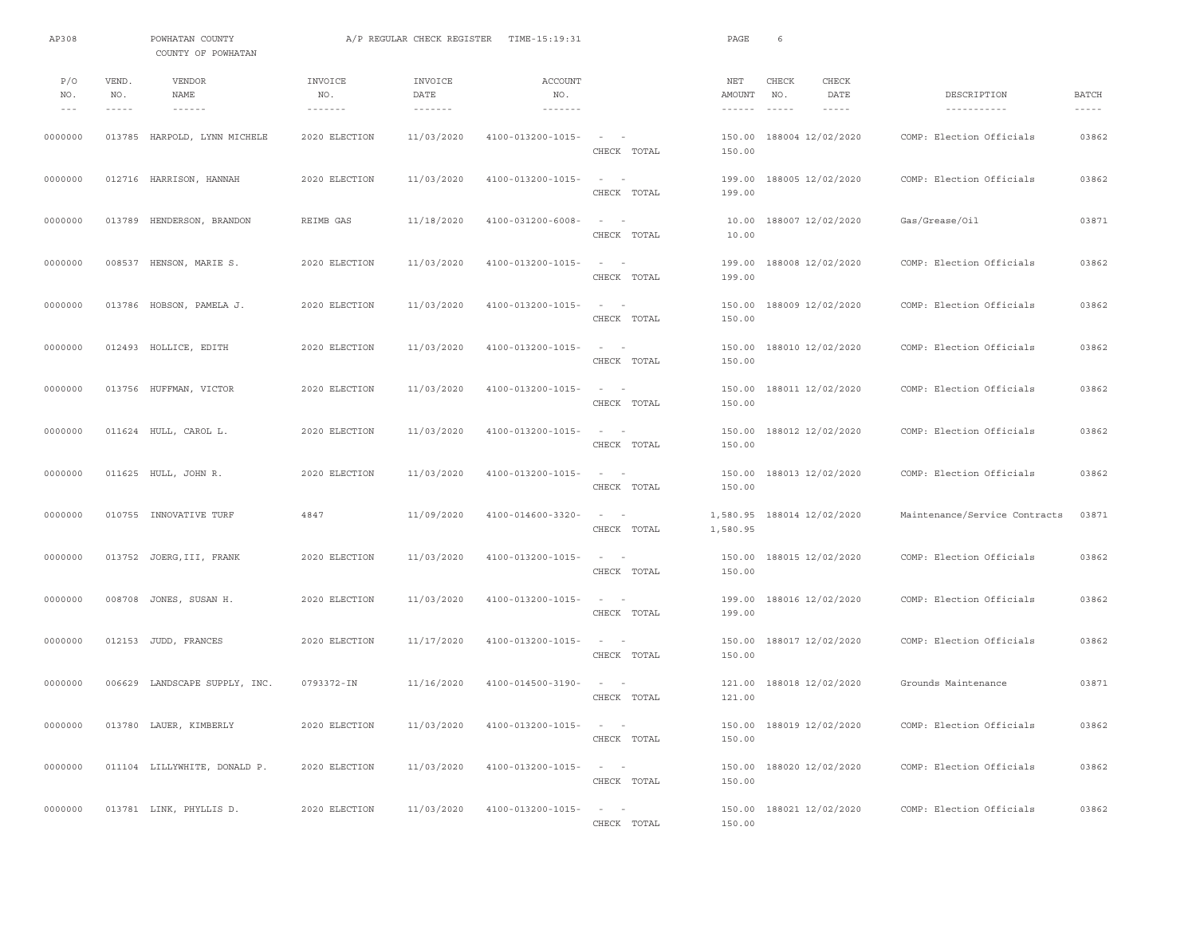AP308 POWHATAN COUNTY A/P REGULAR CHECK REGISTER TIME-15:19:31

COUNTY OF POWHATAN

| P/O NO. | VEND. NO. | VENDOR NAME | INVOICE NO. | INVOICE DATE | ACCOUNT NO. | | NET AMOUNT | CHECK NO. | CHECK DATE | DESCRIPTION | BATCH |
|---|---|---|---|---|---|---|---|---|---|---|---|
| 0000000 | 013785 | HARPOLD, LYNN MICHELE | 2020 ELECTION | 11/03/2020 | 4100-013200-1015- | - - | 150.00 | 188004 | 12/02/2020 | COMP: Election Officials | 03862 |
| | | | | | | CHECK TOTAL | 150.00 | | | | |
| 0000000 | 012716 | HARRISON, HANNAH | 2020 ELECTION | 11/03/2020 | 4100-013200-1015- | - - | 199.00 | 188005 | 12/02/2020 | COMP: Election Officials | 03862 |
| | | | | | | CHECK TOTAL | 199.00 | | | | |
| 0000000 | 013789 | HENDERSON, BRANDON | REIMB GAS | 11/18/2020 | 4100-031200-6008- | - - | 10.00 | 188007 | 12/02/2020 | Gas/Grease/Oil | 03871 |
| | | | | | | CHECK TOTAL | 10.00 | | | | |
| 0000000 | 008537 | HENSON, MARIE S. | 2020 ELECTION | 11/03/2020 | 4100-013200-1015- | - - | 199.00 | 188008 | 12/02/2020 | COMP: Election Officials | 03862 |
| | | | | | | CHECK TOTAL | 199.00 | | | | |
| 0000000 | 013786 | HOBSON, PAMELA J. | 2020 ELECTION | 11/03/2020 | 4100-013200-1015- | - - | 150.00 | 188009 | 12/02/2020 | COMP: Election Officials | 03862 |
| | | | | | | CHECK TOTAL | 150.00 | | | | |
| 0000000 | 012493 | HOLLICE, EDITH | 2020 ELECTION | 11/03/2020 | 4100-013200-1015- | - - | 150.00 | 188010 | 12/02/2020 | COMP: Election Officials | 03862 |
| | | | | | | CHECK TOTAL | 150.00 | | | | |
| 0000000 | 013756 | HUFFMAN, VICTOR | 2020 ELECTION | 11/03/2020 | 4100-013200-1015- | - - | 150.00 | 188011 | 12/02/2020 | COMP: Election Officials | 03862 |
| | | | | | | CHECK TOTAL | 150.00 | | | | |
| 0000000 | 011624 | HULL, CAROL L. | 2020 ELECTION | 11/03/2020 | 4100-013200-1015- | - - | 150.00 | 188012 | 12/02/2020 | COMP: Election Officials | 03862 |
| | | | | | | CHECK TOTAL | 150.00 | | | | |
| 0000000 | 011625 | HULL, JOHN R. | 2020 ELECTION | 11/03/2020 | 4100-013200-1015- | - - | 150.00 | 188013 | 12/02/2020 | COMP: Election Officials | 03862 |
| | | | | | | CHECK TOTAL | 150.00 | | | | |
| 0000000 | 010755 | INNOVATIVE TURF | 4847 | 11/09/2020 | 4100-014600-3320- | - - | 1,580.95 | 188014 | 12/02/2020 | Maintenance/Service Contracts | 03871 |
| | | | | | | CHECK TOTAL | 1,580.95 | | | | |
| 0000000 | 013752 | JOERG,III, FRANK | 2020 ELECTION | 11/03/2020 | 4100-013200-1015- | - - | 150.00 | 188015 | 12/02/2020 | COMP: Election Officials | 03862 |
| | | | | | | CHECK TOTAL | 150.00 | | | | |
| 0000000 | 008708 | JONES, SUSAN H. | 2020 ELECTION | 11/03/2020 | 4100-013200-1015- | - - | 199.00 | 188016 | 12/02/2020 | COMP: Election Officials | 03862 |
| | | | | | | CHECK TOTAL | 199.00 | | | | |
| 0000000 | 012153 | JUDD, FRANCES | 2020 ELECTION | 11/17/2020 | 4100-013200-1015- | - - | 150.00 | 188017 | 12/02/2020 | COMP: Election Officials | 03862 |
| | | | | | | CHECK TOTAL | 150.00 | | | | |
| 0000000 | 006629 | LANDSCAPE SUPPLY, INC. | 0793372-IN | 11/16/2020 | 4100-014500-3190- | - - | 121.00 | 188018 | 12/02/2020 | Grounds Maintenance | 03871 |
| | | | | | | CHECK TOTAL | 121.00 | | | | |
| 0000000 | 013780 | LAUER, KIMBERLY | 2020 ELECTION | 11/03/2020 | 4100-013200-1015- | - - | 150.00 | 188019 | 12/02/2020 | COMP: Election Officials | 03862 |
| | | | | | | CHECK TOTAL | 150.00 | | | | |
| 0000000 | 011104 | LILLYWHITE, DONALD P. | 2020 ELECTION | 11/03/2020 | 4100-013200-1015- | - - | 150.00 | 188020 | 12/02/2020 | COMP: Election Officials | 03862 |
| | | | | | | CHECK TOTAL | 150.00 | | | | |
| 0000000 | 013781 | LINK, PHYLLIS D. | 2020 ELECTION | 11/03/2020 | 4100-013200-1015- | - - | 150.00 | 188021 | 12/02/2020 | COMP: Election Officials | 03862 |
| | | | | | | CHECK TOTAL | 150.00 | | | | |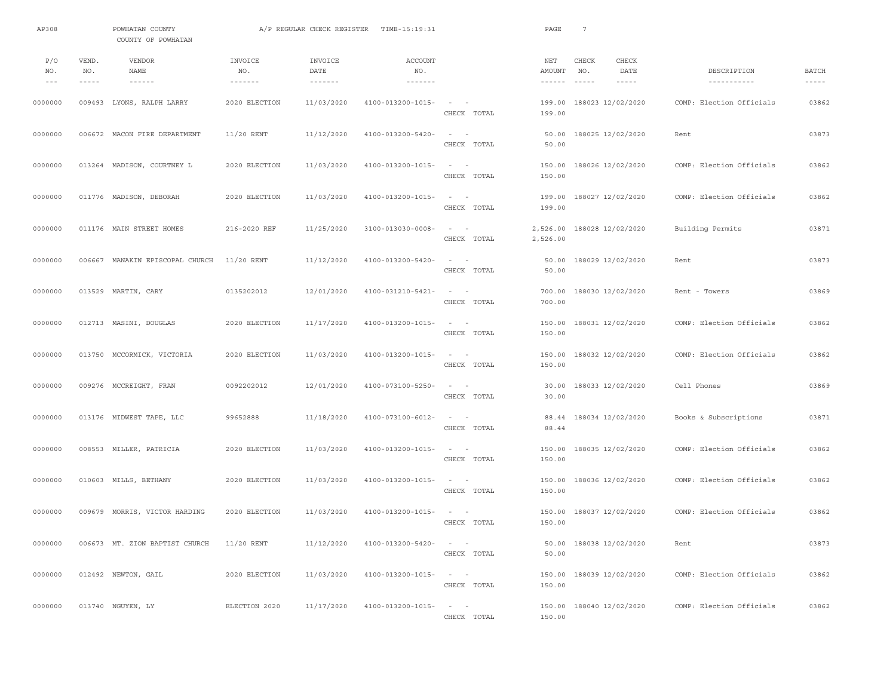AP308 POWHATAN COUNTY A/P REGULAR CHECK REGISTER TIME-15:19:31

COUNTY OF POWHATAN

| P/O NO. | VEND. NO. | VENDOR NAME | INVOICE NO. | INVOICE DATE | ACCOUNT NO. | | NET AMOUNT | CHECK NO. | CHECK DATE | DESCRIPTION | BATCH |
|---|---|---|---|---|---|---|---|---|---|---|---|
| 0000000 | 009493 | LYONS, RALPH LARRY | 2020 ELECTION | 11/03/2020 | 4100-013200-1015- | - - | 199.00 | 188023 | 12/02/2020 | COMP: Election Officials | 03862 |
| | | | | | | CHECK TOTAL | 199.00 | | | | |
| 0000000 | 006672 | MACON FIRE DEPARTMENT | 11/20 RENT | 11/12/2020 | 4100-013200-5420- | - - | 50.00 | 188025 | 12/02/2020 | Rent | 03873 |
| | | | | | | CHECK TOTAL | 50.00 | | | | |
| 0000000 | 013264 | MADISON, COURTNEY L | 2020 ELECTION | 11/03/2020 | 4100-013200-1015- | - - | 150.00 | 188026 | 12/02/2020 | COMP: Election Officials | 03862 |
| | | | | | | CHECK TOTAL | 150.00 | | | | |
| 0000000 | 011776 | MADISON, DEBORAH | 2020 ELECTION | 11/03/2020 | 4100-013200-1015- | - - | 199.00 | 188027 | 12/02/2020 | COMP: Election Officials | 03862 |
| | | | | | | CHECK TOTAL | 199.00 | | | | |
| 0000000 | 011176 | MAIN STREET HOMES | 216-2020 REF | 11/25/2020 | 3100-013030-0008- | - - | 2,526.00 | 188028 | 12/02/2020 | Building Permits | 03871 |
| | | | | | | CHECK TOTAL | 2,526.00 | | | | |
| 0000000 | 006667 | MANAKIN EPISCOPAL CHURCH | 11/20 RENT | 11/12/2020 | 4100-013200-5420- | - - | 50.00 | 188029 | 12/02/2020 | Rent | 03873 |
| | | | | | | CHECK TOTAL | 50.00 | | | | |
| 0000000 | 013529 | MARTIN, CARY | 0135202012 | 12/01/2020 | 4100-031210-5421- | - - | 700.00 | 188030 | 12/02/2020 | Rent - Towers | 03869 |
| | | | | | | CHECK TOTAL | 700.00 | | | | |
| 0000000 | 012713 | MASINI, DOUGLAS | 2020 ELECTION | 11/17/2020 | 4100-013200-1015- | - - | 150.00 | 188031 | 12/02/2020 | COMP: Election Officials | 03862 |
| | | | | | | CHECK TOTAL | 150.00 | | | | |
| 0000000 | 013750 | MCCORMICK, VICTORIA | 2020 ELECTION | 11/03/2020 | 4100-013200-1015- | - - | 150.00 | 188032 | 12/02/2020 | COMP: Election Officials | 03862 |
| | | | | | | CHECK TOTAL | 150.00 | | | | |
| 0000000 | 009276 | MCCREIGHT, FRAN | 0092202012 | 12/01/2020 | 4100-073100-5250- | - - | 30.00 | 188033 | 12/02/2020 | Cell Phones | 03869 |
| | | | | | | CHECK TOTAL | 30.00 | | | | |
| 0000000 | 013176 | MIDWEST TAPE, LLC | 99652888 | 11/18/2020 | 4100-073100-6012- | - - | 88.44 | 188034 | 12/02/2020 | Books & Subscriptions | 03871 |
| | | | | | | CHECK TOTAL | 88.44 | | | | |
| 0000000 | 008553 | MILLER, PATRICIA | 2020 ELECTION | 11/03/2020 | 4100-013200-1015- | - - | 150.00 | 188035 | 12/02/2020 | COMP: Election Officials | 03862 |
| | | | | | | CHECK TOTAL | 150.00 | | | | |
| 0000000 | 010603 | MILLS, BETHANY | 2020 ELECTION | 11/03/2020 | 4100-013200-1015- | - - | 150.00 | 188036 | 12/02/2020 | COMP: Election Officials | 03862 |
| | | | | | | CHECK TOTAL | 150.00 | | | | |
| 0000000 | 009679 | MORRIS, VICTOR HARDING | 2020 ELECTION | 11/03/2020 | 4100-013200-1015- | - - | 150.00 | 188037 | 12/02/2020 | COMP: Election Officials | 03862 |
| | | | | | | CHECK TOTAL | 150.00 | | | | |
| 0000000 | 006673 | MT. ZION BAPTIST CHURCH | 11/20 RENT | 11/12/2020 | 4100-013200-5420- | - - | 50.00 | 188038 | 12/02/2020 | Rent | 03873 |
| | | | | | | CHECK TOTAL | 50.00 | | | | |
| 0000000 | 012492 | NEWTON, GAIL | 2020 ELECTION | 11/03/2020 | 4100-013200-1015- | - - | 150.00 | 188039 | 12/02/2020 | COMP: Election Officials | 03862 |
| | | | | | | CHECK TOTAL | 150.00 | | | | |
| 0000000 | 013740 | NGUYEN, LY | ELECTION 2020 | 11/17/2020 | 4100-013200-1015- | - - | 150.00 | 188040 | 12/02/2020 | COMP: Election Officials | 03862 |
| | | | | | | CHECK TOTAL | 150.00 | | | | |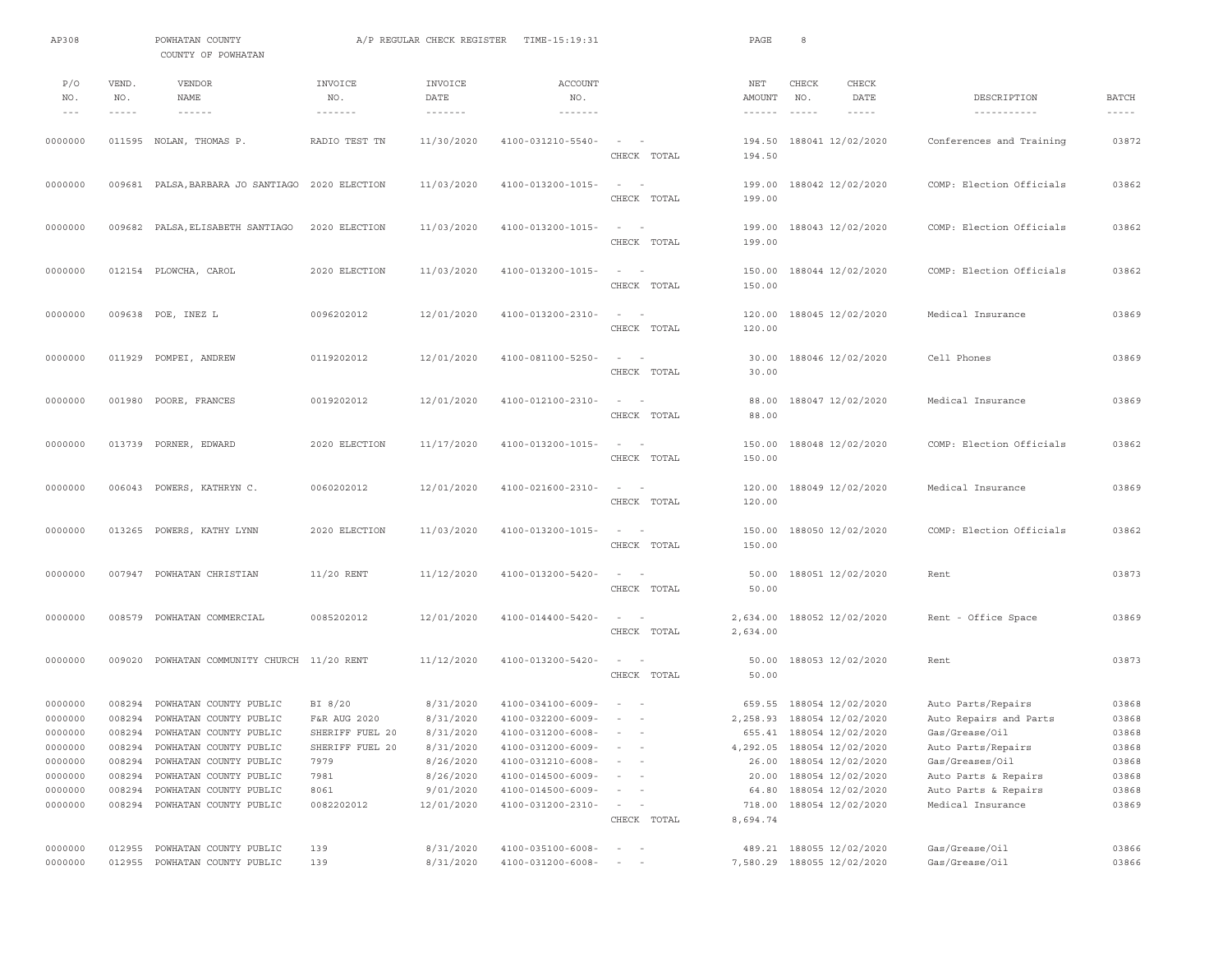AP308 POWHATAN COUNTY A/P REGULAR CHECK REGISTER TIME-15:19:31

COUNTY OF POWHATAN

| P/O NO. | VEND. NO. | VENDOR NAME | INVOICE NO. | INVOICE DATE | ACCOUNT NO. | | NET AMOUNT | CHECK NO. | CHECK DATE | DESCRIPTION | BATCH |
|---|---|---|---|---|---|---|---|---|---|---|---|
| 0000000 | 011595 | NOLAN, THOMAS P. | RADIO TEST TN | 11/30/2020 | 4100-031210-5540- | - - | 194.50 | 188041 | 12/02/2020 | Conferences and Training | 03872 |
| | | | | | | CHECK TOTAL | 194.50 | | | | |
| 0000000 | 009681 | PALSA,BARBARA JO SANTIAGO | 2020 ELECTION | 11/03/2020 | 4100-013200-1015- | - - | 199.00 | 188042 | 12/02/2020 | COMP: Election Officials | 03862 |
| | | | | | | CHECK TOTAL | 199.00 | | | | |
| 0000000 | 009682 | PALSA,ELISABETH SANTIAGO | 2020 ELECTION | 11/03/2020 | 4100-013200-1015- | - - | 199.00 | 188043 | 12/02/2020 | COMP: Election Officials | 03862 |
| | | | | | | CHECK TOTAL | 199.00 | | | | |
| 0000000 | 012154 | PLOWCHA, CAROL | 2020 ELECTION | 11/03/2020 | 4100-013200-1015- | - - | 150.00 | 188044 | 12/02/2020 | COMP: Election Officials | 03862 |
| | | | | | | CHECK TOTAL | 150.00 | | | | |
| 0000000 | 009638 | POE, INEZ L | 0096202012 | 12/01/2020 | 4100-013200-2310- | - - | 120.00 | 188045 | 12/02/2020 | Medical Insurance | 03869 |
| | | | | | | CHECK TOTAL | 120.00 | | | | |
| 0000000 | 011929 | POMPEI, ANDREW | 0119202012 | 12/01/2020 | 4100-081100-5250- | - - | 30.00 | 188046 | 12/02/2020 | Cell Phones | 03869 |
| | | | | | | CHECK TOTAL | 30.00 | | | | |
| 0000000 | 001980 | POORE, FRANCES | 0019202012 | 12/01/2020 | 4100-012100-2310- | - - | 88.00 | 188047 | 12/02/2020 | Medical Insurance | 03869 |
| | | | | | | CHECK TOTAL | 88.00 | | | | |
| 0000000 | 013739 | PORNER, EDWARD | 2020 ELECTION | 11/17/2020 | 4100-013200-1015- | - - | 150.00 | 188048 | 12/02/2020 | COMP: Election Officials | 03862 |
| | | | | | | CHECK TOTAL | 150.00 | | | | |
| 0000000 | 006043 | POWERS, KATHRYN C. | 0060202012 | 12/01/2020 | 4100-021600-2310- | - - | 120.00 | 188049 | 12/02/2020 | Medical Insurance | 03869 |
| | | | | | | CHECK TOTAL | 120.00 | | | | |
| 0000000 | 013265 | POWERS, KATHY LYNN | 2020 ELECTION | 11/03/2020 | 4100-013200-1015- | - - | 150.00 | 188050 | 12/02/2020 | COMP: Election Officials | 03862 |
| | | | | | | CHECK TOTAL | 150.00 | | | | |
| 0000000 | 007947 | POWHATAN CHRISTIAN | 11/20 RENT | 11/12/2020 | 4100-013200-5420- | - - | 50.00 | 188051 | 12/02/2020 | Rent | 03873 |
| | | | | | | CHECK TOTAL | 50.00 | | | | |
| 0000000 | 008579 | POWHATAN COMMERCIAL | 0085202012 | 12/01/2020 | 4100-014400-5420- | - - | 2,634.00 | 188052 | 12/02/2020 | Rent - Office Space | 03869 |
| | | | | | | CHECK TOTAL | 2,634.00 | | | | |
| 0000000 | 009020 | POWHATAN COMMUNITY CHURCH | 11/20 RENT | 11/12/2020 | 4100-013200-5420- | - - | 50.00 | 188053 | 12/02/2020 | Rent | 03873 |
| | | | | | | CHECK TOTAL | 50.00 | | | | |
| 0000000 | 008294 | POWHATAN COUNTY PUBLIC | BI 8/20 | 8/31/2020 | 4100-034100-6009- | - - | 659.55 | 188054 | 12/02/2020 | Auto Parts/Repairs | 03868 |
| 0000000 | 008294 | POWHATAN COUNTY PUBLIC | F&R AUG 2020 | 8/31/2020 | 4100-032200-6009- | - - | 2,258.93 | 188054 | 12/02/2020 | Auto Repairs and Parts | 03868 |
| 0000000 | 008294 | POWHATAN COUNTY PUBLIC | SHERIFF FUEL 20 | 8/31/2020 | 4100-031200-6008- | - - | 655.41 | 188054 | 12/02/2020 | Gas/Grease/Oil | 03868 |
| 0000000 | 008294 | POWHATAN COUNTY PUBLIC | SHERIFF FUEL 20 | 8/31/2020 | 4100-031200-6009- | - - | 4,292.05 | 188054 | 12/02/2020 | Auto Parts/Repairs | 03868 |
| 0000000 | 008294 | POWHATAN COUNTY PUBLIC | 7979 | 8/26/2020 | 4100-031210-6008- | - - | 26.00 | 188054 | 12/02/2020 | Gas/Greases/Oil | 03868 |
| 0000000 | 008294 | POWHATAN COUNTY PUBLIC | 7981 | 8/26/2020 | 4100-014500-6009- | - - | 20.00 | 188054 | 12/02/2020 | Auto Parts & Repairs | 03868 |
| 0000000 | 008294 | POWHATAN COUNTY PUBLIC | 8061 | 9/01/2020 | 4100-014500-6009- | - - | 64.80 | 188054 | 12/02/2020 | Auto Parts & Repairs | 03868 |
| 0000000 | 008294 | POWHATAN COUNTY PUBLIC | 0082202012 | 12/01/2020 | 4100-031200-2310- | - - | 718.00 | 188054 | 12/02/2020 | Medical Insurance | 03869 |
| | | | | | | CHECK TOTAL | 8,694.74 | | | | |
| 0000000 | 012955 | POWHATAN COUNTY PUBLIC | 139 | 8/31/2020 | 4100-035100-6008- | - - | 489.21 | 188055 | 12/02/2020 | Gas/Grease/Oil | 03866 |
| 0000000 | 012955 | POWHATAN COUNTY PUBLIC | 139 | 8/31/2020 | 4100-031200-6008- | - - | 7,580.29 | 188055 | 12/02/2020 | Gas/Grease/Oil | 03866 |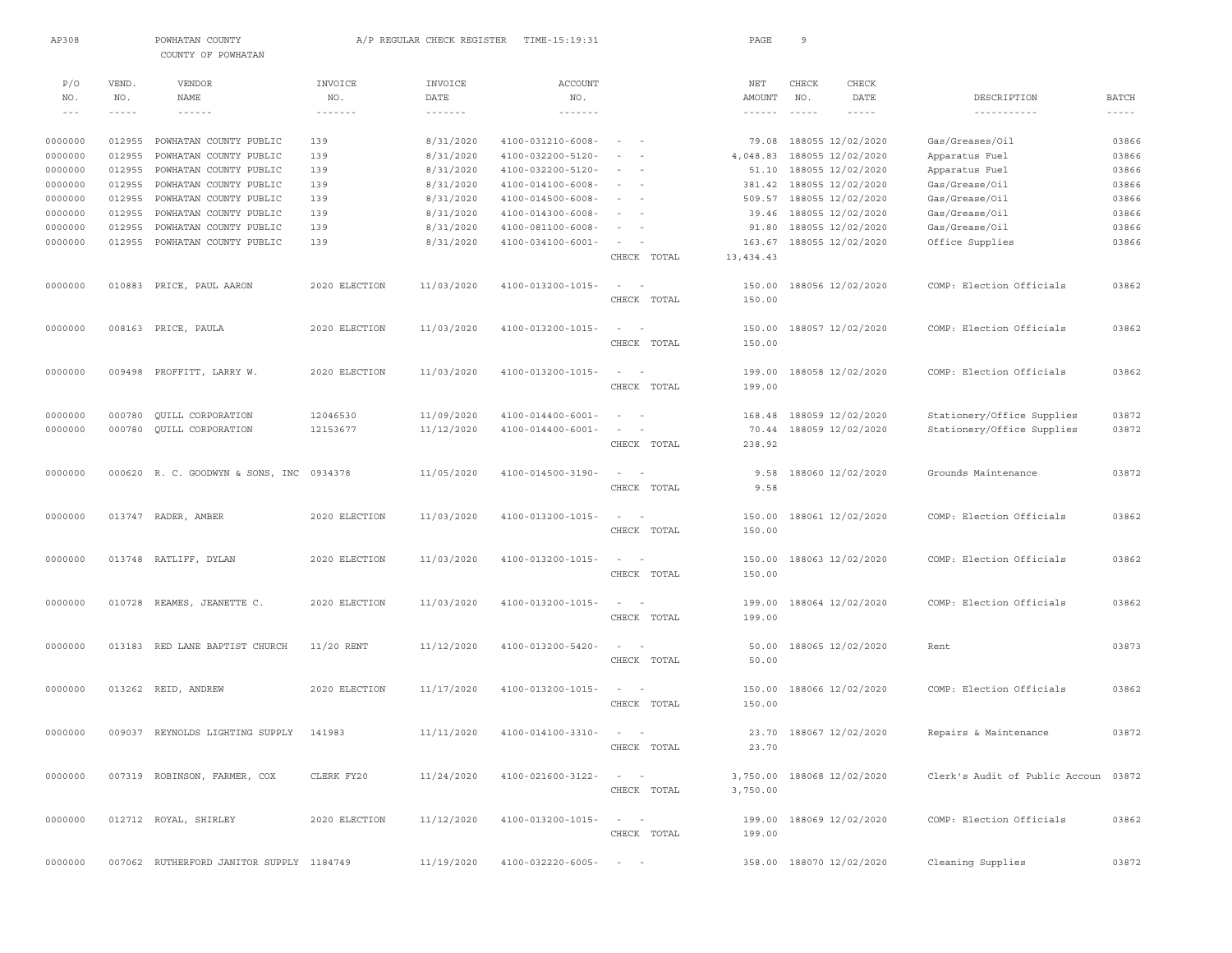AP308 POWHATAN COUNTY A/P REGULAR CHECK REGISTER TIME-15:19:31

COUNTY OF POWHATAN

| P/O NO. | VEND. NO. | VENDOR NAME | INVOICE NO. | INVOICE DATE | ACCOUNT NO. | | NET AMOUNT | CHECK NO. | CHECK DATE | DESCRIPTION | BATCH |
|---|---|---|---|---|---|---|---|---|---|---|---|
| 0000000 | 012955 | POWHATAN COUNTY PUBLIC | 139 | 8/31/2020 | 4100-031210-6008- | - - | 79.08 | 188055 | 12/02/2020 | Gas/Greases/Oil | 03866 |
| 0000000 | 012955 | POWHATAN COUNTY PUBLIC | 139 | 8/31/2020 | 4100-032200-5120- | - - | 4,048.83 | 188055 | 12/02/2020 | Apparatus Fuel | 03866 |
| 0000000 | 012955 | POWHATAN COUNTY PUBLIC | 139 | 8/31/2020 | 4100-032200-5120- | - - | 51.10 | 188055 | 12/02/2020 | Apparatus Fuel | 03866 |
| 0000000 | 012955 | POWHATAN COUNTY PUBLIC | 139 | 8/31/2020 | 4100-014100-6008- | - - | 381.42 | 188055 | 12/02/2020 | Gas/Grease/Oil | 03866 |
| 0000000 | 012955 | POWHATAN COUNTY PUBLIC | 139 | 8/31/2020 | 4100-014500-6008- | - - | 509.57 | 188055 | 12/02/2020 | Gas/Grease/Oil | 03866 |
| 0000000 | 012955 | POWHATAN COUNTY PUBLIC | 139 | 8/31/2020 | 4100-014300-6008- | - - | 39.46 | 188055 | 12/02/2020 | Gas/Grease/Oil | 03866 |
| 0000000 | 012955 | POWHATAN COUNTY PUBLIC | 139 | 8/31/2020 | 4100-081100-6008- | - - | 91.80 | 188055 | 12/02/2020 | Gas/Grease/Oil | 03866 |
| 0000000 | 012955 | POWHATAN COUNTY PUBLIC | 139 | 8/31/2020 | 4100-034100-6001- | - - | 163.67 | 188055 | 12/02/2020 | Office Supplies | 03866 |
| | | | | | | CHECK TOTAL | 13,434.43 | | | | |
| 0000000 | 010883 | PRICE, PAUL AARON | 2020 ELECTION | 11/03/2020 | 4100-013200-1015- | - - | 150.00 | 188056 | 12/02/2020 | COMP: Election Officials | 03862 |
| | | | | | | CHECK TOTAL | 150.00 | | | | |
| 0000000 | 008163 | PRICE, PAULA | 2020 ELECTION | 11/03/2020 | 4100-013200-1015- | - - | 150.00 | 188057 | 12/02/2020 | COMP: Election Officials | 03862 |
| | | | | | | CHECK TOTAL | 150.00 | | | | |
| 0000000 | 009498 | PROFFITT, LARRY W. | 2020 ELECTION | 11/03/2020 | 4100-013200-1015- | - - | 199.00 | 188058 | 12/02/2020 | COMP: Election Officials | 03862 |
| | | | | | | CHECK TOTAL | 199.00 | | | | |
| 0000000 | 000780 | QUILL CORPORATION | 12046530 | 11/09/2020 | 4100-014400-6001- | - - | 168.48 | 188059 | 12/02/2020 | Stationery/Office Supplies | 03872 |
| 0000000 | 000780 | QUILL CORPORATION | 12153677 | 11/12/2020 | 4100-014400-6001- | - - | 70.44 | 188059 | 12/02/2020 | Stationery/Office Supplies | 03872 |
| | | | | | | CHECK TOTAL | 238.92 | | | | |
| 0000000 | 000620 | R. C. GOODWYN & SONS, INC | 0934378 | 11/05/2020 | 4100-014500-3190- | - - | 9.58 | 188060 | 12/02/2020 | Grounds Maintenance | 03872 |
| | | | | | | CHECK TOTAL | 9.58 | | | | |
| 0000000 | 013747 | RADER, AMBER | 2020 ELECTION | 11/03/2020 | 4100-013200-1015- | - - | 150.00 | 188061 | 12/02/2020 | COMP: Election Officials | 03862 |
| | | | | | | CHECK TOTAL | 150.00 | | | | |
| 0000000 | 013748 | RATLIFF, DYLAN | 2020 ELECTION | 11/03/2020 | 4100-013200-1015- | - - | 150.00 | 188063 | 12/02/2020 | COMP: Election Officials | 03862 |
| | | | | | | CHECK TOTAL | 150.00 | | | | |
| 0000000 | 010728 | REAMES, JEANETTE C. | 2020 ELECTION | 11/03/2020 | 4100-013200-1015- | - - | 199.00 | 188064 | 12/02/2020 | COMP: Election Officials | 03862 |
| | | | | | | CHECK TOTAL | 199.00 | | | | |
| 0000000 | 013183 | RED LANE BAPTIST CHURCH | 11/20 RENT | 11/12/2020 | 4100-013200-5420- | - - | 50.00 | 188065 | 12/02/2020 | Rent | 03873 |
| | | | | | | CHECK TOTAL | 50.00 | | | | |
| 0000000 | 013262 | REID, ANDREW | 2020 ELECTION | 11/17/2020 | 4100-013200-1015- | - - | 150.00 | 188066 | 12/02/2020 | COMP: Election Officials | 03862 |
| | | | | | | CHECK TOTAL | 150.00 | | | | |
| 0000000 | 009037 | REYNOLDS LIGHTING SUPPLY | 141983 | 11/11/2020 | 4100-014100-3310- | - - | 23.70 | 188067 | 12/02/2020 | Repairs & Maintenance | 03872 |
| | | | | | | CHECK TOTAL | 23.70 | | | | |
| 0000000 | 007319 | ROBINSON, FARMER, COX | CLERK FY20 | 11/24/2020 | 4100-021600-3122- | - - | 3,750.00 | 188068 | 12/02/2020 | Clerk's Audit of Public Accoun | 03872 |
| | | | | | | CHECK TOTAL | 3,750.00 | | | | |
| 0000000 | 012712 | ROYAL, SHIRLEY | 2020 ELECTION | 11/12/2020 | 4100-013200-1015- | - - | 199.00 | 188069 | 12/02/2020 | COMP: Election Officials | 03862 |
| | | | | | | CHECK TOTAL | 199.00 | | | | |
| 0000000 | 007062 | RUTHERFORD JANITOR SUPPLY | 1184749 | 11/19/2020 | 4100-032220-6005- | - - | 358.00 | 188070 | 12/02/2020 | Cleaning Supplies | 03872 |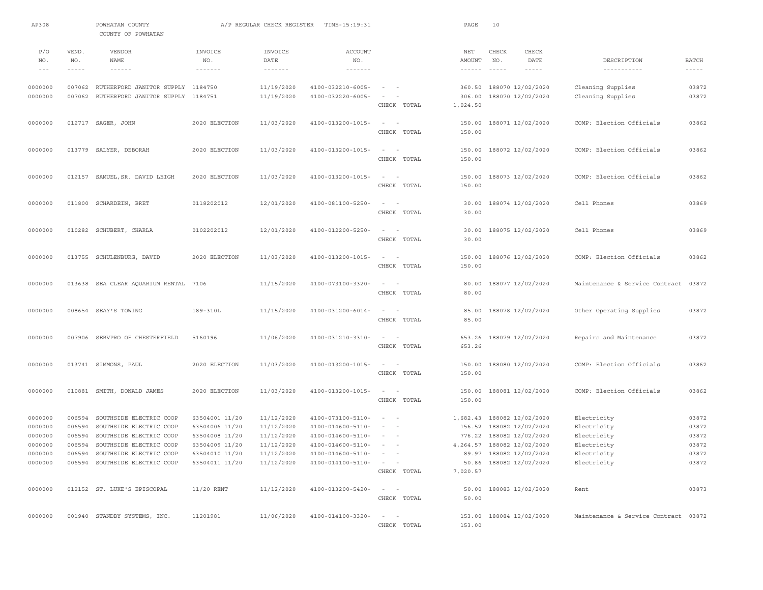AP308 POWHATAN COUNTY A/P REGULAR CHECK REGISTER TIME-15:19:31

COUNTY OF POWHATAN

| P/O NO. | VEND. NO. | VENDOR NAME | INVOICE NO. | INVOICE DATE | ACCOUNT NO. | | NET AMOUNT | CHECK NO. | CHECK DATE | DESCRIPTION | BATCH |
|---|---|---|---|---|---|---|---|---|---|---|---|
| 0000000 | 007062 | RUTHERFORD JANITOR SUPPLY | 1184750 | 11/19/2020 | 4100-032210-6005- | - - | 360.50 | 188070 | 12/02/2020 | Cleaning Supplies | 03872 |
| 0000000 | 007062 | RUTHERFORD JANITOR SUPPLY | 1184751 | 11/19/2020 | 4100-032220-6005- | - - | 306.00 | 188070 | 12/02/2020 | Cleaning Supplies | 03872 |
| | | | | | | CHECK TOTAL | 1,024.50 | | | | |
| 0000000 | 012717 | SAGER, JOHN | 2020 ELECTION | 11/03/2020 | 4100-013200-1015- | - - | 150.00 | 188071 | 12/02/2020 | COMP: Election Officials | 03862 |
| | | | | | | CHECK TOTAL | 150.00 | | | | |
| 0000000 | 013779 | SALYER, DEBORAH | 2020 ELECTION | 11/03/2020 | 4100-013200-1015- | - - | 150.00 | 188072 | 12/02/2020 | COMP: Election Officials | 03862 |
| | | | | | | CHECK TOTAL | 150.00 | | | | |
| 0000000 | 012157 | SAMUEL,SR. DAVID LEIGH | 2020 ELECTION | 11/03/2020 | 4100-013200-1015- | - - | 150.00 | 188073 | 12/02/2020 | COMP: Election Officials | 03862 |
| | | | | | | CHECK TOTAL | 150.00 | | | | |
| 0000000 | 011800 | SCHARDEIN, BRET | 0118202012 | 12/01/2020 | 4100-081100-5250- | - - | 30.00 | 188074 | 12/02/2020 | Cell Phones | 03869 |
| | | | | | | CHECK TOTAL | 30.00 | | | | |
| 0000000 | 010282 | SCHUBERT, CHARLA | 0102202012 | 12/01/2020 | 4100-012200-5250- | - - | 30.00 | 188075 | 12/02/2020 | Cell Phones | 03869 |
| | | | | | | CHECK TOTAL | 30.00 | | | | |
| 0000000 | 013755 | SCHULENBURG, DAVID | 2020 ELECTION | 11/03/2020 | 4100-013200-1015- | - - | 150.00 | 188076 | 12/02/2020 | COMP: Election Officials | 03862 |
| | | | | | | CHECK TOTAL | 150.00 | | | | |
| 0000000 | 013638 | SEA CLEAR AQUARIUM RENTAL | 7106 | 11/15/2020 | 4100-073100-3320- | - - | 80.00 | 188077 | 12/02/2020 | Maintenance & Service Contract | 03872 |
| | | | | | | CHECK TOTAL | 80.00 | | | | |
| 0000000 | 008654 | SEAY'S TOWING | 189-310L | 11/15/2020 | 4100-031200-6014- | - - | 85.00 | 188078 | 12/02/2020 | Other Operating Supplies | 03872 |
| | | | | | | CHECK TOTAL | 85.00 | | | | |
| 0000000 | 007906 | SERVPRO OF CHESTERFIELD | 5160196 | 11/06/2020 | 4100-031210-3310- | - - | 653.26 | 188079 | 12/02/2020 | Repairs and Maintenance | 03872 |
| | | | | | | CHECK TOTAL | 653.26 | | | | |
| 0000000 | 013741 | SIMMONS, PAUL | 2020 ELECTION | 11/03/2020 | 4100-013200-1015- | - - | 150.00 | 188080 | 12/02/2020 | COMP: Election Officials | 03862 |
| | | | | | | CHECK TOTAL | 150.00 | | | | |
| 0000000 | 010881 | SMITH, DONALD JAMES | 2020 ELECTION | 11/03/2020 | 4100-013200-1015- | - - | 150.00 | 188081 | 12/02/2020 | COMP: Election Officials | 03862 |
| | | | | | | CHECK TOTAL | 150.00 | | | | |
| 0000000 | 006594 | SOUTHSIDE ELECTRIC COOP | 63504001 11/20 | 11/12/2020 | 4100-073100-5110- | - - | 1,682.43 | 188082 | 12/02/2020 | Electricity | 03872 |
| 0000000 | 006594 | SOUTHSIDE ELECTRIC COOP | 63504006 11/20 | 11/12/2020 | 4100-014600-5110- | - - | 156.52 | 188082 | 12/02/2020 | Electricity | 03872 |
| 0000000 | 006594 | SOUTHSIDE ELECTRIC COOP | 63504008 11/20 | 11/12/2020 | 4100-014600-5110- | - - | 776.22 | 188082 | 12/02/2020 | Electricity | 03872 |
| 0000000 | 006594 | SOUTHSIDE ELECTRIC COOP | 63504009 11/20 | 11/12/2020 | 4100-014600-5110- | - - | 4,264.57 | 188082 | 12/02/2020 | Electricity | 03872 |
| 0000000 | 006594 | SOUTHSIDE ELECTRIC COOP | 63504010 11/20 | 11/12/2020 | 4100-014600-5110- | - - | 89.97 | 188082 | 12/02/2020 | Electricity | 03872 |
| 0000000 | 006594 | SOUTHSIDE ELECTRIC COOP | 63504011 11/20 | 11/12/2020 | 4100-014100-5110- | - - | 50.86 | 188082 | 12/02/2020 | Electricity | 03872 |
| | | | | | | CHECK TOTAL | 7,020.57 | | | | |
| 0000000 | 012152 | ST. LUKE'S EPISCOPAL | 11/20 RENT | 11/12/2020 | 4100-013200-5420- | - - | 50.00 | 188083 | 12/02/2020 | Rent | 03873 |
| | | | | | | CHECK TOTAL | 50.00 | | | | |
| 0000000 | 001940 | STANDBY SYSTEMS, INC. | 11201981 | 11/06/2020 | 4100-014100-3320- | - - | 153.00 | 188084 | 12/02/2020 | Maintenance & Service Contract | 03872 |
| | | | | | | CHECK TOTAL | 153.00 | | | | |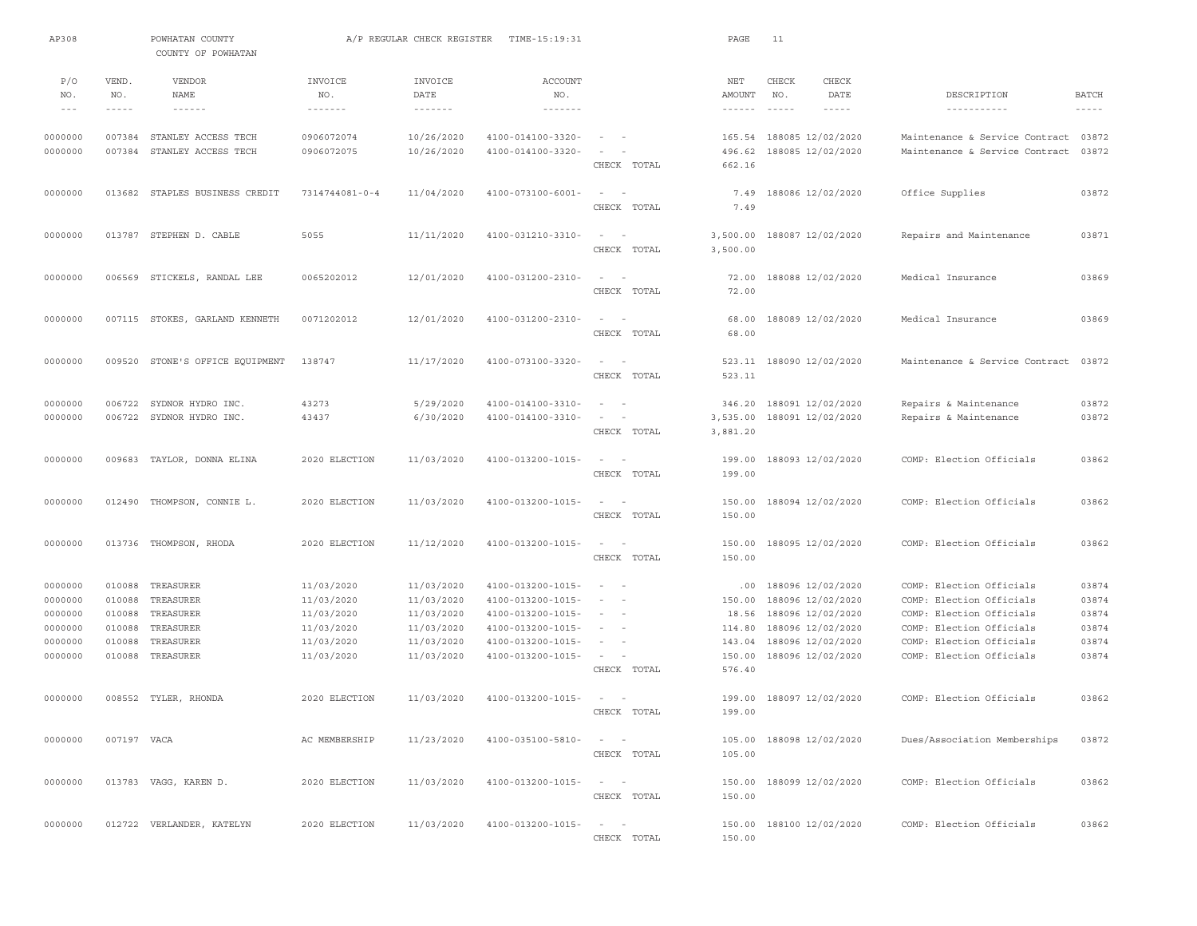AP308 POWHATAN COUNTY A/P REGULAR CHECK REGISTER TIME-15:19:31

COUNTY OF POWHATAN

| P/O NO. | VEND. NO. | VENDOR NAME | INVOICE NO. | INVOICE DATE | ACCOUNT NO. | | NET AMOUNT | CHECK NO. | CHECK DATE | DESCRIPTION | BATCH |
|---|---|---|---|---|---|---|---|---|---|---|---|
| 0000000 | 007384 | STANLEY ACCESS TECH | 0906072074 | 10/26/2020 | 4100-014100-3320- | - - | 165.54 | 188085 | 12/02/2020 | Maintenance & Service Contract | 03872 |
| 0000000 | 007384 | STANLEY ACCESS TECH | 0906072075 | 10/26/2020 | 4100-014100-3320- | - - | 496.62 | 188085 | 12/02/2020 | Maintenance & Service Contract | 03872 |
| | | | | | | CHECK TOTAL | 662.16 | | | | |
| 0000000 | 013682 | STAPLES BUSINESS CREDIT | 7314744081-0-4 | 11/04/2020 | 4100-073100-6001- | - - | 7.49 | 188086 | 12/02/2020 | Office Supplies | 03872 |
| | | | | | | CHECK TOTAL | 7.49 | | | | |
| 0000000 | 013787 | STEPHEN D. CABLE | 5055 | 11/11/2020 | 4100-031210-3310- | - - | 3,500.00 | 188087 | 12/02/2020 | Repairs and Maintenance | 03871 |
| | | | | | | CHECK TOTAL | 3,500.00 | | | | |
| 0000000 | 006569 | STICKELS, RANDAL LEE | 0065202012 | 12/01/2020 | 4100-031200-2310- | - - | 72.00 | 188088 | 12/02/2020 | Medical Insurance | 03869 |
| | | | | | | CHECK TOTAL | 72.00 | | | | |
| 0000000 | 007115 | STOKES, GARLAND KENNETH | 0071202012 | 12/01/2020 | 4100-031200-2310- | - - | 68.00 | 188089 | 12/02/2020 | Medical Insurance | 03869 |
| | | | | | | CHECK TOTAL | 68.00 | | | | |
| 0000000 | 009520 | STONE'S OFFICE EQUIPMENT | 138747 | 11/17/2020 | 4100-073100-3320- | - - | 523.11 | 188090 | 12/02/2020 | Maintenance & Service Contract | 03872 |
| | | | | | | CHECK TOTAL | 523.11 | | | | |
| 0000000 | 006722 | SYDNOR HYDRO INC. | 43273 | 5/29/2020 | 4100-014100-3310- | - - | 346.20 | 188091 | 12/02/2020 | Repairs & Maintenance | 03872 |
| 0000000 | 006722 | SYDNOR HYDRO INC. | 43437 | 6/30/2020 | 4100-014100-3310- | - - | 3,535.00 | 188091 | 12/02/2020 | Repairs & Maintenance | 03872 |
| | | | | | | CHECK TOTAL | 3,881.20 | | | | |
| 0000000 | 009683 | TAYLOR, DONNA ELINA | 2020 ELECTION | 11/03/2020 | 4100-013200-1015- | - - | 199.00 | 188093 | 12/02/2020 | COMP: Election Officials | 03862 |
| | | | | | | CHECK TOTAL | 199.00 | | | | |
| 0000000 | 012490 | THOMPSON, CONNIE L. | 2020 ELECTION | 11/03/2020 | 4100-013200-1015- | - - | 150.00 | 188094 | 12/02/2020 | COMP: Election Officials | 03862 |
| | | | | | | CHECK TOTAL | 150.00 | | | | |
| 0000000 | 013736 | THOMPSON, RHODA | 2020 ELECTION | 11/12/2020 | 4100-013200-1015- | - - | 150.00 | 188095 | 12/02/2020 | COMP: Election Officials | 03862 |
| | | | | | | CHECK TOTAL | 150.00 | | | | |
| 0000000 | 010088 | TREASURER | 11/03/2020 | 11/03/2020 | 4100-013200-1015- | - - | .00 | 188096 | 12/02/2020 | COMP: Election Officials | 03874 |
| 0000000 | 010088 | TREASURER | 11/03/2020 | 11/03/2020 | 4100-013200-1015- | - - | 150.00 | 188096 | 12/02/2020 | COMP: Election Officials | 03874 |
| 0000000 | 010088 | TREASURER | 11/03/2020 | 11/03/2020 | 4100-013200-1015- | - - | 18.56 | 188096 | 12/02/2020 | COMP: Election Officials | 03874 |
| 0000000 | 010088 | TREASURER | 11/03/2020 | 11/03/2020 | 4100-013200-1015- | - - | 114.80 | 188096 | 12/02/2020 | COMP: Election Officials | 03874 |
| 0000000 | 010088 | TREASURER | 11/03/2020 | 11/03/2020 | 4100-013200-1015- | - - | 143.04 | 188096 | 12/02/2020 | COMP: Election Officials | 03874 |
| 0000000 | 010088 | TREASURER | 11/03/2020 | 11/03/2020 | 4100-013200-1015- | - - | 150.00 | 188096 | 12/02/2020 | COMP: Election Officials | 03874 |
| | | | | | | CHECK TOTAL | 576.40 | | | | |
| 0000000 | 008552 | TYLER, RHONDA | 2020 ELECTION | 11/03/2020 | 4100-013200-1015- | - - | 199.00 | 188097 | 12/02/2020 | COMP: Election Officials | 03862 |
| | | | | | | CHECK TOTAL | 199.00 | | | | |
| 0000000 | 007197 | VACA | AC MEMBERSHIP | 11/23/2020 | 4100-035100-5810- | - - | 105.00 | 188098 | 12/02/2020 | Dues/Association Memberships | 03872 |
| | | | | | | CHECK TOTAL | 105.00 | | | | |
| 0000000 | 013783 | VAGG, KAREN D. | 2020 ELECTION | 11/03/2020 | 4100-013200-1015- | - - | 150.00 | 188099 | 12/02/2020 | COMP: Election Officials | 03862 |
| | | | | | | CHECK TOTAL | 150.00 | | | | |
| 0000000 | 012722 | VERLANDER, KATELYN | 2020 ELECTION | 11/03/2020 | 4100-013200-1015- | - - | 150.00 | 188100 | 12/02/2020 | COMP: Election Officials | 03862 |
| | | | | | | CHECK TOTAL | 150.00 | | | | |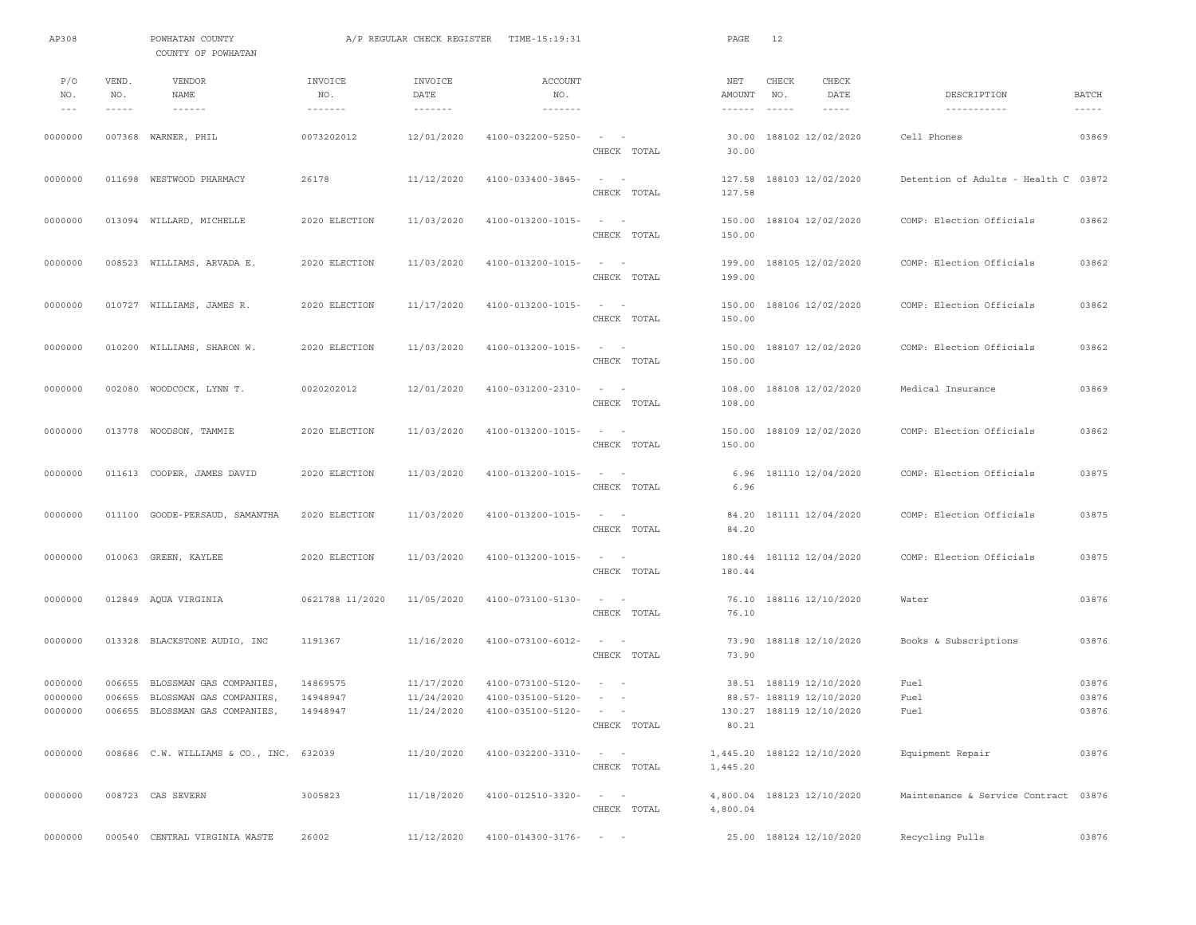AP308 POWHATAN COUNTY A/P REGULAR CHECK REGISTER TIME-15:19:31

COUNTY OF POWHATAN

| P/O NO. | VEND. NO. | VENDOR NAME | INVOICE NO. | INVOICE DATE | ACCOUNT NO. | | NET AMOUNT | CHECK NO. | CHECK DATE | DESCRIPTION | BATCH |
|---|---|---|---|---|---|---|---|---|---|---|---|
| 0000000 | 007368 | WARNER, PHIL | 0073202012 | 12/01/2020 | 4100-032200-5250- | - - | 30.00 | 188102 | 12/02/2020 | Cell Phones | 03869 |
| | | | | | | CHECK TOTAL | 30.00 | | | | |
| 0000000 | 011698 | WESTWOOD PHARMACY | 26178 | 11/12/2020 | 4100-033400-3845- | - - | 127.58 | 188103 | 12/02/2020 | Detention of Adults - Health C | 03872 |
| | | | | | | CHECK TOTAL | 127.58 | | | | |
| 0000000 | 013094 | WILLARD, MICHELLE | 2020 ELECTION | 11/03/2020 | 4100-013200-1015- | - - | 150.00 | 188104 | 12/02/2020 | COMP: Election Officials | 03862 |
| | | | | | | CHECK TOTAL | 150.00 | | | | |
| 0000000 | 008523 | WILLIAMS, ARVADA E. | 2020 ELECTION | 11/03/2020 | 4100-013200-1015- | - - | 199.00 | 188105 | 12/02/2020 | COMP: Election Officials | 03862 |
| | | | | | | CHECK TOTAL | 199.00 | | | | |
| 0000000 | 010727 | WILLIAMS, JAMES R. | 2020 ELECTION | 11/17/2020 | 4100-013200-1015- | - - | 150.00 | 188106 | 12/02/2020 | COMP: Election Officials | 03862 |
| | | | | | | CHECK TOTAL | 150.00 | | | | |
| 0000000 | 010200 | WILLIAMS, SHARON W. | 2020 ELECTION | 11/03/2020 | 4100-013200-1015- | - - | 150.00 | 188107 | 12/02/2020 | COMP: Election Officials | 03862 |
| | | | | | | CHECK TOTAL | 150.00 | | | | |
| 0000000 | 002080 | WOODCOCK, LYNN T. | 0020202012 | 12/01/2020 | 4100-031200-2310- | - - | 108.00 | 188108 | 12/02/2020 | Medical Insurance | 03869 |
| | | | | | | CHECK TOTAL | 108.00 | | | | |
| 0000000 | 013778 | WOODSON, TAMMIE | 2020 ELECTION | 11/03/2020 | 4100-013200-1015- | - - | 150.00 | 188109 | 12/02/2020 | COMP: Election Officials | 03862 |
| | | | | | | CHECK TOTAL | 150.00 | | | | |
| 0000000 | 011613 | COOPER, JAMES DAVID | 2020 ELECTION | 11/03/2020 | 4100-013200-1015- | - - | 6.96 | 181110 | 12/04/2020 | COMP: Election Officials | 03875 |
| | | | | | | CHECK TOTAL | 6.96 | | | | |
| 0000000 | 011100 | GOODE-PERSAUD, SAMANTHA | 2020 ELECTION | 11/03/2020 | 4100-013200-1015- | - - | 84.20 | 181111 | 12/04/2020 | COMP: Election Officials | 03875 |
| | | | | | | CHECK TOTAL | 84.20 | | | | |
| 0000000 | 010063 | GREEN, KAYLEE | 2020 ELECTION | 11/03/2020 | 4100-013200-1015- | - - | 180.44 | 181112 | 12/04/2020 | COMP: Election Officials | 03875 |
| | | | | | | CHECK TOTAL | 180.44 | | | | |
| 0000000 | 012849 | AQUA VIRGINIA | 0621788 11/2020 | 11/05/2020 | 4100-073100-5130- | - - | 76.10 | 188116 | 12/10/2020 | Water | 03876 |
| | | | | | | CHECK TOTAL | 76.10 | | | | |
| 0000000 | 013328 | BLACKSTONE AUDIO, INC | 1191367 | 11/16/2020 | 4100-073100-6012- | - - | 73.90 | 188118 | 12/10/2020 | Books & Subscriptions | 03876 |
| | | | | | | CHECK TOTAL | 73.90 | | | | |
| 0000000 | 006655 | BLOSSMAN GAS COMPANIES, | 14869575 | 11/17/2020 | 4100-073100-5120- | - - | 38.51 | 188119 | 12/10/2020 | Fuel | 03876 |
| 0000000 | 006655 | BLOSSMAN GAS COMPANIES, | 14948947 | 11/24/2020 | 4100-035100-5120- | - - | 88.57- | 188119 | 12/10/2020 | Fuel | 03876 |
| 0000000 | 006655 | BLOSSMAN GAS COMPANIES, | 14948947 | 11/24/2020 | 4100-035100-5120- | - - | 130.27 | 188119 | 12/10/2020 | Fuel | 03876 |
| | | | | | | CHECK TOTAL | 80.21 | | | | |
| 0000000 | 008686 | C.W. WILLIAMS & CO., INC. | 632039 | 11/20/2020 | 4100-032200-3310- | - - | 1,445.20 | 188122 | 12/10/2020 | Equipment Repair | 03876 |
| | | | | | | CHECK TOTAL | 1,445.20 | | | | |
| 0000000 | 008723 | CAS SEVERN | 3005823 | 11/18/2020 | 4100-012510-3320- | - - | 4,800.04 | 188123 | 12/10/2020 | Maintenance & Service Contract | 03876 |
| | | | | | | CHECK TOTAL | 4,800.04 | | | | |
| 0000000 | 000540 | CENTRAL VIRGINIA WASTE | 26002 | 11/12/2020 | 4100-014300-3176- | - - | 25.00 | 188124 | 12/10/2020 | Recycling Pulls | 03876 |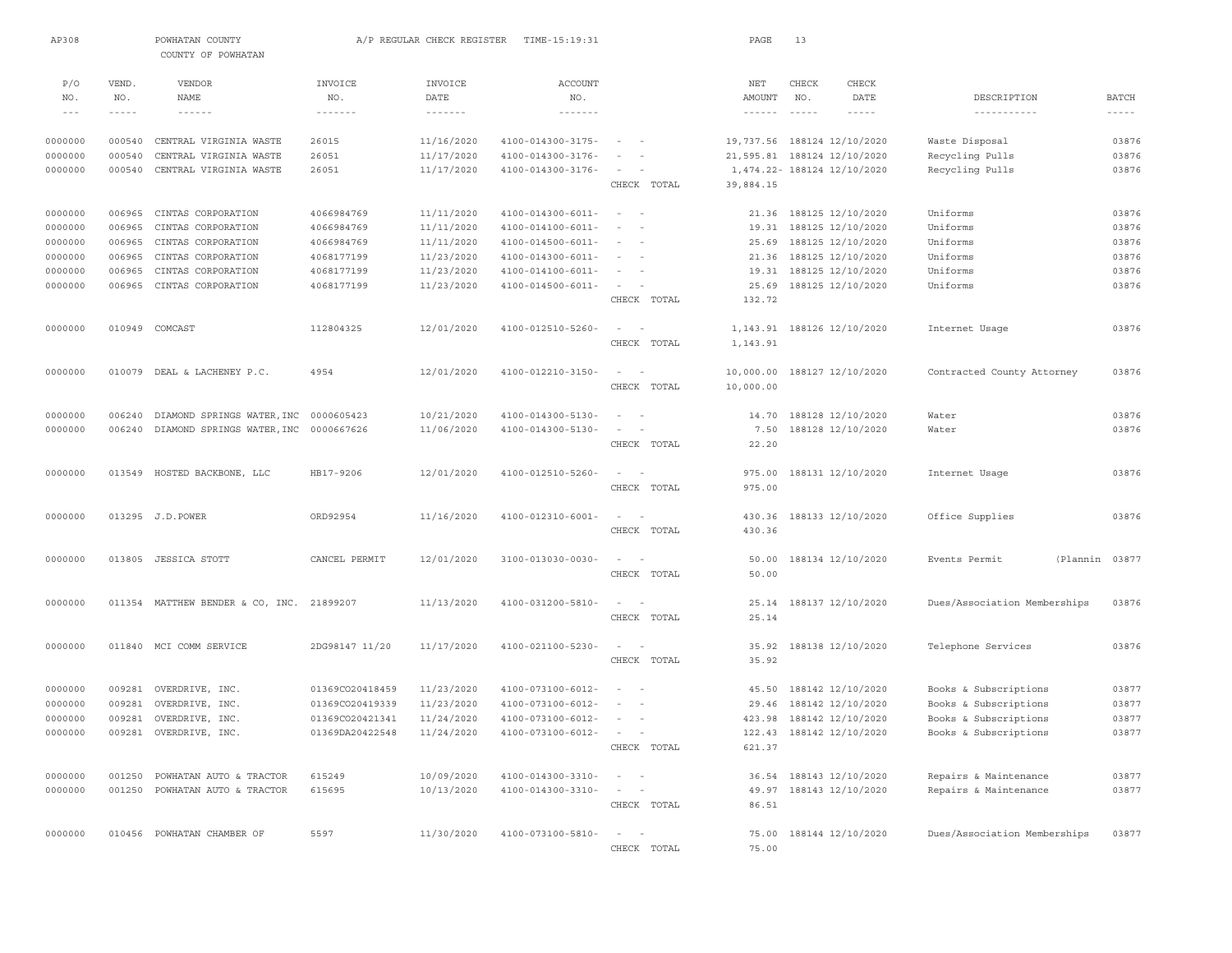AP308 POWHATAN COUNTY A/P REGULAR CHECK REGISTER TIME-15:19:31

COUNTY OF POWHATAN

| P/O NO. | VEND. NO. | VENDOR NAME | INVOICE NO. | INVOICE DATE | ACCOUNT NO. | | NET AMOUNT | CHECK NO. | CHECK DATE | DESCRIPTION | BATCH |
|---|---|---|---|---|---|---|---|---|---|---|---|
| 0000000 | 000540 | CENTRAL VIRGINIA WASTE | 26015 | 11/16/2020 | 4100-014300-3175- | - - | 19,737.56 | 188124 | 12/10/2020 | Waste Disposal | 03876 |
| 0000000 | 000540 | CENTRAL VIRGINIA WASTE | 26051 | 11/17/2020 | 4100-014300-3176- | - - | 21,595.81 | 188124 | 12/10/2020 | Recycling Pulls | 03876 |
| 0000000 | 000540 | CENTRAL VIRGINIA WASTE | 26051 | 11/17/2020 | 4100-014300-3176- | - - | 1,474.22- | 188124 | 12/10/2020 | Recycling Pulls | 03876 |
| | | | | | | CHECK TOTAL | 39,884.15 | | | | |
| 0000000 | 006965 | CINTAS CORPORATION | 4066984769 | 11/11/2020 | 4100-014300-6011- | - - | 21.36 | 188125 | 12/10/2020 | Uniforms | 03876 |
| 0000000 | 006965 | CINTAS CORPORATION | 4066984769 | 11/11/2020 | 4100-014100-6011- | - - | 19.31 | 188125 | 12/10/2020 | Uniforms | 03876 |
| 0000000 | 006965 | CINTAS CORPORATION | 4066984769 | 11/11/2020 | 4100-014500-6011- | - - | 25.69 | 188125 | 12/10/2020 | Uniforms | 03876 |
| 0000000 | 006965 | CINTAS CORPORATION | 4068177199 | 11/23/2020 | 4100-014300-6011- | - - | 21.36 | 188125 | 12/10/2020 | Uniforms | 03876 |
| 0000000 | 006965 | CINTAS CORPORATION | 4068177199 | 11/23/2020 | 4100-014100-6011- | - - | 19.31 | 188125 | 12/10/2020 | Uniforms | 03876 |
| 0000000 | 006965 | CINTAS CORPORATION | 4068177199 | 11/23/2020 | 4100-014500-6011- | - - | 25.69 | 188125 | 12/10/2020 | Uniforms | 03876 |
| | | | | | | CHECK TOTAL | 132.72 | | | | |
| 0000000 | 010949 | COMCAST | 112804325 | 12/01/2020 | 4100-012510-5260- | - - | 1,143.91 | 188126 | 12/10/2020 | Internet Usage | 03876 |
| | | | | | | CHECK TOTAL | 1,143.91 | | | | |
| 0000000 | 010079 | DEAL & LACHENEY P.C. | 4954 | 12/01/2020 | 4100-012210-3150- | - - | 10,000.00 | 188127 | 12/10/2020 | Contracted County Attorney | 03876 |
| | | | | | | CHECK TOTAL | 10,000.00 | | | | |
| 0000000 | 006240 | DIAMOND SPRINGS WATER,INC | 0000605423 | 10/21/2020 | 4100-014300-5130- | - - | 14.70 | 188128 | 12/10/2020 | Water | 03876 |
| 0000000 | 006240 | DIAMOND SPRINGS WATER,INC | 0000667626 | 11/06/2020 | 4100-014300-5130- | - - | 7.50 | 188128 | 12/10/2020 | Water | 03876 |
| | | | | | | CHECK TOTAL | 22.20 | | | | |
| 0000000 | 013549 | HOSTED BACKBONE, LLC | HB17-9206 | 12/01/2020 | 4100-012510-5260- | - - | 975.00 | 188131 | 12/10/2020 | Internet Usage | 03876 |
| | | | | | | CHECK TOTAL | 975.00 | | | | |
| 0000000 | 013295 | J.D.POWER | ORD92954 | 11/16/2020 | 4100-012310-6001- | - - | 430.36 | 188133 | 12/10/2020 | Office Supplies | 03876 |
| | | | | | | CHECK TOTAL | 430.36 | | | | |
| 0000000 | 013805 | JESSICA STOTT | CANCEL PERMIT | 12/01/2020 | 3100-013030-0030- | - - | 50.00 | 188134 | 12/10/2020 | Events Permit (Plannin | 03877 |
| | | | | | | CHECK TOTAL | 50.00 | | | | |
| 0000000 | 011354 | MATTHEW BENDER & CO, INC. | 21899207 | 11/13/2020 | 4100-031200-5810- | - - | 25.14 | 188137 | 12/10/2020 | Dues/Association Memberships | 03876 |
| | | | | | | CHECK TOTAL | 25.14 | | | | |
| 0000000 | 011840 | MCI COMM SERVICE | 2DG98147 11/20 | 11/17/2020 | 4100-021100-5230- | - - | 35.92 | 188138 | 12/10/2020 | Telephone Services | 03876 |
| | | | | | | CHECK TOTAL | 35.92 | | | | |
| 0000000 | 009281 | OVERDRIVE, INC. | 01369CO20418459 | 11/23/2020 | 4100-073100-6012- | - - | 45.50 | 188142 | 12/10/2020 | Books & Subscriptions | 03877 |
| 0000000 | 009281 | OVERDRIVE, INC. | 01369CO20419339 | 11/23/2020 | 4100-073100-6012- | - - | 29.46 | 188142 | 12/10/2020 | Books & Subscriptions | 03877 |
| 0000000 | 009281 | OVERDRIVE, INC. | 01369CO20421341 | 11/24/2020 | 4100-073100-6012- | - - | 423.98 | 188142 | 12/10/2020 | Books & Subscriptions | 03877 |
| 0000000 | 009281 | OVERDRIVE, INC. | 01369DA20422548 | 11/24/2020 | 4100-073100-6012- | - - | 122.43 | 188142 | 12/10/2020 | Books & Subscriptions | 03877 |
| | | | | | | CHECK TOTAL | 621.37 | | | | |
| 0000000 | 001250 | POWHATAN AUTO & TRACTOR | 615249 | 10/09/2020 | 4100-014300-3310- | - - | 36.54 | 188143 | 12/10/2020 | Repairs & Maintenance | 03877 |
| 0000000 | 001250 | POWHATAN AUTO & TRACTOR | 615695 | 10/13/2020 | 4100-014300-3310- | - - | 49.97 | 188143 | 12/10/2020 | Repairs & Maintenance | 03877 |
| | | | | | | CHECK TOTAL | 86.51 | | | | |
| 0000000 | 010456 | POWHATAN CHAMBER OF | 5597 | 11/30/2020 | 4100-073100-5810- | - - | 75.00 | 188144 | 12/10/2020 | Dues/Association Memberships | 03877 |
| | | | | | | CHECK TOTAL | 75.00 | | | | |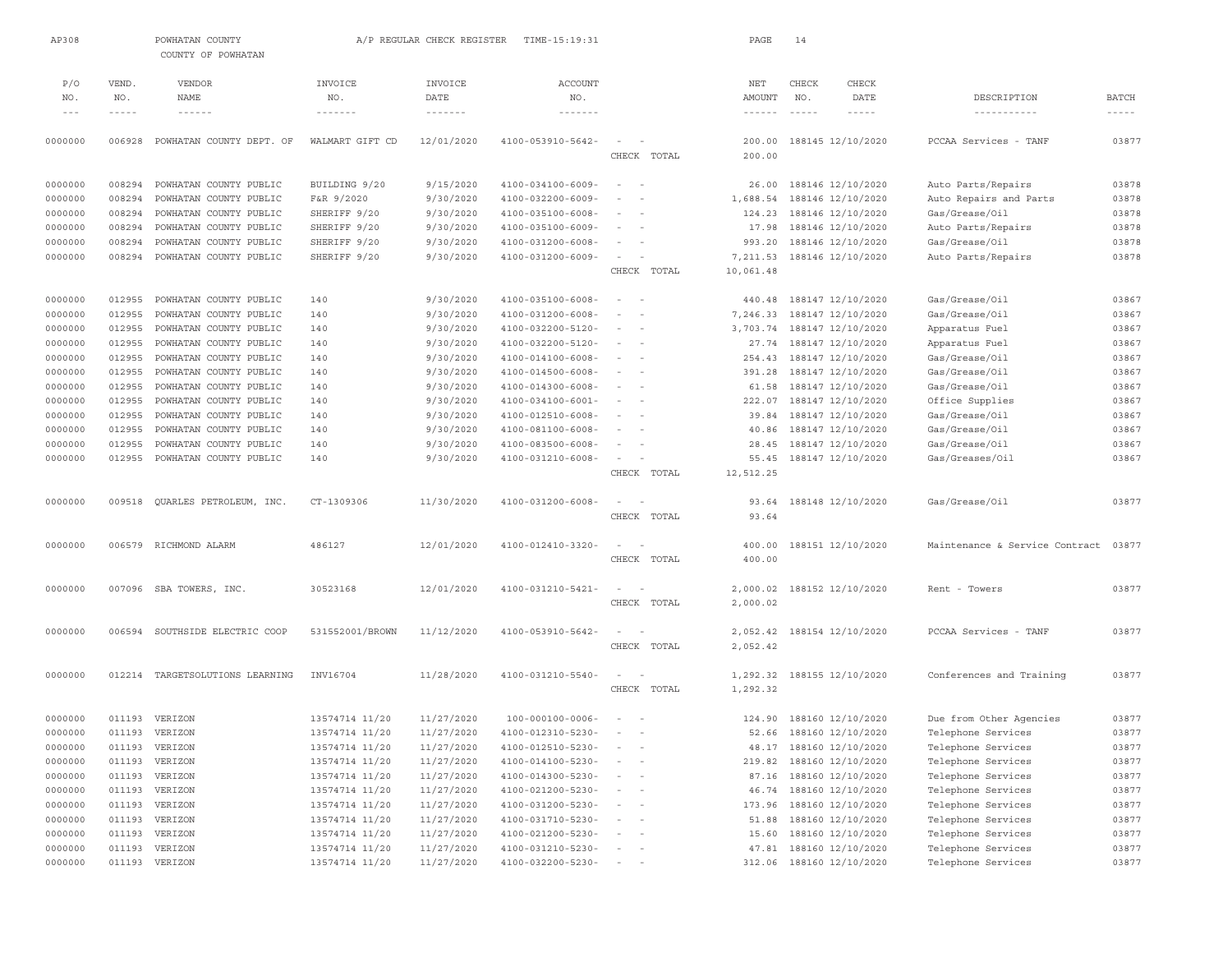AP308 POWHATAN COUNTY A/P REGULAR CHECK REGISTER TIME-15:19:31

COUNTY OF POWHATAN

| P/O NO. | VEND. NO. | VENDOR NAME | INVOICE NO. | INVOICE DATE | ACCOUNT NO. | | NET AMOUNT | CHECK NO. | CHECK DATE | DESCRIPTION | BATCH |
|---|---|---|---|---|---|---|---|---|---|---|---|
| 0000000 | 006928 | POWHATAN COUNTY DEPT. OF | WALMART GIFT CD | 12/01/2020 | 4100-053910-5642- | - - | 200.00 | 188145 | 12/10/2020 | PCCAA Services - TANF | 03877 |
| | | | | | | CHECK TOTAL | 200.00 | | | | |
| 0000000 | 008294 | POWHATAN COUNTY PUBLIC | BUILDING 9/20 | 9/15/2020 | 4100-034100-6009- | - - | 26.00 | 188146 | 12/10/2020 | Auto Parts/Repairs | 03878 |
| 0000000 | 008294 | POWHATAN COUNTY PUBLIC | F&R 9/2020 | 9/30/2020 | 4100-032200-6009- | - - | 1,688.54 | 188146 | 12/10/2020 | Auto Repairs and Parts | 03878 |
| 0000000 | 008294 | POWHATAN COUNTY PUBLIC | SHERIFF 9/20 | 9/30/2020 | 4100-035100-6008- | - - | 124.23 | 188146 | 12/10/2020 | Gas/Grease/Oil | 03878 |
| 0000000 | 008294 | POWHATAN COUNTY PUBLIC | SHERIFF 9/20 | 9/30/2020 | 4100-035100-6009- | - - | 17.98 | 188146 | 12/10/2020 | Auto Parts/Repairs | 03878 |
| 0000000 | 008294 | POWHATAN COUNTY PUBLIC | SHERIFF 9/20 | 9/30/2020 | 4100-031200-6008- | - - | 993.20 | 188146 | 12/10/2020 | Gas/Grease/Oil | 03878 |
| 0000000 | 008294 | POWHATAN COUNTY PUBLIC | SHERIFF 9/20 | 9/30/2020 | 4100-031200-6009- | - - | 7,211.53 | 188146 | 12/10/2020 | Auto Parts/Repairs | 03878 |
| | | | | | | CHECK TOTAL | 10,061.48 | | | | |
| 0000000 | 012955 | POWHATAN COUNTY PUBLIC | 140 | 9/30/2020 | 4100-035100-6008- | - - | 440.48 | 188147 | 12/10/2020 | Gas/Grease/Oil | 03867 |
| 0000000 | 012955 | POWHATAN COUNTY PUBLIC | 140 | 9/30/2020 | 4100-031200-6008- | - - | 7,246.33 | 188147 | 12/10/2020 | Gas/Grease/Oil | 03867 |
| 0000000 | 012955 | POWHATAN COUNTY PUBLIC | 140 | 9/30/2020 | 4100-032200-5120- | - - | 3,703.74 | 188147 | 12/10/2020 | Apparatus Fuel | 03867 |
| 0000000 | 012955 | POWHATAN COUNTY PUBLIC | 140 | 9/30/2020 | 4100-032200-5120- | - - | 27.74 | 188147 | 12/10/2020 | Apparatus Fuel | 03867 |
| 0000000 | 012955 | POWHATAN COUNTY PUBLIC | 140 | 9/30/2020 | 4100-014100-6008- | - - | 254.43 | 188147 | 12/10/2020 | Gas/Grease/Oil | 03867 |
| 0000000 | 012955 | POWHATAN COUNTY PUBLIC | 140 | 9/30/2020 | 4100-014500-6008- | - - | 391.28 | 188147 | 12/10/2020 | Gas/Grease/Oil | 03867 |
| 0000000 | 012955 | POWHATAN COUNTY PUBLIC | 140 | 9/30/2020 | 4100-014300-6008- | - - | 61.58 | 188147 | 12/10/2020 | Gas/Grease/Oil | 03867 |
| 0000000 | 012955 | POWHATAN COUNTY PUBLIC | 140 | 9/30/2020 | 4100-034100-6001- | - - | 222.07 | 188147 | 12/10/2020 | Office Supplies | 03867 |
| 0000000 | 012955 | POWHATAN COUNTY PUBLIC | 140 | 9/30/2020 | 4100-012510-6008- | - - | 39.84 | 188147 | 12/10/2020 | Gas/Grease/Oil | 03867 |
| 0000000 | 012955 | POWHATAN COUNTY PUBLIC | 140 | 9/30/2020 | 4100-081100-6008- | - - | 40.86 | 188147 | 12/10/2020 | Gas/Grease/Oil | 03867 |
| 0000000 | 012955 | POWHATAN COUNTY PUBLIC | 140 | 9/30/2020 | 4100-083500-6008- | - - | 28.45 | 188147 | 12/10/2020 | Gas/Grease/Oil | 03867 |
| 0000000 | 012955 | POWHATAN COUNTY PUBLIC | 140 | 9/30/2020 | 4100-031210-6008- | - - | 55.45 | 188147 | 12/10/2020 | Gas/Greases/Oil | 03867 |
| | | | | | | CHECK TOTAL | 12,512.25 | | | | |
| 0000000 | 009518 | QUARLES PETROLEUM, INC. | CT-1309306 | 11/30/2020 | 4100-031200-6008- | - - | 93.64 | 188148 | 12/10/2020 | Gas/Grease/Oil | 03877 |
| | | | | | | CHECK TOTAL | 93.64 | | | | |
| 0000000 | 006579 | RICHMOND ALARM | 486127 | 12/01/2020 | 4100-012410-3320- | - - | 400.00 | 188151 | 12/10/2020 | Maintenance & Service Contract | 03877 |
| | | | | | | CHECK TOTAL | 400.00 | | | | |
| 0000000 | 007096 | SBA TOWERS, INC. | 30523168 | 12/01/2020 | 4100-031210-5421- | - - | 2,000.02 | 188152 | 12/10/2020 | Rent - Towers | 03877 |
| | | | | | | CHECK TOTAL | 2,000.02 | | | | |
| 0000000 | 006594 | SOUTHSIDE ELECTRIC COOP | 531552001/BROWN | 11/12/2020 | 4100-053910-5642- | - - | 2,052.42 | 188154 | 12/10/2020 | PCCAA Services - TANF | 03877 |
| | | | | | | CHECK TOTAL | 2,052.42 | | | | |
| 0000000 | 012214 | TARGETSOLUTIONS LEARNING | INV16704 | 11/28/2020 | 4100-031210-5540- | - - | 1,292.32 | 188155 | 12/10/2020 | Conferences and Training | 03877 |
| | | | | | | CHECK TOTAL | 1,292.32 | | | | |
| 0000000 | 011193 | VERIZON | 13574714 11/20 | 11/27/2020 | 100-000100-0006- | - - | 124.90 | 188160 | 12/10/2020 | Due from Other Agencies | 03877 |
| 0000000 | 011193 | VERIZON | 13574714 11/20 | 11/27/2020 | 4100-012310-5230- | - - | 52.66 | 188160 | 12/10/2020 | Telephone Services | 03877 |
| 0000000 | 011193 | VERIZON | 13574714 11/20 | 11/27/2020 | 4100-012510-5230- | - - | 48.17 | 188160 | 12/10/2020 | Telephone Services | 03877 |
| 0000000 | 011193 | VERIZON | 13574714 11/20 | 11/27/2020 | 4100-014100-5230- | - - | 219.82 | 188160 | 12/10/2020 | Telephone Services | 03877 |
| 0000000 | 011193 | VERIZON | 13574714 11/20 | 11/27/2020 | 4100-014300-5230- | - - | 87.16 | 188160 | 12/10/2020 | Telephone Services | 03877 |
| 0000000 | 011193 | VERIZON | 13574714 11/20 | 11/27/2020 | 4100-021200-5230- | - - | 46.74 | 188160 | 12/10/2020 | Telephone Services | 03877 |
| 0000000 | 011193 | VERIZON | 13574714 11/20 | 11/27/2020 | 4100-031200-5230- | - - | 173.96 | 188160 | 12/10/2020 | Telephone Services | 03877 |
| 0000000 | 011193 | VERIZON | 13574714 11/20 | 11/27/2020 | 4100-031710-5230- | - - | 51.88 | 188160 | 12/10/2020 | Telephone Services | 03877 |
| 0000000 | 011193 | VERIZON | 13574714 11/20 | 11/27/2020 | 4100-021200-5230- | - - | 15.60 | 188160 | 12/10/2020 | Telephone Services | 03877 |
| 0000000 | 011193 | VERIZON | 13574714 11/20 | 11/27/2020 | 4100-031210-5230- | - - | 47.81 | 188160 | 12/10/2020 | Telephone Services | 03877 |
| 0000000 | 011193 | VERIZON | 13574714 11/20 | 11/27/2020 | 4100-032200-5230- | - - | 312.06 | 188160 | 12/10/2020 | Telephone Services | 03877 |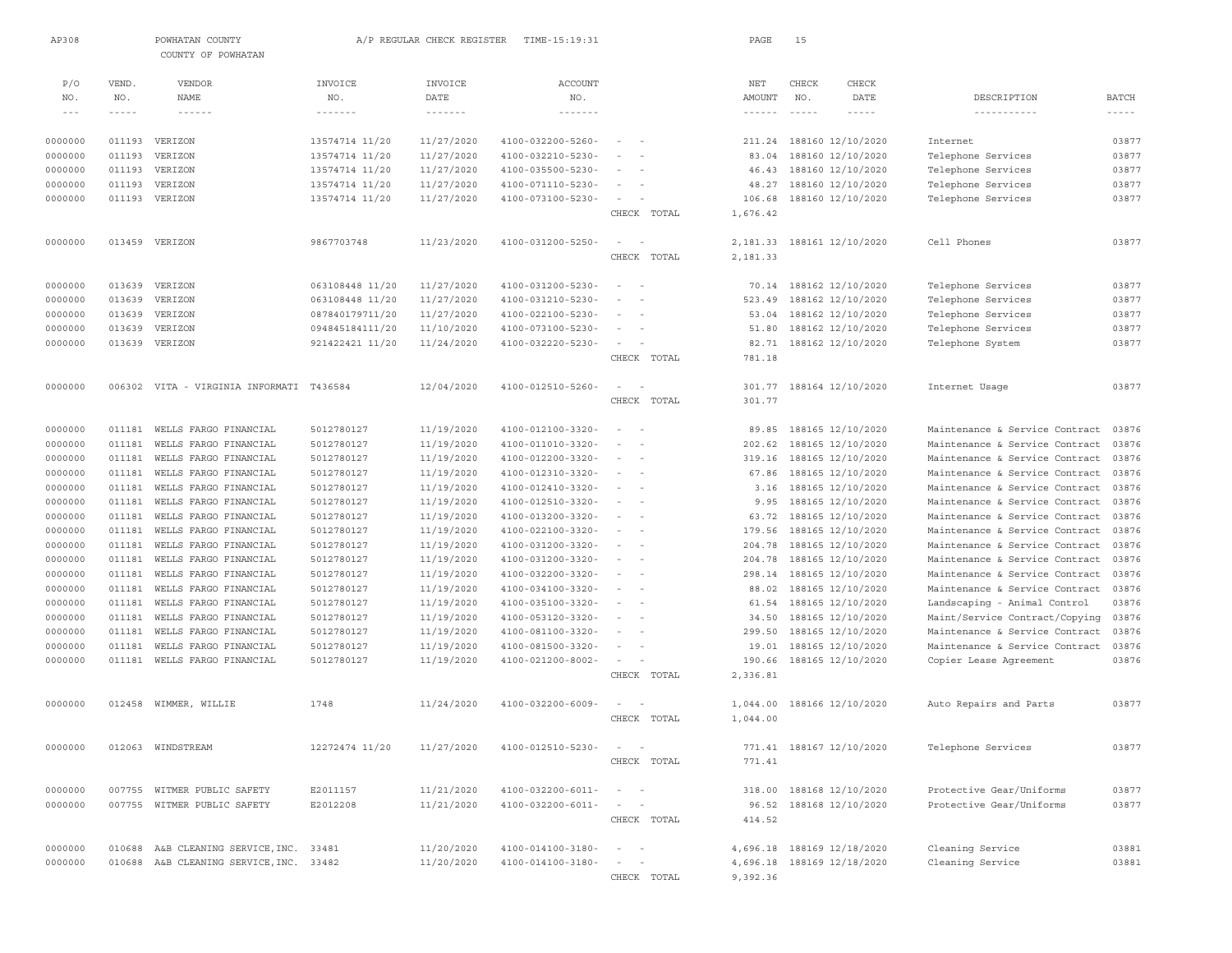AP308 POWHATAN COUNTY A/P REGULAR CHECK REGISTER TIME-15:19:31

COUNTY OF POWHATAN

| P/O NO. | VEND. NO. | VENDOR NAME | INVOICE NO. | INVOICE DATE | ACCOUNT NO. | | NET AMOUNT | CHECK NO. | CHECK DATE | DESCRIPTION | BATCH |
|---|---|---|---|---|---|---|---|---|---|---|---|
| 0000000 | 011193 | VERIZON | 13574714 11/20 | 11/27/2020 | 4100-032200-5260- | - - | 211.24 | 188160 | 12/10/2020 | Internet | 03877 |
| 0000000 | 011193 | VERIZON | 13574714 11/20 | 11/27/2020 | 4100-032210-5230- | - - | 83.04 | 188160 | 12/10/2020 | Telephone Services | 03877 |
| 0000000 | 011193 | VERIZON | 13574714 11/20 | 11/27/2020 | 4100-035500-5230- | - - | 46.43 | 188160 | 12/10/2020 | Telephone Services | 03877 |
| 0000000 | 011193 | VERIZON | 13574714 11/20 | 11/27/2020 | 4100-071110-5230- | - - | 48.27 | 188160 | 12/10/2020 | Telephone Services | 03877 |
| 0000000 | 011193 | VERIZON | 13574714 11/20 | 11/27/2020 | 4100-073100-5230- | - - | 106.68 | 188160 | 12/10/2020 | Telephone Services | 03877 |
| | | | | | | CHECK TOTAL | 1,676.42 | | | | |
| 0000000 | 013459 | VERIZON | 9867703748 | 11/23/2020 | 4100-031200-5250- | - - | 2,181.33 | 188161 | 12/10/2020 | Cell Phones | 03877 |
| | | | | | | CHECK TOTAL | 2,181.33 | | | | |
| 0000000 | 013639 | VERIZON | 063108448 11/20 | 11/27/2020 | 4100-031200-5230- | - - | 70.14 | 188162 | 12/10/2020 | Telephone Services | 03877 |
| 0000000 | 013639 | VERIZON | 063108448 11/20 | 11/27/2020 | 4100-031210-5230- | - - | 523.49 | 188162 | 12/10/2020 | Telephone Services | 03877 |
| 0000000 | 013639 | VERIZON | 087840179711/20 | 11/27/2020 | 4100-022100-5230- | - - | 53.04 | 188162 | 12/10/2020 | Telephone Services | 03877 |
| 0000000 | 013639 | VERIZON | 094845184111/20 | 11/10/2020 | 4100-073100-5230- | - - | 51.80 | 188162 | 12/10/2020 | Telephone Services | 03877 |
| 0000000 | 013639 | VERIZON | 921422421 11/20 | 11/24/2020 | 4100-032220-5230- | - - | 82.71 | 188162 | 12/10/2020 | Telephone System | 03877 |
| | | | | | | CHECK TOTAL | 781.18 | | | | |
| 0000000 | 006302 | VITA - VIRGINIA INFORMATI | T436584 | 12/04/2020 | 4100-012510-5260- | - - | 301.77 | 188164 | 12/10/2020 | Internet Usage | 03877 |
| | | | | | | CHECK TOTAL | 301.77 | | | | |
| 0000000 | 011181 | WELLS FARGO FINANCIAL | 5012780127 | 11/19/2020 | 4100-012100-3320- | - - | 89.85 | 188165 | 12/10/2020 | Maintenance & Service Contract | 03876 |
| 0000000 | 011181 | WELLS FARGO FINANCIAL | 5012780127 | 11/19/2020 | 4100-011010-3320- | - - | 202.62 | 188165 | 12/10/2020 | Maintenance & Service Contract | 03876 |
| 0000000 | 011181 | WELLS FARGO FINANCIAL | 5012780127 | 11/19/2020 | 4100-012200-3320- | - - | 319.16 | 188165 | 12/10/2020 | Maintenance & Service Contract | 03876 |
| 0000000 | 011181 | WELLS FARGO FINANCIAL | 5012780127 | 11/19/2020 | 4100-012310-3320- | - - | 67.86 | 188165 | 12/10/2020 | Maintenance & Service Contract | 03876 |
| 0000000 | 011181 | WELLS FARGO FINANCIAL | 5012780127 | 11/19/2020 | 4100-012410-3320- | - - | 3.16 | 188165 | 12/10/2020 | Maintenance & Service Contract | 03876 |
| 0000000 | 011181 | WELLS FARGO FINANCIAL | 5012780127 | 11/19/2020 | 4100-012510-3320- | - - | 9.95 | 188165 | 12/10/2020 | Maintenance & Service Contract | 03876 |
| 0000000 | 011181 | WELLS FARGO FINANCIAL | 5012780127 | 11/19/2020 | 4100-013200-3320- | - - | 63.72 | 188165 | 12/10/2020 | Maintenance & Service Contract | 03876 |
| 0000000 | 011181 | WELLS FARGO FINANCIAL | 5012780127 | 11/19/2020 | 4100-022100-3320- | - - | 179.56 | 188165 | 12/10/2020 | Maintenance & Service Contract | 03876 |
| 0000000 | 011181 | WELLS FARGO FINANCIAL | 5012780127 | 11/19/2020 | 4100-031200-3320- | - - | 204.78 | 188165 | 12/10/2020 | Maintenance & Service Contract | 03876 |
| 0000000 | 011181 | WELLS FARGO FINANCIAL | 5012780127 | 11/19/2020 | 4100-031200-3320- | - - | 204.78 | 188165 | 12/10/2020 | Maintenance & Service Contract | 03876 |
| 0000000 | 011181 | WELLS FARGO FINANCIAL | 5012780127 | 11/19/2020 | 4100-032200-3320- | - - | 298.14 | 188165 | 12/10/2020 | Maintenance & Service Contract | 03876 |
| 0000000 | 011181 | WELLS FARGO FINANCIAL | 5012780127 | 11/19/2020 | 4100-034100-3320- | - - | 88.02 | 188165 | 12/10/2020 | Maintenance & Service Contract | 03876 |
| 0000000 | 011181 | WELLS FARGO FINANCIAL | 5012780127 | 11/19/2020 | 4100-035100-3320- | - - | 61.54 | 188165 | 12/10/2020 | Landscaping - Animal Control | 03876 |
| 0000000 | 011181 | WELLS FARGO FINANCIAL | 5012780127 | 11/19/2020 | 4100-053120-3320- | - - | 34.50 | 188165 | 12/10/2020 | Maint/Service Contract/Copying | 03876 |
| 0000000 | 011181 | WELLS FARGO FINANCIAL | 5012780127 | 11/19/2020 | 4100-081100-3320- | - - | 299.50 | 188165 | 12/10/2020 | Maintenance & Service Contract | 03876 |
| 0000000 | 011181 | WELLS FARGO FINANCIAL | 5012780127 | 11/19/2020 | 4100-081500-3320- | - - | 19.01 | 188165 | 12/10/2020 | Maintenance & Service Contract | 03876 |
| 0000000 | 011181 | WELLS FARGO FINANCIAL | 5012780127 | 11/19/2020 | 4100-021200-8002- | - - | 190.66 | 188165 | 12/10/2020 | Copier Lease Agreement | 03876 |
| | | | | | | CHECK TOTAL | 2,336.81 | | | | |
| 0000000 | 012458 | WIMMER, WILLIE | 1748 | 11/24/2020 | 4100-032200-6009- | - - | 1,044.00 | 188166 | 12/10/2020 | Auto Repairs and Parts | 03877 |
| | | | | | | CHECK TOTAL | 1,044.00 | | | | |
| 0000000 | 012063 | WINDSTREAM | 12272474 11/20 | 11/27/2020 | 4100-012510-5230- | - - | 771.41 | 188167 | 12/10/2020 | Telephone Services | 03877 |
| | | | | | | CHECK TOTAL | 771.41 | | | | |
| 0000000 | 007755 | WITMER PUBLIC SAFETY | E2011157 | 11/21/2020 | 4100-032200-6011- | - - | 318.00 | 188168 | 12/10/2020 | Protective Gear/Uniforms | 03877 |
| 0000000 | 007755 | WITMER PUBLIC SAFETY | E2012208 | 11/21/2020 | 4100-032200-6011- | - - | 96.52 | 188168 | 12/10/2020 | Protective Gear/Uniforms | 03877 |
| | | | | | | CHECK TOTAL | 414.52 | | | | |
| 0000000 | 010688 | A&B CLEANING SERVICE,INC. | 33481 | 11/20/2020 | 4100-014100-3180- | - - | 4,696.18 | 188169 | 12/18/2020 | Cleaning Service | 03881 |
| 0000000 | 010688 | A&B CLEANING SERVICE,INC. | 33482 | 11/20/2020 | 4100-014100-3180- | - - | 4,696.18 | 188169 | 12/18/2020 | Cleaning Service | 03881 |
| | | | | | | CHECK TOTAL | 9,392.36 | | | | |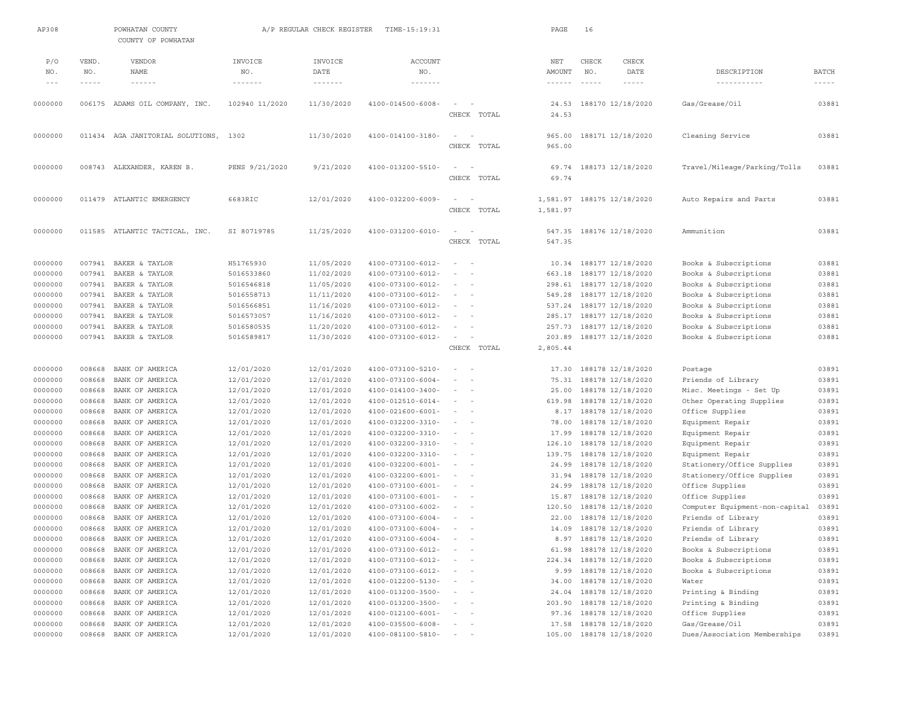AP308 POWHATAN COUNTY A/P REGULAR CHECK REGISTER TIME-15:19:31

COUNTY OF POWHATAN

| P/O NO. | VEND. NO. | VENDOR NAME | INVOICE NO. | INVOICE DATE | ACCOUNT NO. | | NET AMOUNT | CHECK NO. | CHECK DATE | DESCRIPTION | BATCH |
|---|---|---|---|---|---|---|---|---|---|---|---|
| 0000000 | 006175 | ADAMS OIL COMPANY, INC. | 102940 11/2020 | 11/30/2020 | 4100-014500-6008- | - - | 24.53 | 188170 | 12/18/2020 | Gas/Grease/Oil | 03881 |
| | | | | | | CHECK TOTAL | 24.53 | | | | |
| 0000000 | 011434 | AGA JANITORIAL SOLUTIONS, | 1302 | 11/30/2020 | 4100-014100-3180- | - - | 965.00 | 188171 | 12/18/2020 | Cleaning Service | 03881 |
| | | | | | | CHECK TOTAL | 965.00 | | | | |
| 0000000 | 008743 | ALEXANDER, KAREN B. | PENS 9/21/2020 | 9/21/2020 | 4100-013200-5510- | - - | 69.74 | 188173 | 12/18/2020 | Travel/Mileage/Parking/Tolls | 03881 |
| | | | | | | CHECK TOTAL | 69.74 | | | | |
| 0000000 | 011479 | ATLANTIC EMERGENCY | 6683RIC | 12/01/2020 | 4100-032200-6009- | - - | 1,581.97 | 188175 | 12/18/2020 | Auto Repairs and Parts | 03881 |
| | | | | | | CHECK TOTAL | 1,581.97 | | | | |
| 0000000 | 011585 | ATLANTIC TACTICAL, INC. | SI 80719785 | 11/25/2020 | 4100-031200-6010- | - - | 547.35 | 188176 | 12/18/2020 | Ammunition | 03881 |
| | | | | | | CHECK TOTAL | 547.35 | | | | |
| 0000000 | 007941 | BAKER & TAYLOR | H51765930 | 11/05/2020 | 4100-073100-6012- | - - | 10.34 | 188177 | 12/18/2020 | Books & Subscriptions | 03881 |
| 0000000 | 007941 | BAKER & TAYLOR | 5016533860 | 11/02/2020 | 4100-073100-6012- | - - | 663.18 | 188177 | 12/18/2020 | Books & Subscriptions | 03881 |
| 0000000 | 007941 | BAKER & TAYLOR | 5016546818 | 11/05/2020 | 4100-073100-6012- | - - | 298.61 | 188177 | 12/18/2020 | Books & Subscriptions | 03881 |
| 0000000 | 007941 | BAKER & TAYLOR | 5016558713 | 11/11/2020 | 4100-073100-6012- | - - | 549.28 | 188177 | 12/18/2020 | Books & Subscriptions | 03881 |
| 0000000 | 007941 | BAKER & TAYLOR | 5016566851 | 11/16/2020 | 4100-073100-6012- | - - | 537.24 | 188177 | 12/18/2020 | Books & Subscriptions | 03881 |
| 0000000 | 007941 | BAKER & TAYLOR | 5016573057 | 11/16/2020 | 4100-073100-6012- | - - | 285.17 | 188177 | 12/18/2020 | Books & Subscriptions | 03881 |
| 0000000 | 007941 | BAKER & TAYLOR | 5016580535 | 11/20/2020 | 4100-073100-6012- | - - | 257.73 | 188177 | 12/18/2020 | Books & Subscriptions | 03881 |
| 0000000 | 007941 | BAKER & TAYLOR | 5016589817 | 11/30/2020 | 4100-073100-6012- | - - | 203.89 | 188177 | 12/18/2020 | Books & Subscriptions | 03881 |
| | | | | | | CHECK TOTAL | 2,805.44 | | | | |
| 0000000 | 008668 | BANK OF AMERICA | 12/01/2020 | 12/01/2020 | 4100-073100-5210- | - - | 17.30 | 188178 | 12/18/2020 | Postage | 03891 |
| 0000000 | 008668 | BANK OF AMERICA | 12/01/2020 | 12/01/2020 | 4100-073100-6004- | - - | 75.31 | 188178 | 12/18/2020 | Friends of Library | 03891 |
| 0000000 | 008668 | BANK OF AMERICA | 12/01/2020 | 12/01/2020 | 4100-014100-3400- | - - | 25.00 | 188178 | 12/18/2020 | Misc. Meetings - Set Up | 03891 |
| 0000000 | 008668 | BANK OF AMERICA | 12/01/2020 | 12/01/2020 | 4100-012510-6014- | - - | 619.98 | 188178 | 12/18/2020 | Other Operating Supplies | 03891 |
| 0000000 | 008668 | BANK OF AMERICA | 12/01/2020 | 12/01/2020 | 4100-021600-6001- | - - | 8.17 | 188178 | 12/18/2020 | Office Supplies | 03891 |
| 0000000 | 008668 | BANK OF AMERICA | 12/01/2020 | 12/01/2020 | 4100-032200-3310- | - - | 78.00 | 188178 | 12/18/2020 | Equipment Repair | 03891 |
| 0000000 | 008668 | BANK OF AMERICA | 12/01/2020 | 12/01/2020 | 4100-032200-3310- | - - | 17.99 | 188178 | 12/18/2020 | Equipment Repair | 03891 |
| 0000000 | 008668 | BANK OF AMERICA | 12/01/2020 | 12/01/2020 | 4100-032200-3310- | - - | 126.10 | 188178 | 12/18/2020 | Equipment Repair | 03891 |
| 0000000 | 008668 | BANK OF AMERICA | 12/01/2020 | 12/01/2020 | 4100-032200-3310- | - - | 139.75 | 188178 | 12/18/2020 | Equipment Repair | 03891 |
| 0000000 | 008668 | BANK OF AMERICA | 12/01/2020 | 12/01/2020 | 4100-032200-6001- | - - | 24.99 | 188178 | 12/18/2020 | Stationery/Office Supplies | 03891 |
| 0000000 | 008668 | BANK OF AMERICA | 12/01/2020 | 12/01/2020 | 4100-032200-6001- | - - | 31.94 | 188178 | 12/18/2020 | Stationery/Office Supplies | 03891 |
| 0000000 | 008668 | BANK OF AMERICA | 12/01/2020 | 12/01/2020 | 4100-073100-6001- | - - | 24.99 | 188178 | 12/18/2020 | Office Supplies | 03891 |
| 0000000 | 008668 | BANK OF AMERICA | 12/01/2020 | 12/01/2020 | 4100-073100-6001- | - - | 15.87 | 188178 | 12/18/2020 | Office Supplies | 03891 |
| 0000000 | 008668 | BANK OF AMERICA | 12/01/2020 | 12/01/2020 | 4100-073100-6002- | - - | 120.50 | 188178 | 12/18/2020 | Computer Equipment-non-capital | 03891 |
| 0000000 | 008668 | BANK OF AMERICA | 12/01/2020 | 12/01/2020 | 4100-073100-6004- | - - | 22.00 | 188178 | 12/18/2020 | Friends of Library | 03891 |
| 0000000 | 008668 | BANK OF AMERICA | 12/01/2020 | 12/01/2020 | 4100-073100-6004- | - - | 14.09 | 188178 | 12/18/2020 | Friends of Library | 03891 |
| 0000000 | 008668 | BANK OF AMERICA | 12/01/2020 | 12/01/2020 | 4100-073100-6004- | - - | 8.97 | 188178 | 12/18/2020 | Friends of Library | 03891 |
| 0000000 | 008668 | BANK OF AMERICA | 12/01/2020 | 12/01/2020 | 4100-073100-6012- | - - | 61.98 | 188178 | 12/18/2020 | Books & Subscriptions | 03891 |
| 0000000 | 008668 | BANK OF AMERICA | 12/01/2020 | 12/01/2020 | 4100-073100-6012- | - - | 224.34 | 188178 | 12/18/2020 | Books & Subscriptions | 03891 |
| 0000000 | 008668 | BANK OF AMERICA | 12/01/2020 | 12/01/2020 | 4100-073100-6012- | - - | 9.99 | 188178 | 12/18/2020 | Books & Subscriptions | 03891 |
| 0000000 | 008668 | BANK OF AMERICA | 12/01/2020 | 12/01/2020 | 4100-012200-5130- | - - | 34.00 | 188178 | 12/18/2020 | Water | 03891 |
| 0000000 | 008668 | BANK OF AMERICA | 12/01/2020 | 12/01/2020 | 4100-013200-3500- | - - | 24.04 | 188178 | 12/18/2020 | Printing & Binding | 03891 |
| 0000000 | 008668 | BANK OF AMERICA | 12/01/2020 | 12/01/2020 | 4100-013200-3500- | - - | 203.90 | 188178 | 12/18/2020 | Printing & Binding | 03891 |
| 0000000 | 008668 | BANK OF AMERICA | 12/01/2020 | 12/01/2020 | 4100-012100-6001- | - - | 97.36 | 188178 | 12/18/2020 | Office Supplies | 03891 |
| 0000000 | 008668 | BANK OF AMERICA | 12/01/2020 | 12/01/2020 | 4100-035500-6008- | - - | 17.58 | 188178 | 12/18/2020 | Gas/Grease/Oil | 03891 |
| 0000000 | 008668 | BANK OF AMERICA | 12/01/2020 | 12/01/2020 | 4100-081100-5810- | - - | 105.00 | 188178 | 12/18/2020 | Dues/Association Memberships | 03891 |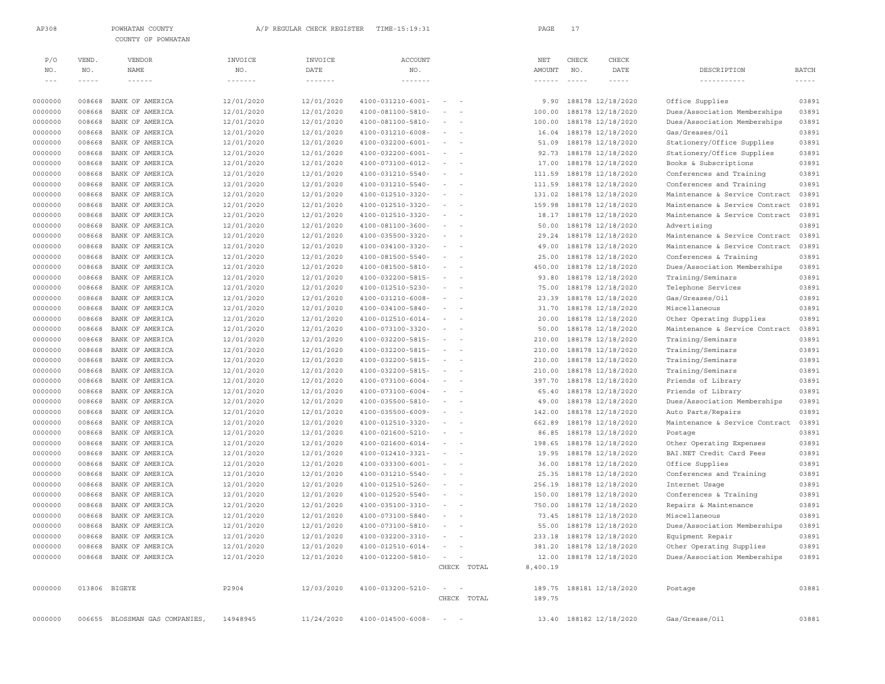AP308 POWHATAN COUNTY A/P REGULAR CHECK REGISTER TIME-15:19:31

COUNTY OF POWHATAN

| P/O NO. | VEND. NO. | VENDOR NAME | INVOICE NO. | INVOICE DATE | ACCOUNT NO. | | NET AMOUNT | CHECK NO. | CHECK DATE | DESCRIPTION | BATCH |
|---|---|---|---|---|---|---|---|---|---|---|---|
| 0000000 | 008668 | BANK OF AMERICA | 12/01/2020 | 12/01/2020 | 4100-031210-6001- | - - | 9.90 | 188178 | 12/18/2020 | Office Supplies | 03891 |
| 0000000 | 008668 | BANK OF AMERICA | 12/01/2020 | 12/01/2020 | 4100-081100-5810- | - - | 100.00 | 188178 | 12/18/2020 | Dues/Association Memberships | 03891 |
| 0000000 | 008668 | BANK OF AMERICA | 12/01/2020 | 12/01/2020 | 4100-081100-5810- | - - | 100.00 | 188178 | 12/18/2020 | Dues/Association Memberships | 03891 |
| 0000000 | 008668 | BANK OF AMERICA | 12/01/2020 | 12/01/2020 | 4100-031210-6008- | - - | 16.04 | 188178 | 12/18/2020 | Gas/Greases/Oil | 03891 |
| 0000000 | 008668 | BANK OF AMERICA | 12/01/2020 | 12/01/2020 | 4100-032200-6001- | - - | 51.09 | 188178 | 12/18/2020 | Stationery/Office Supplies | 03891 |
| 0000000 | 008668 | BANK OF AMERICA | 12/01/2020 | 12/01/2020 | 4100-032200-6001- | - - | 92.73 | 188178 | 12/18/2020 | Stationery/Office Supplies | 03891 |
| 0000000 | 008668 | BANK OF AMERICA | 12/01/2020 | 12/01/2020 | 4100-073100-6012- | - - | 17.00 | 188178 | 12/18/2020 | Books & Subscriptions | 03891 |
| 0000000 | 008668 | BANK OF AMERICA | 12/01/2020 | 12/01/2020 | 4100-031210-5540- | - - | 111.59 | 188178 | 12/18/2020 | Conferences and Training | 03891 |
| 0000000 | 008668 | BANK OF AMERICA | 12/01/2020 | 12/01/2020 | 4100-031210-5540- | - - | 111.59 | 188178 | 12/18/2020 | Conferences and Training | 03891 |
| 0000000 | 008668 | BANK OF AMERICA | 12/01/2020 | 12/01/2020 | 4100-012510-3320- | - - | 131.02 | 188178 | 12/18/2020 | Maintenance & Service Contract | 03891 |
| 0000000 | 008668 | BANK OF AMERICA | 12/01/2020 | 12/01/2020 | 4100-012510-3320- | - - | 159.98 | 188178 | 12/18/2020 | Maintenance & Service Contract | 03891 |
| 0000000 | 008668 | BANK OF AMERICA | 12/01/2020 | 12/01/2020 | 4100-012510-3320- | - - | 18.17 | 188178 | 12/18/2020 | Maintenance & Service Contract | 03891 |
| 0000000 | 008668 | BANK OF AMERICA | 12/01/2020 | 12/01/2020 | 4100-081100-3600- | - - | 50.00 | 188178 | 12/18/2020 | Advertising | 03891 |
| 0000000 | 008668 | BANK OF AMERICA | 12/01/2020 | 12/01/2020 | 4100-035500-3320- | - - | 29.24 | 188178 | 12/18/2020 | Maintenance & Service Contract | 03891 |
| 0000000 | 008668 | BANK OF AMERICA | 12/01/2020 | 12/01/2020 | 4100-034100-3320- | - - | 49.00 | 188178 | 12/18/2020 | Maintenance & Service Contract | 03891 |
| 0000000 | 008668 | BANK OF AMERICA | 12/01/2020 | 12/01/2020 | 4100-081500-5540- | - - | 25.00 | 188178 | 12/18/2020 | Conferences & Training | 03891 |
| 0000000 | 008668 | BANK OF AMERICA | 12/01/2020 | 12/01/2020 | 4100-081500-5810- | - - | 450.00 | 188178 | 12/18/2020 | Dues/Association Memberships | 03891 |
| 0000000 | 008668 | BANK OF AMERICA | 12/01/2020 | 12/01/2020 | 4100-032200-5815- | - - | 93.80 | 188178 | 12/18/2020 | Training/Seminars | 03891 |
| 0000000 | 008668 | BANK OF AMERICA | 12/01/2020 | 12/01/2020 | 4100-012510-5230- | - - | 75.00 | 188178 | 12/18/2020 | Telephone Services | 03891 |
| 0000000 | 008668 | BANK OF AMERICA | 12/01/2020 | 12/01/2020 | 4100-031210-6008- | - - | 23.39 | 188178 | 12/18/2020 | Gas/Greases/Oil | 03891 |
| 0000000 | 008668 | BANK OF AMERICA | 12/01/2020 | 12/01/2020 | 4100-034100-5840- | - - | 31.70 | 188178 | 12/18/2020 | Miscellaneous | 03891 |
| 0000000 | 008668 | BANK OF AMERICA | 12/01/2020 | 12/01/2020 | 4100-012510-6014- | - - | 20.00 | 188178 | 12/18/2020 | Other Operating Supplies | 03891 |
| 0000000 | 008668 | BANK OF AMERICA | 12/01/2020 | 12/01/2020 | 4100-073100-3320- | - - | 50.00 | 188178 | 12/18/2020 | Maintenance & Service Contract | 03891 |
| 0000000 | 008668 | BANK OF AMERICA | 12/01/2020 | 12/01/2020 | 4100-032200-5815- | - - | 210.00 | 188178 | 12/18/2020 | Training/Seminars | 03891 |
| 0000000 | 008668 | BANK OF AMERICA | 12/01/2020 | 12/01/2020 | 4100-032200-5815- | - - | 210.00 | 188178 | 12/18/2020 | Training/Seminars | 03891 |
| 0000000 | 008668 | BANK OF AMERICA | 12/01/2020 | 12/01/2020 | 4100-032200-5815- | - - | 210.00 | 188178 | 12/18/2020 | Training/Seminars | 03891 |
| 0000000 | 008668 | BANK OF AMERICA | 12/01/2020 | 12/01/2020 | 4100-032200-5815- | - - | 210.00 | 188178 | 12/18/2020 | Training/Seminars | 03891 |
| 0000000 | 008668 | BANK OF AMERICA | 12/01/2020 | 12/01/2020 | 4100-073100-6004- | - - | 397.70 | 188178 | 12/18/2020 | Friends of Library | 03891 |
| 0000000 | 008668 | BANK OF AMERICA | 12/01/2020 | 12/01/2020 | 4100-073100-6004- | - - | 65.40 | 188178 | 12/18/2020 | Friends of Library | 03891 |
| 0000000 | 008668 | BANK OF AMERICA | 12/01/2020 | 12/01/2020 | 4100-035500-5810- | - - | 49.00 | 188178 | 12/18/2020 | Dues/Association Memberships | 03891 |
| 0000000 | 008668 | BANK OF AMERICA | 12/01/2020 | 12/01/2020 | 4100-035500-6009- | - - | 142.00 | 188178 | 12/18/2020 | Auto Parts/Repairs | 03891 |
| 0000000 | 008668 | BANK OF AMERICA | 12/01/2020 | 12/01/2020 | 4100-012510-3320- | - - | 662.89 | 188178 | 12/18/2020 | Maintenance & Service Contract | 03891 |
| 0000000 | 008668 | BANK OF AMERICA | 12/01/2020 | 12/01/2020 | 4100-021600-5210- | - - | 86.85 | 188178 | 12/18/2020 | Postage | 03891 |
| 0000000 | 008668 | BANK OF AMERICA | 12/01/2020 | 12/01/2020 | 4100-021600-6014- | - - | 198.65 | 188178 | 12/18/2020 | Other Operating Expenses | 03891 |
| 0000000 | 008668 | BANK OF AMERICA | 12/01/2020 | 12/01/2020 | 4100-012410-3321- | - - | 19.95 | 188178 | 12/18/2020 | BAI.NET Credit Card Fees | 03891 |
| 0000000 | 008668 | BANK OF AMERICA | 12/01/2020 | 12/01/2020 | 4100-033300-6001- | - - | 36.00 | 188178 | 12/18/2020 | Office Supplies | 03891 |
| 0000000 | 008668 | BANK OF AMERICA | 12/01/2020 | 12/01/2020 | 4100-031210-5540- | - - | 25.35 | 188178 | 12/18/2020 | Conferences and Training | 03891 |
| 0000000 | 008668 | BANK OF AMERICA | 12/01/2020 | 12/01/2020 | 4100-012510-5260- | - - | 256.19 | 188178 | 12/18/2020 | Internet Usage | 03891 |
| 0000000 | 008668 | BANK OF AMERICA | 12/01/2020 | 12/01/2020 | 4100-012520-5540- | - - | 150.00 | 188178 | 12/18/2020 | Conferences & Training | 03891 |
| 0000000 | 008668 | BANK OF AMERICA | 12/01/2020 | 12/01/2020 | 4100-035100-3310- | - - | 750.00 | 188178 | 12/18/2020 | Repairs & Maintenance | 03891 |
| 0000000 | 008668 | BANK OF AMERICA | 12/01/2020 | 12/01/2020 | 4100-073100-5840- | - - | 73.45 | 188178 | 12/18/2020 | Miscellaneous | 03891 |
| 0000000 | 008668 | BANK OF AMERICA | 12/01/2020 | 12/01/2020 | 4100-073100-5810- | - - | 55.00 | 188178 | 12/18/2020 | Dues/Association Memberships | 03891 |
| 0000000 | 008668 | BANK OF AMERICA | 12/01/2020 | 12/01/2020 | 4100-032200-3310- | - - | 233.18 | 188178 | 12/18/2020 | Equipment Repair | 03891 |
| 0000000 | 008668 | BANK OF AMERICA | 12/01/2020 | 12/01/2020 | 4100-012510-6014- | - - | 381.20 | 188178 | 12/18/2020 | Other Operating Supplies | 03891 |
| 0000000 | 008668 | BANK OF AMERICA | 12/01/2020 | 12/01/2020 | 4100-012200-5810- | - - | 12.00 | 188178 | 12/18/2020 | Dues/Association Memberships | 03891 |
| | | | | | | CHECK TOTAL | 8,400.19 | | | | |
| 0000000 | 013806 | BIGEYE | P2904 | 12/03/2020 | 4100-013200-5210- | - - | 189.75 | 188181 | 12/18/2020 | Postage | 03881 |
| | | | | | | CHECK TOTAL | 189.75 | | | | |
| 0000000 | 006655 | BLOSSMAN GAS COMPANIES, | 14948945 | 11/24/2020 | 4100-014500-6008- | - - | 13.40 | 188182 | 12/18/2020 | Gas/Grease/Oil | 03881 |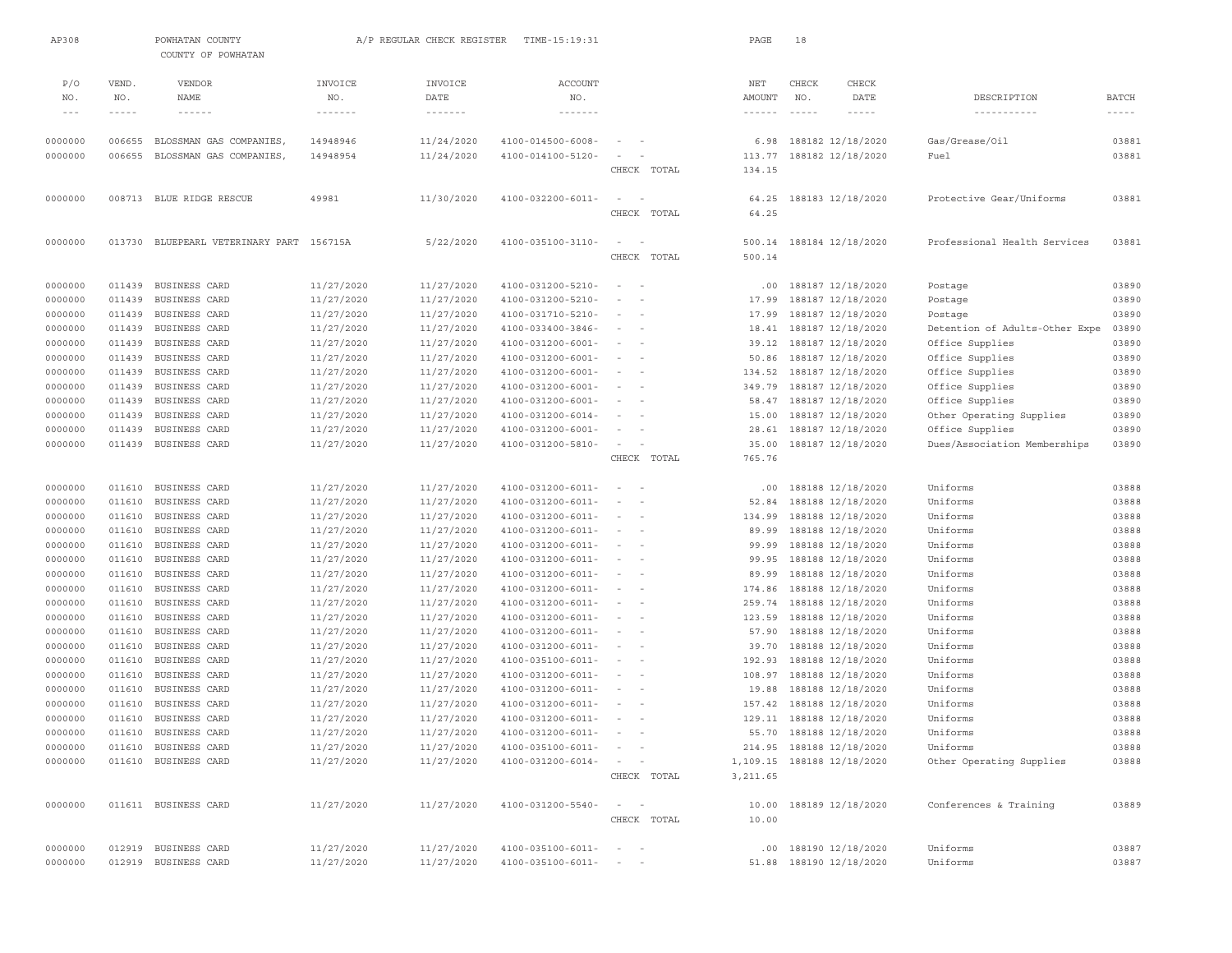AP308 POWHATAN COUNTY A/P REGULAR CHECK REGISTER TIME-15:19:31

COUNTY OF POWHATAN

| P/O NO. | VEND. NO. | VENDOR NAME | INVOICE NO. | INVOICE DATE | ACCOUNT NO. | | NET AMOUNT | CHECK NO. | CHECK DATE | DESCRIPTION | BATCH |
|---|---|---|---|---|---|---|---|---|---|---|---|
| 0000000 | 006655 | BLOSSMAN GAS COMPANIES, | 14948946 | 11/24/2020 | 4100-014500-6008- | - - | 6.98 | 188182 | 12/18/2020 | Gas/Grease/Oil | 03881 |
| 0000000 | 006655 | BLOSSMAN GAS COMPANIES, | 14948954 | 11/24/2020 | 4100-014100-5120- | - - | 113.77 | 188182 | 12/18/2020 | Fuel | 03881 |
| | | | | | | CHECK TOTAL | 134.15 | | | | |
| 0000000 | 008713 | BLUE RIDGE RESCUE | 49981 | 11/30/2020 | 4100-032200-6011- | - - | 64.25 | 188183 | 12/18/2020 | Protective Gear/Uniforms | 03881 |
| | | | | | | CHECK TOTAL | 64.25 | | | | |
| 0000000 | 013730 | BLUEPEARL VETERINARY PART | 156715A | 5/22/2020 | 4100-035100-3110- | - - | 500.14 | 188184 | 12/18/2020 | Professional Health Services | 03881 |
| | | | | | | CHECK TOTAL | 500.14 | | | | |
| 0000000 | 011439 | BUSINESS CARD | 11/27/2020 | 11/27/2020 | 4100-031200-5210- | - - | .00 | 188187 | 12/18/2020 | Postage | 03890 |
| 0000000 | 011439 | BUSINESS CARD | 11/27/2020 | 11/27/2020 | 4100-031200-5210- | - - | 17.99 | 188187 | 12/18/2020 | Postage | 03890 |
| 0000000 | 011439 | BUSINESS CARD | 11/27/2020 | 11/27/2020 | 4100-031710-5210- | - - | 17.99 | 188187 | 12/18/2020 | Postage | 03890 |
| 0000000 | 011439 | BUSINESS CARD | 11/27/2020 | 11/27/2020 | 4100-033400-3846- | - - | 18.41 | 188187 | 12/18/2020 | Detention of Adults-Other Expe | 03890 |
| 0000000 | 011439 | BUSINESS CARD | 11/27/2020 | 11/27/2020 | 4100-031200-6001- | - - | 39.12 | 188187 | 12/18/2020 | Office Supplies | 03890 |
| 0000000 | 011439 | BUSINESS CARD | 11/27/2020 | 11/27/2020 | 4100-031200-6001- | - - | 50.86 | 188187 | 12/18/2020 | Office Supplies | 03890 |
| 0000000 | 011439 | BUSINESS CARD | 11/27/2020 | 11/27/2020 | 4100-031200-6001- | - - | 134.52 | 188187 | 12/18/2020 | Office Supplies | 03890 |
| 0000000 | 011439 | BUSINESS CARD | 11/27/2020 | 11/27/2020 | 4100-031200-6001- | - - | 349.79 | 188187 | 12/18/2020 | Office Supplies | 03890 |
| 0000000 | 011439 | BUSINESS CARD | 11/27/2020 | 11/27/2020 | 4100-031200-6001- | - - | 58.47 | 188187 | 12/18/2020 | Office Supplies | 03890 |
| 0000000 | 011439 | BUSINESS CARD | 11/27/2020 | 11/27/2020 | 4100-031200-6014- | - - | 15.00 | 188187 | 12/18/2020 | Other Operating Supplies | 03890 |
| 0000000 | 011439 | BUSINESS CARD | 11/27/2020 | 11/27/2020 | 4100-031200-6001- | - - | 28.61 | 188187 | 12/18/2020 | Office Supplies | 03890 |
| 0000000 | 011439 | BUSINESS CARD | 11/27/2020 | 11/27/2020 | 4100-031200-5810- | - - | 35.00 | 188187 | 12/18/2020 | Dues/Association Memberships | 03890 |
| | | | | | | CHECK TOTAL | 765.76 | | | | |
| 0000000 | 011610 | BUSINESS CARD | 11/27/2020 | 11/27/2020 | 4100-031200-6011- | - - | .00 | 188188 | 12/18/2020 | Uniforms | 03888 |
| 0000000 | 011610 | BUSINESS CARD | 11/27/2020 | 11/27/2020 | 4100-031200-6011- | - - | 52.84 | 188188 | 12/18/2020 | Uniforms | 03888 |
| 0000000 | 011610 | BUSINESS CARD | 11/27/2020 | 11/27/2020 | 4100-031200-6011- | - - | 134.99 | 188188 | 12/18/2020 | Uniforms | 03888 |
| 0000000 | 011610 | BUSINESS CARD | 11/27/2020 | 11/27/2020 | 4100-031200-6011- | - - | 89.99 | 188188 | 12/18/2020 | Uniforms | 03888 |
| 0000000 | 011610 | BUSINESS CARD | 11/27/2020 | 11/27/2020 | 4100-031200-6011- | - - | 99.99 | 188188 | 12/18/2020 | Uniforms | 03888 |
| 0000000 | 011610 | BUSINESS CARD | 11/27/2020 | 11/27/2020 | 4100-031200-6011- | - - | 99.95 | 188188 | 12/18/2020 | Uniforms | 03888 |
| 0000000 | 011610 | BUSINESS CARD | 11/27/2020 | 11/27/2020 | 4100-031200-6011- | - - | 89.99 | 188188 | 12/18/2020 | Uniforms | 03888 |
| 0000000 | 011610 | BUSINESS CARD | 11/27/2020 | 11/27/2020 | 4100-031200-6011- | - - | 174.86 | 188188 | 12/18/2020 | Uniforms | 03888 |
| 0000000 | 011610 | BUSINESS CARD | 11/27/2020 | 11/27/2020 | 4100-031200-6011- | - - | 259.74 | 188188 | 12/18/2020 | Uniforms | 03888 |
| 0000000 | 011610 | BUSINESS CARD | 11/27/2020 | 11/27/2020 | 4100-031200-6011- | - - | 123.59 | 188188 | 12/18/2020 | Uniforms | 03888 |
| 0000000 | 011610 | BUSINESS CARD | 11/27/2020 | 11/27/2020 | 4100-031200-6011- | - - | 57.90 | 188188 | 12/18/2020 | Uniforms | 03888 |
| 0000000 | 011610 | BUSINESS CARD | 11/27/2020 | 11/27/2020 | 4100-031200-6011- | - - | 39.70 | 188188 | 12/18/2020 | Uniforms | 03888 |
| 0000000 | 011610 | BUSINESS CARD | 11/27/2020 | 11/27/2020 | 4100-035100-6011- | - - | 192.93 | 188188 | 12/18/2020 | Uniforms | 03888 |
| 0000000 | 011610 | BUSINESS CARD | 11/27/2020 | 11/27/2020 | 4100-031200-6011- | - - | 108.97 | 188188 | 12/18/2020 | Uniforms | 03888 |
| 0000000 | 011610 | BUSINESS CARD | 11/27/2020 | 11/27/2020 | 4100-031200-6011- | - - | 19.88 | 188188 | 12/18/2020 | Uniforms | 03888 |
| 0000000 | 011610 | BUSINESS CARD | 11/27/2020 | 11/27/2020 | 4100-031200-6011- | - - | 157.42 | 188188 | 12/18/2020 | Uniforms | 03888 |
| 0000000 | 011610 | BUSINESS CARD | 11/27/2020 | 11/27/2020 | 4100-031200-6011- | - - | 129.11 | 188188 | 12/18/2020 | Uniforms | 03888 |
| 0000000 | 011610 | BUSINESS CARD | 11/27/2020 | 11/27/2020 | 4100-031200-6011- | - - | 55.70 | 188188 | 12/18/2020 | Uniforms | 03888 |
| 0000000 | 011610 | BUSINESS CARD | 11/27/2020 | 11/27/2020 | 4100-035100-6011- | - - | 214.95 | 188188 | 12/18/2020 | Uniforms | 03888 |
| 0000000 | 011610 | BUSINESS CARD | 11/27/2020 | 11/27/2020 | 4100-031200-6014- | - - | 1,109.15 | 188188 | 12/18/2020 | Other Operating Supplies | 03888 |
| | | | | | | CHECK TOTAL | 3,211.65 | | | | |
| 0000000 | 011611 | BUSINESS CARD | 11/27/2020 | 11/27/2020 | 4100-031200-5540- | - - | 10.00 | 188189 | 12/18/2020 | Conferences & Training | 03889 |
| | | | | | | CHECK TOTAL | 10.00 | | | | |
| 0000000 | 012919 | BUSINESS CARD | 11/27/2020 | 11/27/2020 | 4100-035100-6011- | - - | .00 | 188190 | 12/18/2020 | Uniforms | 03887 |
| 0000000 | 012919 | BUSINESS CARD | 11/27/2020 | 11/27/2020 | 4100-035100-6011- | - - | 51.88 | 188190 | 12/18/2020 | Uniforms | 03887 |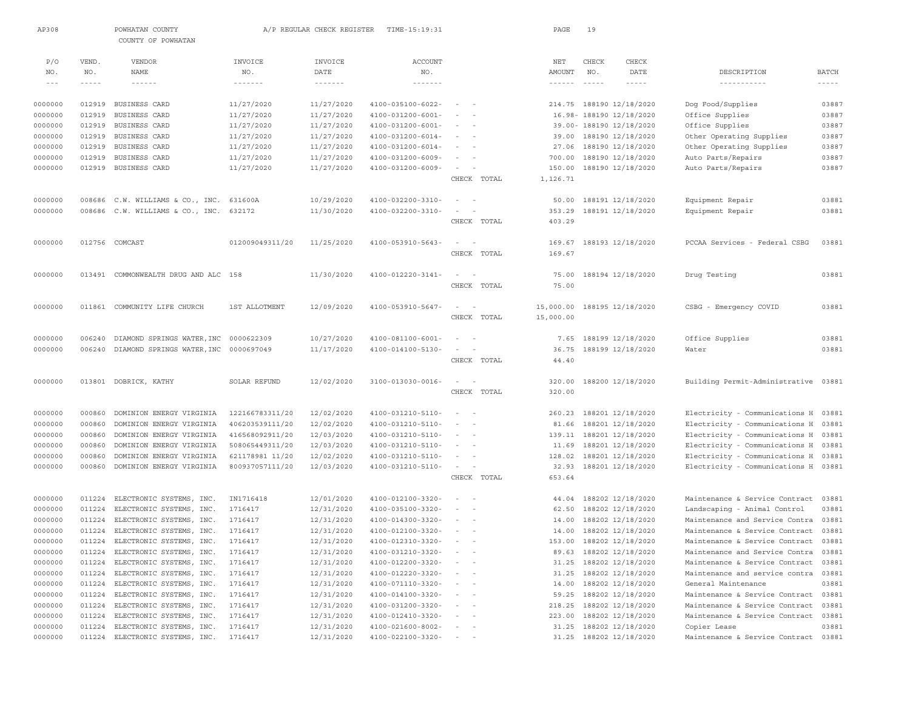AP308 POWHATAN COUNTY A/P REGULAR CHECK REGISTER TIME-15:19:31

COUNTY OF POWHATAN

| P/O NO. | VEND. NO. | VENDOR NAME | INVOICE NO. | INVOICE DATE | ACCOUNT NO. | | NET AMOUNT | CHECK NO. | CHECK DATE | DESCRIPTION | BATCH |
|---|---|---|---|---|---|---|---|---|---|---|---|
| 0000000 | 012919 | BUSINESS CARD | 11/27/2020 | 11/27/2020 | 4100-035100-6022- | - - | 214.75 | 188190 | 12/18/2020 | Dog Food/Supplies | 03887 |
| 0000000 | 012919 | BUSINESS CARD | 11/27/2020 | 11/27/2020 | 4100-031200-6001- | - - | 16.98- | 188190 | 12/18/2020 | Office Supplies | 03887 |
| 0000000 | 012919 | BUSINESS CARD | 11/27/2020 | 11/27/2020 | 4100-031200-6001- | - - | 39.00- | 188190 | 12/18/2020 | Office Supplies | 03887 |
| 0000000 | 012919 | BUSINESS CARD | 11/27/2020 | 11/27/2020 | 4100-031200-6014- | - - | 39.00 | 188190 | 12/18/2020 | Other Operating Supplies | 03887 |
| 0000000 | 012919 | BUSINESS CARD | 11/27/2020 | 11/27/2020 | 4100-031200-6014- | - - | 27.06 | 188190 | 12/18/2020 | Other Operating Supplies | 03887 |
| 0000000 | 012919 | BUSINESS CARD | 11/27/2020 | 11/27/2020 | 4100-031200-6009- | - - | 700.00 | 188190 | 12/18/2020 | Auto Parts/Repairs | 03887 |
| 0000000 | 012919 | BUSINESS CARD | 11/27/2020 | 11/27/2020 | 4100-031200-6009- | - - | 150.00 | 188190 | 12/18/2020 | Auto Parts/Repairs | 03887 |
| | | | | | | CHECK TOTAL | 1,126.71 | | | | |
| 0000000 | 008686 | C.W. WILLIAMS & CO., INC. | 631600A | 10/29/2020 | 4100-032200-3310- | - - | 50.00 | 188191 | 12/18/2020 | Equipment Repair | 03881 |
| 0000000 | 008686 | C.W. WILLIAMS & CO., INC. | 632172 | 11/30/2020 | 4100-032200-3310- | - - | 353.29 | 188191 | 12/18/2020 | Equipment Repair | 03881 |
| | | | | | | CHECK TOTAL | 403.29 | | | | |
| 0000000 | 012756 | COMCAST | 012009049311/20 | 11/25/2020 | 4100-053910-5643- | - - | 169.67 | 188193 | 12/18/2020 | PCCAA Services - Federal CSBG | 03881 |
| | | | | | | CHECK TOTAL | 169.67 | | | | |
| 0000000 | 013491 | COMMONWEALTH DRUG AND ALC | 158 | 11/30/2020 | 4100-012220-3141- | - - | 75.00 | 188194 | 12/18/2020 | Drug Testing | 03881 |
| | | | | | | CHECK TOTAL | 75.00 | | | | |
| 0000000 | 011861 | COMMUNITY LIFE CHURCH | 1ST ALLOTMENT | 12/09/2020 | 4100-053910-5647- | - - | 15,000.00 | 188195 | 12/18/2020 | CSBG - Emergency COVID | 03881 |
| | | | | | | CHECK TOTAL | 15,000.00 | | | | |
| 0000000 | 006240 | DIAMOND SPRINGS WATER,INC | 0000622309 | 10/27/2020 | 4100-081100-6001- | - - | 7.65 | 188199 | 12/18/2020 | Office Supplies | 03881 |
| 0000000 | 006240 | DIAMOND SPRINGS WATER,INC | 0000697049 | 11/17/2020 | 4100-014100-5130- | - - | 36.75 | 188199 | 12/18/2020 | Water | 03881 |
| | | | | | | CHECK TOTAL | 44.40 | | | | |
| 0000000 | 013801 | DOBRICK, KATHY | SOLAR REFUND | 12/02/2020 | 3100-013030-0016- | - - | 320.00 | 188200 | 12/18/2020 | Building Permit-Administrative | 03881 |
| | | | | | | CHECK TOTAL | 320.00 | | | | |
| 0000000 | 000860 | DOMINION ENERGY VIRGINIA | 122166783311/20 | 12/02/2020 | 4100-031210-5110- | - - | 260.23 | 188201 | 12/18/2020 | Electricity - Communications H | 03881 |
| 0000000 | 000860 | DOMINION ENERGY VIRGINIA | 406203539111/20 | 12/02/2020 | 4100-031210-5110- | - - | 81.66 | 188201 | 12/18/2020 | Electricity - Communications H | 03881 |
| 0000000 | 000860 | DOMINION ENERGY VIRGINIA | 416568092911/20 | 12/03/2020 | 4100-031210-5110- | - - | 139.11 | 188201 | 12/18/2020 | Electricity - Communications H | 03881 |
| 0000000 | 000860 | DOMINION ENERGY VIRGINIA | 508065449311/20 | 12/03/2020 | 4100-031210-5110- | - - | 11.69 | 188201 | 12/18/2020 | Electricity - Communications H | 03881 |
| 0000000 | 000860 | DOMINION ENERGY VIRGINIA | 621178981 11/20 | 12/02/2020 | 4100-031210-5110- | - - | 128.02 | 188201 | 12/18/2020 | Electricity - Communications H | 03881 |
| 0000000 | 000860 | DOMINION ENERGY VIRGINIA | 800937057111/20 | 12/03/2020 | 4100-031210-5110- | - - | 32.93 | 188201 | 12/18/2020 | Electricity - Communications H | 03881 |
| | | | | | | CHECK TOTAL | 653.64 | | | | |
| 0000000 | 011224 | ELECTRONIC SYSTEMS, INC. | IN1716418 | 12/01/2020 | 4100-012100-3320- | - - | 44.04 | 188202 | 12/18/2020 | Maintenance & Service Contract | 03881 |
| 0000000 | 011224 | ELECTRONIC SYSTEMS, INC. | 1716417 | 12/31/2020 | 4100-035100-3320- | - - | 62.50 | 188202 | 12/18/2020 | Landscaping - Animal Control | 03881 |
| 0000000 | 011224 | ELECTRONIC SYSTEMS, INC. | 1716417 | 12/31/2020 | 4100-014300-3320- | - - | 14.00 | 188202 | 12/18/2020 | Maintenance and Service Contra | 03881 |
| 0000000 | 011224 | ELECTRONIC SYSTEMS, INC. | 1716417 | 12/31/2020 | 4100-012100-3320- | - - | 14.00 | 188202 | 12/18/2020 | Maintenance & Service Contract | 03881 |
| 0000000 | 011224 | ELECTRONIC SYSTEMS, INC. | 1716417 | 12/31/2020 | 4100-012310-3320- | - - | 153.00 | 188202 | 12/18/2020 | Maintenance & Service Contract | 03881 |
| 0000000 | 011224 | ELECTRONIC SYSTEMS, INC. | 1716417 | 12/31/2020 | 4100-031210-3320- | - - | 89.63 | 188202 | 12/18/2020 | Maintenance and Service Contra | 03881 |
| 0000000 | 011224 | ELECTRONIC SYSTEMS, INC. | 1716417 | 12/31/2020 | 4100-012200-3320- | - - | 31.25 | 188202 | 12/18/2020 | Maintenance & Service Contract | 03881 |
| 0000000 | 011224 | ELECTRONIC SYSTEMS, INC. | 1716417 | 12/31/2020 | 4100-012220-3320- | - - | 31.25 | 188202 | 12/18/2020 | Maintenance and service contra | 03881 |
| 0000000 | 011224 | ELECTRONIC SYSTEMS, INC. | 1716417 | 12/31/2020 | 4100-071110-3320- | - - | 14.00 | 188202 | 12/18/2020 | General Maintenance | 03881 |
| 0000000 | 011224 | ELECTRONIC SYSTEMS, INC. | 1716417 | 12/31/2020 | 4100-014100-3320- | - - | 59.25 | 188202 | 12/18/2020 | Maintenance & Service Contract | 03881 |
| 0000000 | 011224 | ELECTRONIC SYSTEMS, INC. | 1716417 | 12/31/2020 | 4100-031200-3320- | - - | 218.25 | 188202 | 12/18/2020 | Maintenance & Service Contract | 03881 |
| 0000000 | 011224 | ELECTRONIC SYSTEMS, INC. | 1716417 | 12/31/2020 | 4100-012410-3320- | - - | 223.00 | 188202 | 12/18/2020 | Maintenance & Service Contract | 03881 |
| 0000000 | 011224 | ELECTRONIC SYSTEMS, INC. | 1716417 | 12/31/2020 | 4100-021600-8002- | - - | 31.25 | 188202 | 12/18/2020 | Copier Lease | 03881 |
| 0000000 | 011224 | ELECTRONIC SYSTEMS, INC. | 1716417 | 12/31/2020 | 4100-022100-3320- | - - | 31.25 | 188202 | 12/18/2020 | Maintenance & Service Contract | 03881 |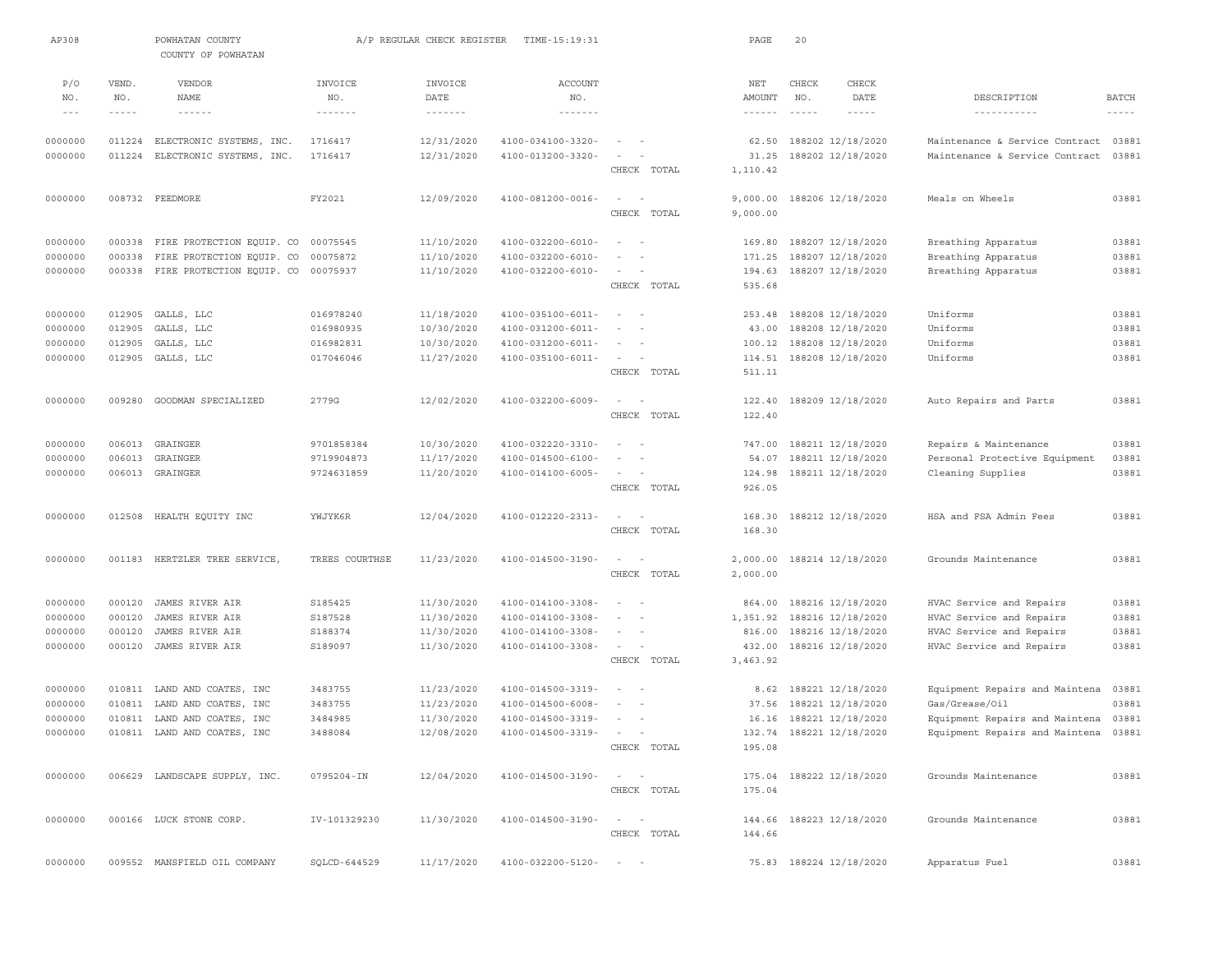AP308 POWHATAN COUNTY A/P REGULAR CHECK REGISTER TIME-15:19:31

COUNTY OF POWHATAN

| P/O NO. | VEND. NO. | VENDOR NAME | INVOICE NO. | INVOICE DATE | ACCOUNT NO. | | NET AMOUNT | CHECK NO. | CHECK DATE | DESCRIPTION | BATCH |
|---|---|---|---|---|---|---|---|---|---|---|---|
| 0000000 | 011224 | ELECTRONIC SYSTEMS, INC. | 1716417 | 12/31/2020 | 4100-034100-3320- | - - | 62.50 | 188202 | 12/18/2020 | Maintenance & Service Contract | 03881 |
| 0000000 | 011224 | ELECTRONIC SYSTEMS, INC. | 1716417 | 12/31/2020 | 4100-013200-3320- | - - | 31.25 | 188202 | 12/18/2020 | Maintenance & Service Contract | 03881 |
| | | | | | | CHECK TOTAL | 1,110.42 | | | | |
| 0000000 | 008732 | FEEDMORE | FY2021 | 12/09/2020 | 4100-081200-0016- | - - | 9,000.00 | 188206 | 12/18/2020 | Meals on Wheels | 03881 |
| | | | | | | CHECK TOTAL | 9,000.00 | | | | |
| 0000000 | 000338 | FIRE PROTECTION EQUIP. CO | 00075545 | 11/10/2020 | 4100-032200-6010- | - - | 169.80 | 188207 | 12/18/2020 | Breathing Apparatus | 03881 |
| 0000000 | 000338 | FIRE PROTECTION EQUIP. CO | 00075872 | 11/10/2020 | 4100-032200-6010- | - - | 171.25 | 188207 | 12/18/2020 | Breathing Apparatus | 03881 |
| 0000000 | 000338 | FIRE PROTECTION EQUIP. CO | 00075937 | 11/10/2020 | 4100-032200-6010- | - - | 194.63 | 188207 | 12/18/2020 | Breathing Apparatus | 03881 |
| | | | | | | CHECK TOTAL | 535.68 | | | | |
| 0000000 | 012905 | GALLS, LLC | 016978240 | 11/18/2020 | 4100-035100-6011- | - - | 253.48 | 188208 | 12/18/2020 | Uniforms | 03881 |
| 0000000 | 012905 | GALLS, LLC | 016980935 | 10/30/2020 | 4100-031200-6011- | - - | 43.00 | 188208 | 12/18/2020 | Uniforms | 03881 |
| 0000000 | 012905 | GALLS, LLC | 016982831 | 10/30/2020 | 4100-031200-6011- | - - | 100.12 | 188208 | 12/18/2020 | Uniforms | 03881 |
| 0000000 | 012905 | GALLS, LLC | 017046046 | 11/27/2020 | 4100-035100-6011- | - - | 114.51 | 188208 | 12/18/2020 | Uniforms | 03881 |
| | | | | | | CHECK TOTAL | 511.11 | | | | |
| 0000000 | 009280 | GOODMAN SPECIALIZED | 2779G | 12/02/2020 | 4100-032200-6009- | - - | 122.40 | 188209 | 12/18/2020 | Auto Repairs and Parts | 03881 |
| | | | | | | CHECK TOTAL | 122.40 | | | | |
| 0000000 | 006013 | GRAINGER | 9701858384 | 10/30/2020 | 4100-032220-3310- | - - | 747.00 | 188211 | 12/18/2020 | Repairs & Maintenance | 03881 |
| 0000000 | 006013 | GRAINGER | 9719904873 | 11/17/2020 | 4100-014500-6100- | - - | 54.07 | 188211 | 12/18/2020 | Personal Protective Equipment | 03881 |
| 0000000 | 006013 | GRAINGER | 9724631859 | 11/20/2020 | 4100-014100-6005- | - - | 124.98 | 188211 | 12/18/2020 | Cleaning Supplies | 03881 |
| | | | | | | CHECK TOTAL | 926.05 | | | | |
| 0000000 | 012508 | HEALTH EQUITY INC | YWJYK6R | 12/04/2020 | 4100-012220-2313- | - - | 168.30 | 188212 | 12/18/2020 | HSA and FSA Admin Fees | 03881 |
| | | | | | | CHECK TOTAL | 168.30 | | | | |
| 0000000 | 001183 | HERTZLER TREE SERVICE, | TREES COURTHSE | 11/23/2020 | 4100-014500-3190- | - - | 2,000.00 | 188214 | 12/18/2020 | Grounds Maintenance | 03881 |
| | | | | | | CHECK TOTAL | 2,000.00 | | | | |
| 0000000 | 000120 | JAMES RIVER AIR | S185425 | 11/30/2020 | 4100-014100-3308- | - - | 864.00 | 188216 | 12/18/2020 | HVAC Service and Repairs | 03881 |
| 0000000 | 000120 | JAMES RIVER AIR | S187528 | 11/30/2020 | 4100-014100-3308- | - - | 1,351.92 | 188216 | 12/18/2020 | HVAC Service and Repairs | 03881 |
| 0000000 | 000120 | JAMES RIVER AIR | S188374 | 11/30/2020 | 4100-014100-3308- | - - | 816.00 | 188216 | 12/18/2020 | HVAC Service and Repairs | 03881 |
| 0000000 | 000120 | JAMES RIVER AIR | S189097 | 11/30/2020 | 4100-014100-3308- | - - | 432.00 | 188216 | 12/18/2020 | HVAC Service and Repairs | 03881 |
| | | | | | | CHECK TOTAL | 3,463.92 | | | | |
| 0000000 | 010811 | LAND AND COATES, INC | 3483755 | 11/23/2020 | 4100-014500-3319- | - - | 8.62 | 188221 | 12/18/2020 | Equipment Repairs and Maintena | 03881 |
| 0000000 | 010811 | LAND AND COATES, INC | 3483755 | 11/23/2020 | 4100-014500-6008- | - - | 37.56 | 188221 | 12/18/2020 | Gas/Grease/Oil | 03881 |
| 0000000 | 010811 | LAND AND COATES, INC | 3484985 | 11/30/2020 | 4100-014500-3319- | - - | 16.16 | 188221 | 12/18/2020 | Equipment Repairs and Maintena | 03881 |
| 0000000 | 010811 | LAND AND COATES, INC | 3488084 | 12/08/2020 | 4100-014500-3319- | - - | 132.74 | 188221 | 12/18/2020 | Equipment Repairs and Maintena | 03881 |
| | | | | | | CHECK TOTAL | 195.08 | | | | |
| 0000000 | 006629 | LANDSCAPE SUPPLY, INC. | 0795204-IN | 12/04/2020 | 4100-014500-3190- | - - | 175.04 | 188222 | 12/18/2020 | Grounds Maintenance | 03881 |
| | | | | | | CHECK TOTAL | 175.04 | | | | |
| 0000000 | 000166 | LUCK STONE CORP. | IV-101329230 | 11/30/2020 | 4100-014500-3190- | - - | 144.66 | 188223 | 12/18/2020 | Grounds Maintenance | 03881 |
| | | | | | | CHECK TOTAL | 144.66 | | | | |
| 0000000 | 009552 | MANSFIELD OIL COMPANY | SQLCD-644529 | 11/17/2020 | 4100-032200-5120- | - - | 75.83 | 188224 | 12/18/2020 | Apparatus Fuel | 03881 |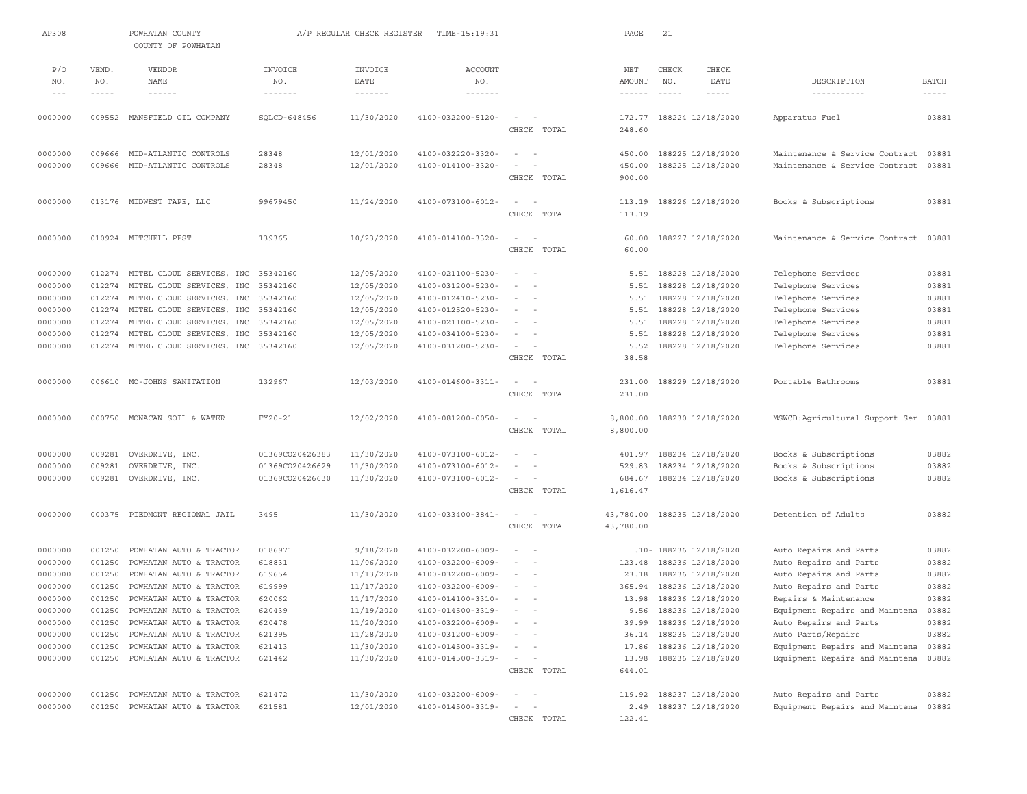AP308 POWHATAN COUNTY A/P REGULAR CHECK REGISTER TIME-15:19:31

COUNTY OF POWHATAN

| P/O NO. | VEND. NO. | VENDOR NAME | INVOICE NO. | INVOICE DATE | ACCOUNT NO. | | NET AMOUNT | CHECK NO. | CHECK DATE | DESCRIPTION | BATCH |
|---|---|---|---|---|---|---|---|---|---|---|---|
| 0000000 | 009552 | MANSFIELD OIL COMPANY | SQLCD-648456 | 11/30/2020 | 4100-032200-5120- | - - | 172.77 | 188224 | 12/18/2020 | Apparatus Fuel | 03881 |
| | | | | | | CHECK TOTAL | 248.60 | | | | |
| 0000000 | 009666 | MID-ATLANTIC CONTROLS | 28348 | 12/01/2020 | 4100-032220-3320- | - - | 450.00 | 188225 | 12/18/2020 | Maintenance & Service Contract | 03881 |
| 0000000 | 009666 | MID-ATLANTIC CONTROLS | 28348 | 12/01/2020 | 4100-014100-3320- | - - | 450.00 | 188225 | 12/18/2020 | Maintenance & Service Contract | 03881 |
| | | | | | | CHECK TOTAL | 900.00 | | | | |
| 0000000 | 013176 | MIDWEST TAPE, LLC | 99679450 | 11/24/2020 | 4100-073100-6012- | - - | 113.19 | 188226 | 12/18/2020 | Books & Subscriptions | 03881 |
| | | | | | | CHECK TOTAL | 113.19 | | | | |
| 0000000 | 010924 | MITCHELL PEST | 139365 | 10/23/2020 | 4100-014100-3320- | - - | 60.00 | 188227 | 12/18/2020 | Maintenance & Service Contract | 03881 |
| | | | | | | CHECK TOTAL | 60.00 | | | | |
| 0000000 | 012274 | MITEL CLOUD SERVICES, INC | 35342160 | 12/05/2020 | 4100-021100-5230- | - - | 5.51 | 188228 | 12/18/2020 | Telephone Services | 03881 |
| 0000000 | 012274 | MITEL CLOUD SERVICES, INC | 35342160 | 12/05/2020 | 4100-031200-5230- | - - | 5.51 | 188228 | 12/18/2020 | Telephone Services | 03881 |
| 0000000 | 012274 | MITEL CLOUD SERVICES, INC | 35342160 | 12/05/2020 | 4100-012410-5230- | - - | 5.51 | 188228 | 12/18/2020 | Telephone Services | 03881 |
| 0000000 | 012274 | MITEL CLOUD SERVICES, INC | 35342160 | 12/05/2020 | 4100-012520-5230- | - - | 5.51 | 188228 | 12/18/2020 | Telephone Services | 03881 |
| 0000000 | 012274 | MITEL CLOUD SERVICES, INC | 35342160 | 12/05/2020 | 4100-021100-5230- | - - | 5.51 | 188228 | 12/18/2020 | Telephone Services | 03881 |
| 0000000 | 012274 | MITEL CLOUD SERVICES, INC | 35342160 | 12/05/2020 | 4100-034100-5230- | - - | 5.51 | 188228 | 12/18/2020 | Telephone Services | 03881 |
| 0000000 | 012274 | MITEL CLOUD SERVICES, INC | 35342160 | 12/05/2020 | 4100-031200-5230- | - - | 5.52 | 188228 | 12/18/2020 | Telephone Services | 03881 |
| | | | | | | CHECK TOTAL | 38.58 | | | | |
| 0000000 | 006610 | MO-JOHNS SANITATION | 132967 | 12/03/2020 | 4100-014600-3311- | - - | 231.00 | 188229 | 12/18/2020 | Portable Bathrooms | 03881 |
| | | | | | | CHECK TOTAL | 231.00 | | | | |
| 0000000 | 000750 | MONACAN SOIL & WATER | FY20-21 | 12/02/2020 | 4100-081200-0050- | - - | 8,800.00 | 188230 | 12/18/2020 | MSWCD:Agricultural Support Ser | 03881 |
| | | | | | | CHECK TOTAL | 8,800.00 | | | | |
| 0000000 | 009281 | OVERDRIVE, INC. | 01369CO20426383 | 11/30/2020 | 4100-073100-6012- | - - | 401.97 | 188234 | 12/18/2020 | Books & Subscriptions | 03882 |
| 0000000 | 009281 | OVERDRIVE, INC. | 01369CO20426629 | 11/30/2020 | 4100-073100-6012- | - - | 529.83 | 188234 | 12/18/2020 | Books & Subscriptions | 03882 |
| 0000000 | 009281 | OVERDRIVE, INC. | 01369CO20426630 | 11/30/2020 | 4100-073100-6012- | - - | 684.67 | 188234 | 12/18/2020 | Books & Subscriptions | 03882 |
| | | | | | | CHECK TOTAL | 1,616.47 | | | | |
| 0000000 | 000375 | PIEDMONT REGIONAL JAIL | 3495 | 11/30/2020 | 4100-033400-3841- | - - | 43,780.00 | 188235 | 12/18/2020 | Detention of Adults | 03882 |
| | | | | | | CHECK TOTAL | 43,780.00 | | | | |
| 0000000 | 001250 | POWHATAN AUTO & TRACTOR | 0186971 | 9/18/2020 | 4100-032200-6009- | - - | .10- | 188236 | 12/18/2020 | Auto Repairs and Parts | 03882 |
| 0000000 | 001250 | POWHATAN AUTO & TRACTOR | 618831 | 11/06/2020 | 4100-032200-6009- | - - | 123.48 | 188236 | 12/18/2020 | Auto Repairs and Parts | 03882 |
| 0000000 | 001250 | POWHATAN AUTO & TRACTOR | 619654 | 11/13/2020 | 4100-032200-6009- | - - | 23.18 | 188236 | 12/18/2020 | Auto Repairs and Parts | 03882 |
| 0000000 | 001250 | POWHATAN AUTO & TRACTOR | 619999 | 11/17/2020 | 4100-032200-6009- | - - | 365.94 | 188236 | 12/18/2020 | Auto Repairs and Parts | 03882 |
| 0000000 | 001250 | POWHATAN AUTO & TRACTOR | 620062 | 11/17/2020 | 4100-014100-3310- | - - | 13.98 | 188236 | 12/18/2020 | Repairs & Maintenance | 03882 |
| 0000000 | 001250 | POWHATAN AUTO & TRACTOR | 620439 | 11/19/2020 | 4100-014500-3319- | - - | 9.56 | 188236 | 12/18/2020 | Equipment Repairs and Maintena | 03882 |
| 0000000 | 001250 | POWHATAN AUTO & TRACTOR | 620478 | 11/20/2020 | 4100-032200-6009- | - - | 39.99 | 188236 | 12/18/2020 | Auto Repairs and Parts | 03882 |
| 0000000 | 001250 | POWHATAN AUTO & TRACTOR | 621395 | 11/28/2020 | 4100-031200-6009- | - - | 36.14 | 188236 | 12/18/2020 | Auto Parts/Repairs | 03882 |
| 0000000 | 001250 | POWHATAN AUTO & TRACTOR | 621413 | 11/30/2020 | 4100-014500-3319- | - - | 17.86 | 188236 | 12/18/2020 | Equipment Repairs and Maintena | 03882 |
| 0000000 | 001250 | POWHATAN AUTO & TRACTOR | 621442 | 11/30/2020 | 4100-014500-3319- | - - | 13.98 | 188236 | 12/18/2020 | Equipment Repairs and Maintena | 03882 |
| | | | | | | CHECK TOTAL | 644.01 | | | | |
| 0000000 | 001250 | POWHATAN AUTO & TRACTOR | 621472 | 11/30/2020 | 4100-032200-6009- | - - | 119.92 | 188237 | 12/18/2020 | Auto Repairs and Parts | 03882 |
| 0000000 | 001250 | POWHATAN AUTO & TRACTOR | 621581 | 12/01/2020 | 4100-014500-3319- | - - | 2.49 | 188237 | 12/18/2020 | Equipment Repairs and Maintena | 03882 |
| | | | | | | CHECK TOTAL | 122.41 | | | | |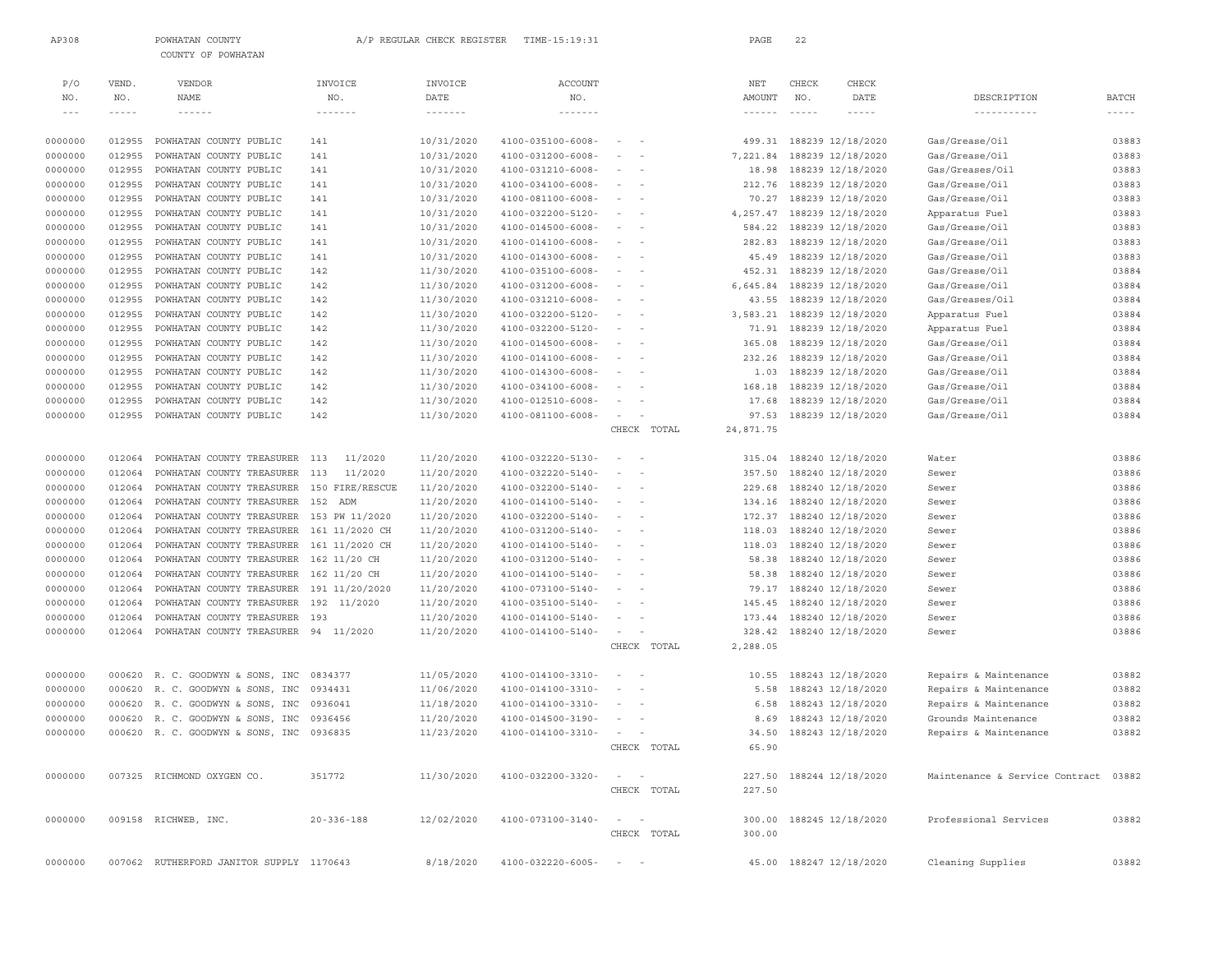AP308 POWHATAN COUNTY A/P REGULAR CHECK REGISTER TIME-15:19:31

COUNTY OF POWHATAN

| P/O NO. | VEND. NO. | VENDOR NAME | INVOICE NO. | INVOICE DATE | ACCOUNT NO. | | NET AMOUNT | CHECK NO. | CHECK DATE | DESCRIPTION | BATCH |
|---|---|---|---|---|---|---|---|---|---|---|---|
| 0000000 | 012955 | POWHATAN COUNTY PUBLIC | 141 | 10/31/2020 | 4100-035100-6008- | - - | 499.31 | 188239 | 12/18/2020 | Gas/Grease/Oil | 03883 |
| 0000000 | 012955 | POWHATAN COUNTY PUBLIC | 141 | 10/31/2020 | 4100-031200-6008- | - - | 7,221.84 | 188239 | 12/18/2020 | Gas/Grease/Oil | 03883 |
| 0000000 | 012955 | POWHATAN COUNTY PUBLIC | 141 | 10/31/2020 | 4100-031210-6008- | - - | 18.98 | 188239 | 12/18/2020 | Gas/Greases/Oil | 03883 |
| 0000000 | 012955 | POWHATAN COUNTY PUBLIC | 141 | 10/31/2020 | 4100-034100-6008- | - - | 212.76 | 188239 | 12/18/2020 | Gas/Grease/Oil | 03883 |
| 0000000 | 012955 | POWHATAN COUNTY PUBLIC | 141 | 10/31/2020 | 4100-081100-6008- | - - | 70.27 | 188239 | 12/18/2020 | Gas/Grease/Oil | 03883 |
| 0000000 | 012955 | POWHATAN COUNTY PUBLIC | 141 | 10/31/2020 | 4100-032200-5120- | - - | 4,257.47 | 188239 | 12/18/2020 | Apparatus Fuel | 03883 |
| 0000000 | 012955 | POWHATAN COUNTY PUBLIC | 141 | 10/31/2020 | 4100-014500-6008- | - - | 584.22 | 188239 | 12/18/2020 | Gas/Grease/Oil | 03883 |
| 0000000 | 012955 | POWHATAN COUNTY PUBLIC | 141 | 10/31/2020 | 4100-014100-6008- | - - | 282.83 | 188239 | 12/18/2020 | Gas/Grease/Oil | 03883 |
| 0000000 | 012955 | POWHATAN COUNTY PUBLIC | 141 | 10/31/2020 | 4100-014300-6008- | - - | 45.49 | 188239 | 12/18/2020 | Gas/Grease/Oil | 03883 |
| 0000000 | 012955 | POWHATAN COUNTY PUBLIC | 142 | 11/30/2020 | 4100-035100-6008- | - - | 452.31 | 188239 | 12/18/2020 | Gas/Grease/Oil | 03884 |
| 0000000 | 012955 | POWHATAN COUNTY PUBLIC | 142 | 11/30/2020 | 4100-031200-6008- | - - | 6,645.84 | 188239 | 12/18/2020 | Gas/Grease/Oil | 03884 |
| 0000000 | 012955 | POWHATAN COUNTY PUBLIC | 142 | 11/30/2020 | 4100-031210-6008- | - - | 43.55 | 188239 | 12/18/2020 | Gas/Greases/Oil | 03884 |
| 0000000 | 012955 | POWHATAN COUNTY PUBLIC | 142 | 11/30/2020 | 4100-032200-5120- | - - | 3,583.21 | 188239 | 12/18/2020 | Apparatus Fuel | 03884 |
| 0000000 | 012955 | POWHATAN COUNTY PUBLIC | 142 | 11/30/2020 | 4100-032200-5120- | - - | 71.91 | 188239 | 12/18/2020 | Apparatus Fuel | 03884 |
| 0000000 | 012955 | POWHATAN COUNTY PUBLIC | 142 | 11/30/2020 | 4100-014500-6008- | - - | 365.08 | 188239 | 12/18/2020 | Gas/Grease/Oil | 03884 |
| 0000000 | 012955 | POWHATAN COUNTY PUBLIC | 142 | 11/30/2020 | 4100-014100-6008- | - - | 232.26 | 188239 | 12/18/2020 | Gas/Grease/Oil | 03884 |
| 0000000 | 012955 | POWHATAN COUNTY PUBLIC | 142 | 11/30/2020 | 4100-014300-6008- | - - | 1.03 | 188239 | 12/18/2020 | Gas/Grease/Oil | 03884 |
| 0000000 | 012955 | POWHATAN COUNTY PUBLIC | 142 | 11/30/2020 | 4100-034100-6008- | - - | 168.18 | 188239 | 12/18/2020 | Gas/Grease/Oil | 03884 |
| 0000000 | 012955 | POWHATAN COUNTY PUBLIC | 142 | 11/30/2020 | 4100-012510-6008- | - - | 17.68 | 188239 | 12/18/2020 | Gas/Grease/Oil | 03884 |
| 0000000 | 012955 | POWHATAN COUNTY PUBLIC | 142 | 11/30/2020 | 4100-081100-6008- | - - | 97.53 | 188239 | 12/18/2020 | Gas/Grease/Oil | 03884 |
| | | | | | | CHECK TOTAL | 24,871.75 | | | | |
| 0000000 | 012064 | POWHATAN COUNTY TREASURER | 113 11/2020 | 11/20/2020 | 4100-032220-5130- | - - | 315.04 | 188240 | 12/18/2020 | Water | 03886 |
| 0000000 | 012064 | POWHATAN COUNTY TREASURER | 113 11/2020 | 11/20/2020 | 4100-032220-5140- | - - | 357.50 | 188240 | 12/18/2020 | Sewer | 03886 |
| 0000000 | 012064 | POWHATAN COUNTY TREASURER | 150 FIRE/RESCUE | 11/20/2020 | 4100-032200-5140- | - - | 229.68 | 188240 | 12/18/2020 | Sewer | 03886 |
| 0000000 | 012064 | POWHATAN COUNTY TREASURER | 152 ADM | 11/20/2020 | 4100-014100-5140- | - - | 134.16 | 188240 | 12/18/2020 | Sewer | 03886 |
| 0000000 | 012064 | POWHATAN COUNTY TREASURER | 153 PW 11/2020 | 11/20/2020 | 4100-032200-5140- | - - | 172.37 | 188240 | 12/18/2020 | Sewer | 03886 |
| 0000000 | 012064 | POWHATAN COUNTY TREASURER | 161 11/2020 CH | 11/20/2020 | 4100-031200-5140- | - - | 118.03 | 188240 | 12/18/2020 | Sewer | 03886 |
| 0000000 | 012064 | POWHATAN COUNTY TREASURER | 161 11/2020 CH | 11/20/2020 | 4100-014100-5140- | - - | 118.03 | 188240 | 12/18/2020 | Sewer | 03886 |
| 0000000 | 012064 | POWHATAN COUNTY TREASURER | 162 11/20 CH | 11/20/2020 | 4100-031200-5140- | - - | 58.38 | 188240 | 12/18/2020 | Sewer | 03886 |
| 0000000 | 012064 | POWHATAN COUNTY TREASURER | 162 11/20 CH | 11/20/2020 | 4100-014100-5140- | - - | 58.38 | 188240 | 12/18/2020 | Sewer | 03886 |
| 0000000 | 012064 | POWHATAN COUNTY TREASURER | 191 11/20/2020 | 11/20/2020 | 4100-073100-5140- | - - | 79.17 | 188240 | 12/18/2020 | Sewer | 03886 |
| 0000000 | 012064 | POWHATAN COUNTY TREASURER | 192 11/2020 | 11/20/2020 | 4100-035100-5140- | - - | 145.45 | 188240 | 12/18/2020 | Sewer | 03886 |
| 0000000 | 012064 | POWHATAN COUNTY TREASURER | 193 | 11/20/2020 | 4100-014100-5140- | - - | 173.44 | 188240 | 12/18/2020 | Sewer | 03886 |
| 0000000 | 012064 | POWHATAN COUNTY TREASURER | 94 11/2020 | 11/20/2020 | 4100-014100-5140- | - - | 328.42 | 188240 | 12/18/2020 | Sewer | 03886 |
| | | | | | | CHECK TOTAL | 2,288.05 | | | | |
| 0000000 | 000620 | R. C. GOODWYN & SONS, INC | 0834377 | 11/05/2020 | 4100-014100-3310- | - - | 10.55 | 188243 | 12/18/2020 | Repairs & Maintenance | 03882 |
| 0000000 | 000620 | R. C. GOODWYN & SONS, INC | 0934431 | 11/06/2020 | 4100-014100-3310- | - - | 5.58 | 188243 | 12/18/2020 | Repairs & Maintenance | 03882 |
| 0000000 | 000620 | R. C. GOODWYN & SONS, INC | 0936041 | 11/18/2020 | 4100-014100-3310- | - - | 6.58 | 188243 | 12/18/2020 | Repairs & Maintenance | 03882 |
| 0000000 | 000620 | R. C. GOODWYN & SONS, INC | 0936456 | 11/20/2020 | 4100-014500-3190- | - - | 8.69 | 188243 | 12/18/2020 | Grounds Maintenance | 03882 |
| 0000000 | 000620 | R. C. GOODWYN & SONS, INC | 0936835 | 11/23/2020 | 4100-014100-3310- | - - | 34.50 | 188243 | 12/18/2020 | Repairs & Maintenance | 03882 |
| | | | | | | CHECK TOTAL | 65.90 | | | | |
| 0000000 | 007325 | RICHMOND OXYGEN CO. | 351772 | 11/30/2020 | 4100-032200-3320- | - - | 227.50 | 188244 | 12/18/2020 | Maintenance & Service Contract | 03882 |
| | | | | | | CHECK TOTAL | 227.50 | | | | |
| 0000000 | 009158 | RICHWEB, INC. | 20-336-188 | 12/02/2020 | 4100-073100-3140- | - - | 300.00 | 188245 | 12/18/2020 | Professional Services | 03882 |
| | | | | | | CHECK TOTAL | 300.00 | | | | |
| 0000000 | 007062 | RUTHERFORD JANITOR SUPPLY | 1170643 | 8/18/2020 | 4100-032220-6005- | - - | 45.00 | 188247 | 12/18/2020 | Cleaning Supplies | 03882 |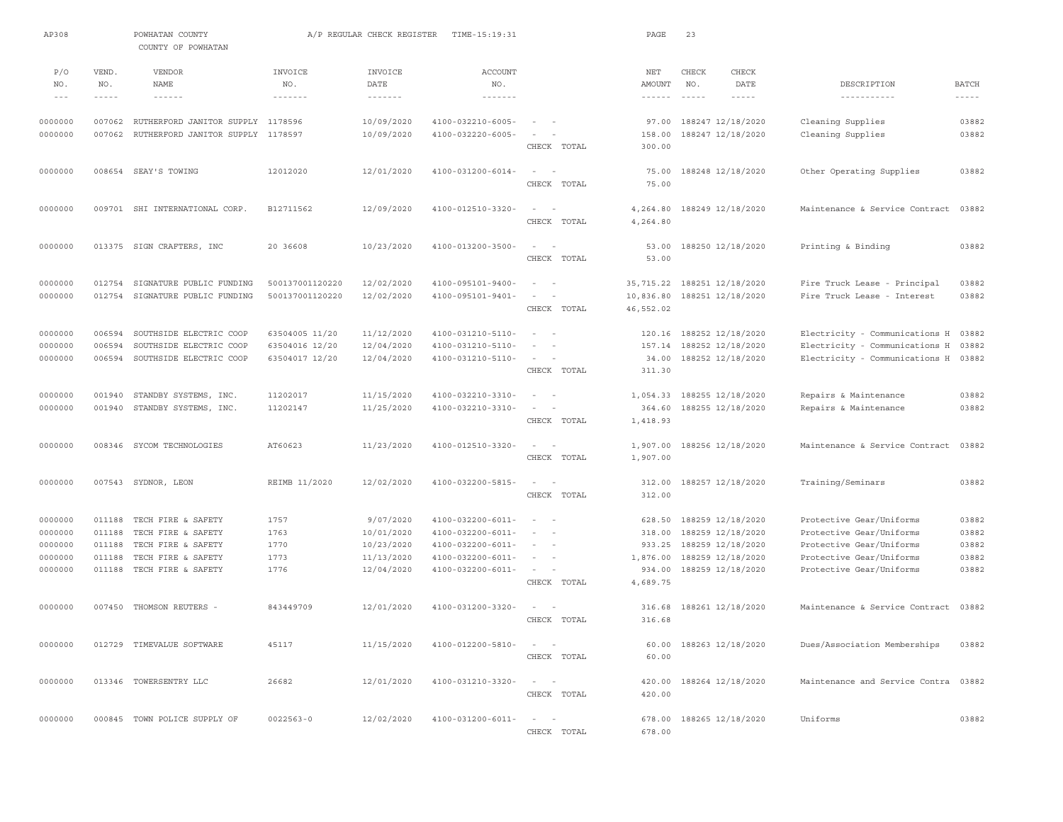AP308 POWHATAN COUNTY A/P REGULAR CHECK REGISTER TIME-15:19:31

COUNTY OF POWHATAN

| P/O NO. | VEND. NO. | VENDOR NAME | INVOICE NO. | INVOICE DATE | ACCOUNT NO. | | NET AMOUNT | CHECK NO. | CHECK DATE | DESCRIPTION | BATCH |
|---|---|---|---|---|---|---|---|---|---|---|---|
| 0000000 | 007062 | RUTHERFORD JANITOR SUPPLY | 1178596 | 10/09/2020 | 4100-032210-6005- | - - | 97.00 | 188247 | 12/18/2020 | Cleaning Supplies | 03882 |
| 0000000 | 007062 | RUTHERFORD JANITOR SUPPLY | 1178597 | 10/09/2020 | 4100-032220-6005- | - - | 158.00 | 188247 | 12/18/2020 | Cleaning Supplies | 03882 |
| | | | | | | CHECK TOTAL | 300.00 | | | | |
| 0000000 | 008654 | SEAY'S TOWING | 12012020 | 12/01/2020 | 4100-031200-6014- | - - | 75.00 | 188248 | 12/18/2020 | Other Operating Supplies | 03882 |
| | | | | | | CHECK TOTAL | 75.00 | | | | |
| 0000000 | 009701 | SHI INTERNATIONAL CORP. | B12711562 | 12/09/2020 | 4100-012510-3320- | - - | 4,264.80 | 188249 | 12/18/2020 | Maintenance & Service Contract | 03882 |
| | | | | | | CHECK TOTAL | 4,264.80 | | | | |
| 0000000 | 013375 | SIGN CRAFTERS, INC | 20 36608 | 10/23/2020 | 4100-013200-3500- | - - | 53.00 | 188250 | 12/18/2020 | Printing & Binding | 03882 |
| | | | | | | CHECK TOTAL | 53.00 | | | | |
| 0000000 | 012754 | SIGNATURE PUBLIC FUNDING | 500137001120220 | 12/02/2020 | 4100-095101-9400- | - - | 35,715.22 | 188251 | 12/18/2020 | Fire Truck Lease - Principal | 03882 |
| 0000000 | 012754 | SIGNATURE PUBLIC FUNDING | 500137001120220 | 12/02/2020 | 4100-095101-9401- | - - | 10,836.80 | 188251 | 12/18/2020 | Fire Truck Lease - Interest | 03882 |
| | | | | | | CHECK TOTAL | 46,552.02 | | | | |
| 0000000 | 006594 | SOUTHSIDE ELECTRIC COOP | 63504005 11/20 | 11/12/2020 | 4100-031210-5110- | - - | 120.16 | 188252 | 12/18/2020 | Electricity - Communications H | 03882 |
| 0000000 | 006594 | SOUTHSIDE ELECTRIC COOP | 63504016 12/20 | 12/04/2020 | 4100-031210-5110- | - - | 157.14 | 188252 | 12/18/2020 | Electricity - Communications H | 03882 |
| 0000000 | 006594 | SOUTHSIDE ELECTRIC COOP | 63504017 12/20 | 12/04/2020 | 4100-031210-5110- | - - | 34.00 | 188252 | 12/18/2020 | Electricity - Communications H | 03882 |
| | | | | | | CHECK TOTAL | 311.30 | | | | |
| 0000000 | 001940 | STANDBY SYSTEMS, INC. | 11202017 | 11/15/2020 | 4100-032210-3310- | - - | 1,054.33 | 188255 | 12/18/2020 | Repairs & Maintenance | 03882 |
| 0000000 | 001940 | STANDBY SYSTEMS, INC. | 11202147 | 11/25/2020 | 4100-032210-3310- | - - | 364.60 | 188255 | 12/18/2020 | Repairs & Maintenance | 03882 |
| | | | | | | CHECK TOTAL | 1,418.93 | | | | |
| 0000000 | 008346 | SYCOM TECHNOLOGIES | AT60623 | 11/23/2020 | 4100-012510-3320- | - - | 1,907.00 | 188256 | 12/18/2020 | Maintenance & Service Contract | 03882 |
| | | | | | | CHECK TOTAL | 1,907.00 | | | | |
| 0000000 | 007543 | SYDNOR, LEON | REIMB 11/2020 | 12/02/2020 | 4100-032200-5815- | - - | 312.00 | 188257 | 12/18/2020 | Training/Seminars | 03882 |
| | | | | | | CHECK TOTAL | 312.00 | | | | |
| 0000000 | 011188 | TECH FIRE & SAFETY | 1757 | 9/07/2020 | 4100-032200-6011- | - - | 628.50 | 188259 | 12/18/2020 | Protective Gear/Uniforms | 03882 |
| 0000000 | 011188 | TECH FIRE & SAFETY | 1763 | 10/01/2020 | 4100-032200-6011- | - - | 318.00 | 188259 | 12/18/2020 | Protective Gear/Uniforms | 03882 |
| 0000000 | 011188 | TECH FIRE & SAFETY | 1770 | 10/23/2020 | 4100-032200-6011- | - - | 933.25 | 188259 | 12/18/2020 | Protective Gear/Uniforms | 03882 |
| 0000000 | 011188 | TECH FIRE & SAFETY | 1773 | 11/13/2020 | 4100-032200-6011- | - - | 1,876.00 | 188259 | 12/18/2020 | Protective Gear/Uniforms | 03882 |
| 0000000 | 011188 | TECH FIRE & SAFETY | 1776 | 12/04/2020 | 4100-032200-6011- | - - | 934.00 | 188259 | 12/18/2020 | Protective Gear/Uniforms | 03882 |
| | | | | | | CHECK TOTAL | 4,689.75 | | | | |
| 0000000 | 007450 | THOMSON REUTERS - | 843449709 | 12/01/2020 | 4100-031200-3320- | - - | 316.68 | 188261 | 12/18/2020 | Maintenance & Service Contract | 03882 |
| | | | | | | CHECK TOTAL | 316.68 | | | | |
| 0000000 | 012729 | TIMEVALUE SOFTWARE | 45117 | 11/15/2020 | 4100-012200-5810- | - - | 60.00 | 188263 | 12/18/2020 | Dues/Association Memberships | 03882 |
| | | | | | | CHECK TOTAL | 60.00 | | | | |
| 0000000 | 013346 | TOWERSENTRY LLC | 26682 | 12/01/2020 | 4100-031210-3320- | - - | 420.00 | 188264 | 12/18/2020 | Maintenance and Service Contra | 03882 |
| | | | | | | CHECK TOTAL | 420.00 | | | | |
| 0000000 | 000845 | TOWN POLICE SUPPLY OF | 0022563-0 | 12/02/2020 | 4100-031200-6011- | - - | 678.00 | 188265 | 12/18/2020 | Uniforms | 03882 |
| | | | | | | CHECK TOTAL | 678.00 | | | | |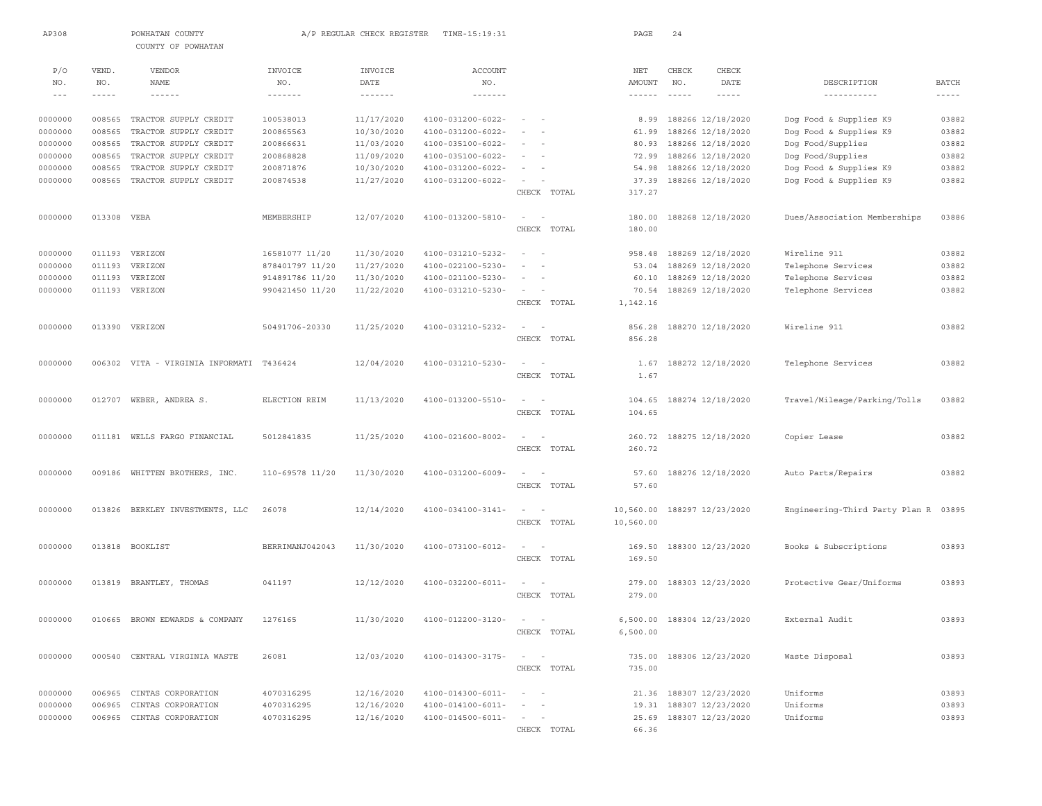AP308 POWHATAN COUNTY A/P REGULAR CHECK REGISTER TIME-15:19:31

COUNTY OF POWHATAN

| P/O NO. | VEND. NO. | VENDOR NAME | INVOICE NO. | INVOICE DATE | ACCOUNT NO. | | NET AMOUNT | CHECK NO. | CHECK DATE | DESCRIPTION | BATCH |
|---|---|---|---|---|---|---|---|---|---|---|---|
| 0000000 | 008565 | TRACTOR SUPPLY CREDIT | 100538013 | 11/17/2020 | 4100-031200-6022- | - - | 8.99 | 188266 | 12/18/2020 | Dog Food & Supplies K9 | 03882 |
| 0000000 | 008565 | TRACTOR SUPPLY CREDIT | 200865563 | 10/30/2020 | 4100-031200-6022- | - - | 61.99 | 188266 | 12/18/2020 | Dog Food & Supplies K9 | 03882 |
| 0000000 | 008565 | TRACTOR SUPPLY CREDIT | 200866631 | 11/03/2020 | 4100-035100-6022- | - - | 80.93 | 188266 | 12/18/2020 | Dog Food/Supplies | 03882 |
| 0000000 | 008565 | TRACTOR SUPPLY CREDIT | 200868828 | 11/09/2020 | 4100-035100-6022- | - - | 72.99 | 188266 | 12/18/2020 | Dog Food/Supplies | 03882 |
| 0000000 | 008565 | TRACTOR SUPPLY CREDIT | 200871876 | 10/30/2020 | 4100-031200-6022- | - - | 54.98 | 188266 | 12/18/2020 | Dog Food & Supplies K9 | 03882 |
| 0000000 | 008565 | TRACTOR SUPPLY CREDIT | 200874538 | 11/27/2020 | 4100-031200-6022- | - - | 37.39 | 188266 | 12/18/2020 | Dog Food & Supplies K9 | 03882 |
| | | | | | | CHECK TOTAL | 317.27 | | | | |
| 0000000 | 013308 | VEBA | MEMBERSHIP | 12/07/2020 | 4100-013200-5810- | - - | 180.00 | 188268 | 12/18/2020 | Dues/Association Memberships | 03886 |
| | | | | | | CHECK TOTAL | 180.00 | | | | |
| 0000000 | 011193 | VERIZON | 16581077 11/20 | 11/30/2020 | 4100-031210-5232- | - - | 958.48 | 188269 | 12/18/2020 | Wireline 911 | 03882 |
| 0000000 | 011193 | VERIZON | 878401797 11/20 | 11/27/2020 | 4100-022100-5230- | - - | 53.04 | 188269 | 12/18/2020 | Telephone Services | 03882 |
| 0000000 | 011193 | VERIZON | 914891786 11/20 | 11/30/2020 | 4100-021100-5230- | - - | 60.10 | 188269 | 12/18/2020 | Telephone Services | 03882 |
| 0000000 | 011193 | VERIZON | 990421450 11/20 | 11/22/2020 | 4100-031210-5230- | - - | 70.54 | 188269 | 12/18/2020 | Telephone Services | 03882 |
| | | | | | | CHECK TOTAL | 1,142.16 | | | | |
| 0000000 | 013390 | VERIZON | 50491706-20330 | 11/25/2020 | 4100-031210-5232- | - - | 856.28 | 188270 | 12/18/2020 | Wireline 911 | 03882 |
| | | | | | | CHECK TOTAL | 856.28 | | | | |
| 0000000 | 006302 | VITA - VIRGINIA INFORMATI | T436424 | 12/04/2020 | 4100-031210-5230- | - - | 1.67 | 188272 | 12/18/2020 | Telephone Services | 03882 |
| | | | | | | CHECK TOTAL | 1.67 | | | | |
| 0000000 | 012707 | WEBER, ANDREA S. | ELECTION REIM | 11/13/2020 | 4100-013200-5510- | - - | 104.65 | 188274 | 12/18/2020 | Travel/Mileage/Parking/Tolls | 03882 |
| | | | | | | CHECK TOTAL | 104.65 | | | | |
| 0000000 | 011181 | WELLS FARGO FINANCIAL | 5012841835 | 11/25/2020 | 4100-021600-8002- | - - | 260.72 | 188275 | 12/18/2020 | Copier Lease | 03882 |
| | | | | | | CHECK TOTAL | 260.72 | | | | |
| 0000000 | 009186 | WHITTEN BROTHERS, INC. | 110-69578 11/20 | 11/30/2020 | 4100-031200-6009- | - - | 57.60 | 188276 | 12/18/2020 | Auto Parts/Repairs | 03882 |
| | | | | | | CHECK TOTAL | 57.60 | | | | |
| 0000000 | 013826 | BERKLEY INVESTMENTS, LLC | 26078 | 12/14/2020 | 4100-034100-3141- | - - | 10,560.00 | 188297 | 12/23/2020 | Engineering-Third Party Plan R | 03895 |
| | | | | | | CHECK TOTAL | 10,560.00 | | | | |
| 0000000 | 013818 | BOOKLIST | BERRIMANJ042043 | 11/30/2020 | 4100-073100-6012- | - - | 169.50 | 188300 | 12/23/2020 | Books & Subscriptions | 03893 |
| | | | | | | CHECK TOTAL | 169.50 | | | | |
| 0000000 | 013819 | BRANTLEY, THOMAS | 041197 | 12/12/2020 | 4100-032200-6011- | - - | 279.00 | 188303 | 12/23/2020 | Protective Gear/Uniforms | 03893 |
| | | | | | | CHECK TOTAL | 279.00 | | | | |
| 0000000 | 010665 | BROWN EDWARDS & COMPANY | 1276165 | 11/30/2020 | 4100-012200-3120- | - - | 6,500.00 | 188304 | 12/23/2020 | External Audit | 03893 |
| | | | | | | CHECK TOTAL | 6,500.00 | | | | |
| 0000000 | 000540 | CENTRAL VIRGINIA WASTE | 26081 | 12/03/2020 | 4100-014300-3175- | - - | 735.00 | 188306 | 12/23/2020 | Waste Disposal | 03893 |
| | | | | | | CHECK TOTAL | 735.00 | | | | |
| 0000000 | 006965 | CINTAS CORPORATION | 4070316295 | 12/16/2020 | 4100-014300-6011- | - - | 21.36 | 188307 | 12/23/2020 | Uniforms | 03893 |
| 0000000 | 006965 | CINTAS CORPORATION | 4070316295 | 12/16/2020 | 4100-014100-6011- | - - | 19.31 | 188307 | 12/23/2020 | Uniforms | 03893 |
| 0000000 | 006965 | CINTAS CORPORATION | 4070316295 | 12/16/2020 | 4100-014500-6011- | - - | 25.69 | 188307 | 12/23/2020 | Uniforms | 03893 |
| | | | | | | CHECK TOTAL | 66.36 | | | | |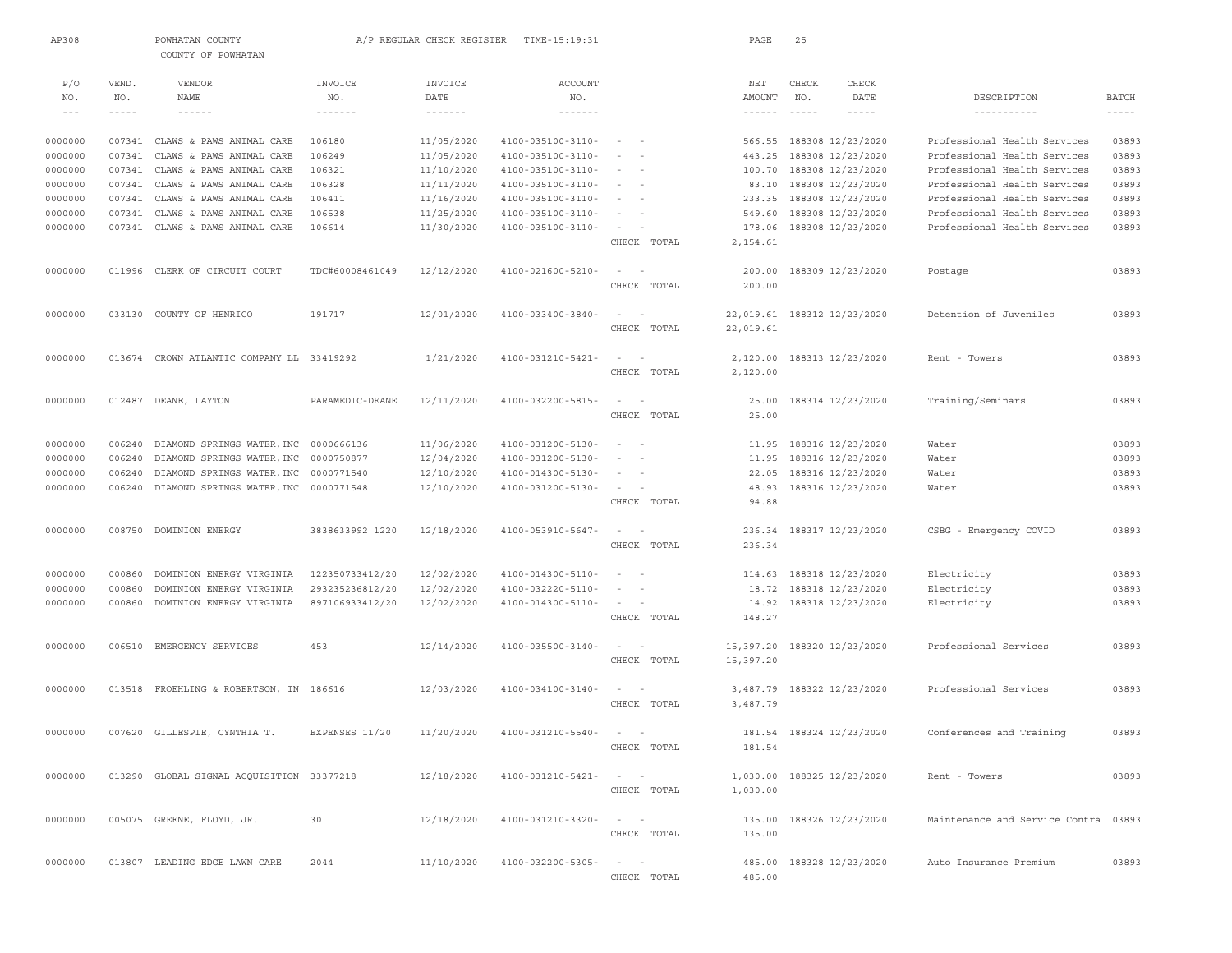AP308 POWHATAN COUNTY A/P REGULAR CHECK REGISTER TIME-15:19:31 PAGE 25

COUNTY OF POWHATAN

| P/O NO. | VEND. NO. | VENDOR NAME | INVOICE NO. | INVOICE DATE | ACCOUNT NO. | | NET AMOUNT | CHECK NO. | CHECK DATE | DESCRIPTION | BATCH |
|---|---|---|---|---|---|---|---|---|---|---|---|
| 0000000 | 007341 | CLAWS & PAWS ANIMAL CARE | 106180 | 11/05/2020 | 4100-035100-3110- | - - | 566.55 | 188308 | 12/23/2020 | Professional Health Services | 03893 |
| 0000000 | 007341 | CLAWS & PAWS ANIMAL CARE | 106249 | 11/05/2020 | 4100-035100-3110- | - - | 443.25 | 188308 | 12/23/2020 | Professional Health Services | 03893 |
| 0000000 | 007341 | CLAWS & PAWS ANIMAL CARE | 106321 | 11/10/2020 | 4100-035100-3110- | - - | 100.70 | 188308 | 12/23/2020 | Professional Health Services | 03893 |
| 0000000 | 007341 | CLAWS & PAWS ANIMAL CARE | 106328 | 11/11/2020 | 4100-035100-3110- | - - | 83.10 | 188308 | 12/23/2020 | Professional Health Services | 03893 |
| 0000000 | 007341 | CLAWS & PAWS ANIMAL CARE | 106411 | 11/16/2020 | 4100-035100-3110- | - - | 233.35 | 188308 | 12/23/2020 | Professional Health Services | 03893 |
| 0000000 | 007341 | CLAWS & PAWS ANIMAL CARE | 106538 | 11/25/2020 | 4100-035100-3110- | - - | 549.60 | 188308 | 12/23/2020 | Professional Health Services | 03893 |
| 0000000 | 007341 | CLAWS & PAWS ANIMAL CARE | 106614 | 11/30/2020 | 4100-035100-3110- | - - | 178.06 | 188308 | 12/23/2020 | Professional Health Services | 03893 |
| | | | | | | CHECK TOTAL | 2,154.61 | | | | |
| 0000000 | 011996 | CLERK OF CIRCUIT COURT | TDC#60008461049 | 12/12/2020 | 4100-021600-5210- | - - | 200.00 | 188309 | 12/23/2020 | Postage | 03893 |
| | | | | | | CHECK TOTAL | 200.00 | | | | |
| 0000000 | 033130 | COUNTY OF HENRICO | 191717 | 12/01/2020 | 4100-033400-3840- | - - | 22,019.61 | 188312 | 12/23/2020 | Detention of Juveniles | 03893 |
| | | | | | | CHECK TOTAL | 22,019.61 | | | | |
| 0000000 | 013674 | CROWN ATLANTIC COMPANY LL | 33419292 | 1/21/2020 | 4100-031210-5421- | - - | 2,120.00 | 188313 | 12/23/2020 | Rent - Towers | 03893 |
| | | | | | | CHECK TOTAL | 2,120.00 | | | | |
| 0000000 | 012487 | DEANE, LAYTON | PARAMEDIC-DEANE | 12/11/2020 | 4100-032200-5815- | - - | 25.00 | 188314 | 12/23/2020 | Training/Seminars | 03893 |
| | | | | | | CHECK TOTAL | 25.00 | | | | |
| 0000000 | 006240 | DIAMOND SPRINGS WATER,INC | 0000666136 | 11/06/2020 | 4100-031200-5130- | - - | 11.95 | 188316 | 12/23/2020 | Water | 03893 |
| 0000000 | 006240 | DIAMOND SPRINGS WATER,INC | 0000750877 | 12/04/2020 | 4100-031200-5130- | - - | 11.95 | 188316 | 12/23/2020 | Water | 03893 |
| 0000000 | 006240 | DIAMOND SPRINGS WATER,INC | 0000771540 | 12/10/2020 | 4100-014300-5130- | - - | 22.05 | 188316 | 12/23/2020 | Water | 03893 |
| 0000000 | 006240 | DIAMOND SPRINGS WATER,INC | 0000771548 | 12/10/2020 | 4100-031200-5130- | - - | 48.93 | 188316 | 12/23/2020 | Water | 03893 |
| | | | | | | CHECK TOTAL | 94.88 | | | | |
| 0000000 | 008750 | DOMINION ENERGY | 3838633992 1220 | 12/18/2020 | 4100-053910-5647- | - - | 236.34 | 188317 | 12/23/2020 | CSBG - Emergency COVID | 03893 |
| | | | | | | CHECK TOTAL | 236.34 | | | | |
| 0000000 | 000860 | DOMINION ENERGY VIRGINIA | 122350733412/20 | 12/02/2020 | 4100-014300-5110- | - - | 114.63 | 188318 | 12/23/2020 | Electricity | 03893 |
| 0000000 | 000860 | DOMINION ENERGY VIRGINIA | 293235236812/20 | 12/02/2020 | 4100-032220-5110- | - - | 18.72 | 188318 | 12/23/2020 | Electricity | 03893 |
| 0000000 | 000860 | DOMINION ENERGY VIRGINIA | 897106933412/20 | 12/02/2020 | 4100-014300-5110- | - - | 14.92 | 188318 | 12/23/2020 | Electricity | 03893 |
| | | | | | | CHECK TOTAL | 148.27 | | | | |
| 0000000 | 006510 | EMERGENCY SERVICES | 453 | 12/14/2020 | 4100-035500-3140- | - - | 15,397.20 | 188320 | 12/23/2020 | Professional Services | 03893 |
| | | | | | | CHECK TOTAL | 15,397.20 | | | | |
| 0000000 | 013518 | FROEHLING & ROBERTSON, IN | 186616 | 12/03/2020 | 4100-034100-3140- | - - | 3,487.79 | 188322 | 12/23/2020 | Professional Services | 03893 |
| | | | | | | CHECK TOTAL | 3,487.79 | | | | |
| 0000000 | 007620 | GILLESPIE, CYNTHIA T. | EXPENSES 11/20 | 11/20/2020 | 4100-031210-5540- | - - | 181.54 | 188324 | 12/23/2020 | Conferences and Training | 03893 |
| | | | | | | CHECK TOTAL | 181.54 | | | | |
| 0000000 | 013290 | GLOBAL SIGNAL ACQUISITION | 33377218 | 12/18/2020 | 4100-031210-5421- | - - | 1,030.00 | 188325 | 12/23/2020 | Rent - Towers | 03893 |
| | | | | | | CHECK TOTAL | 1,030.00 | | | | |
| 0000000 | 005075 | GREENE, FLOYD, JR. | 30 | 12/18/2020 | 4100-031210-3320- | - - | 135.00 | 188326 | 12/23/2020 | Maintenance and Service Contra | 03893 |
| | | | | | | CHECK TOTAL | 135.00 | | | | |
| 0000000 | 013807 | LEADING EDGE LAWN CARE | 2044 | 11/10/2020 | 4100-032200-5305- | - - | 485.00 | 188328 | 12/23/2020 | Auto Insurance Premium | 03893 |
| | | | | | | CHECK TOTAL | 485.00 | | | | |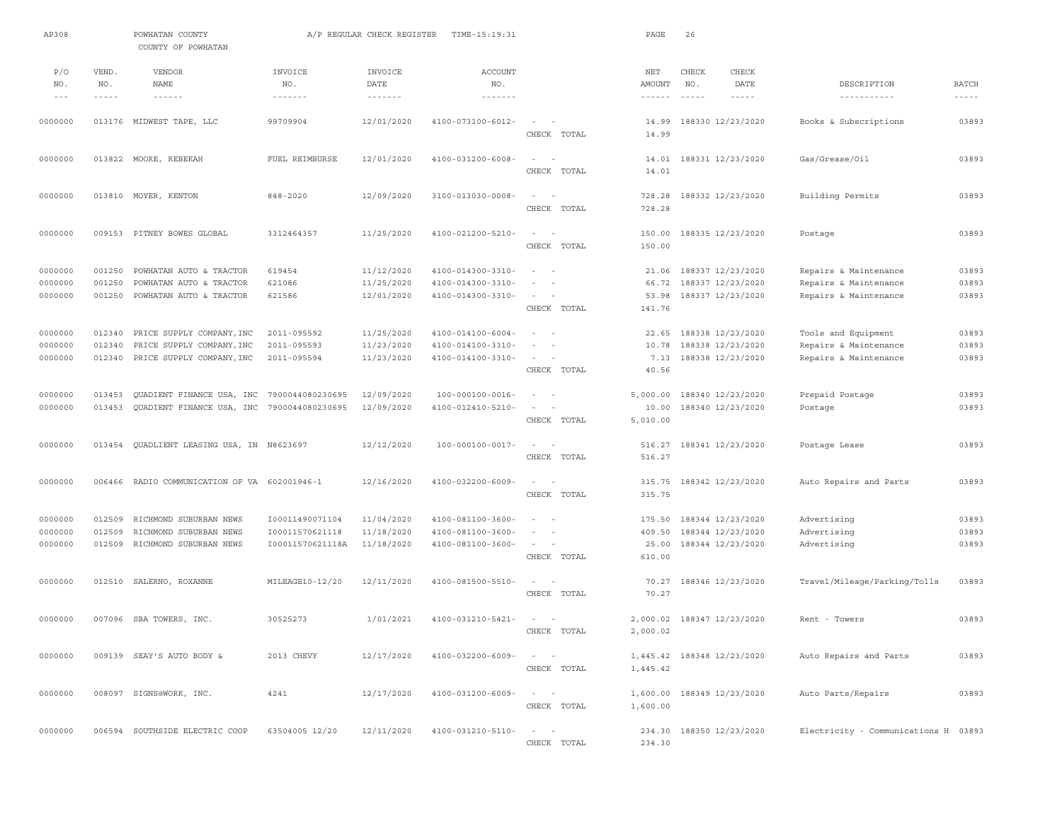AP308 POWHATAN COUNTY A/P REGULAR CHECK REGISTER TIME-15:19:31

COUNTY OF POWHATAN

| P/O NO. | VEND. NO. | VENDOR NAME | INVOICE NO. | INVOICE DATE | ACCOUNT NO. | | NET AMOUNT | CHECK NO. | CHECK DATE | DESCRIPTION | BATCH |
|---|---|---|---|---|---|---|---|---|---|---|---|
| 0000000 | 013176 | MIDWEST TAPE, LLC | 99709904 | 12/01/2020 | 4100-073100-6012- | - - | 14.99 | 188330 | 12/23/2020 | Books & Subscriptions | 03893 |
| | | | | | | CHECK TOTAL | 14.99 | | | | |
| 0000000 | 013822 | MOORE, REBEKAH | FUEL REIMBURSE | 12/01/2020 | 4100-031200-6008- | - - | 14.01 | 188331 | 12/23/2020 | Gas/Grease/Oil | 03893 |
| | | | | | | CHECK TOTAL | 14.01 | | | | |
| 0000000 | 013810 | MOYER, KENTON | 848-2020 | 12/09/2020 | 3100-013030-0008- | - - | 728.28 | 188332 | 12/23/2020 | Building Permits | 03893 |
| | | | | | | CHECK TOTAL | 728.28 | | | | |
| 0000000 | 009153 | PITNEY BOWES GLOBAL | 3312464357 | 11/25/2020 | 4100-021200-5210- | - - | 150.00 | 188335 | 12/23/2020 | Postage | 03893 |
| | | | | | | CHECK TOTAL | 150.00 | | | | |
| 0000000 | 001250 | POWHATAN AUTO & TRACTOR | 619454 | 11/12/2020 | 4100-014300-3310- | - - | 21.06 | 188337 | 12/23/2020 | Repairs & Maintenance | 03893 |
| 0000000 | 001250 | POWHATAN AUTO & TRACTOR | 621086 | 11/25/2020 | 4100-014300-3310- | - - | 66.72 | 188337 | 12/23/2020 | Repairs & Maintenance | 03893 |
| 0000000 | 001250 | POWHATAN AUTO & TRACTOR | 621586 | 12/01/2020 | 4100-014300-3310- | - - | 53.98 | 188337 | 12/23/2020 | Repairs & Maintenance | 03893 |
| | | | | | | CHECK TOTAL | 141.76 | | | | |
| 0000000 | 012340 | PRICE SUPPLY COMPANY,INC | 2011-095592 | 11/25/2020 | 4100-014100-6004- | - - | 22.65 | 188338 | 12/23/2020 | Tools and Equipment | 03893 |
| 0000000 | 012340 | PRICE SUPPLY COMPANY,INC | 2011-095593 | 11/23/2020 | 4100-014100-3310- | - - | 10.78 | 188338 | 12/23/2020 | Repairs & Maintenance | 03893 |
| 0000000 | 012340 | PRICE SUPPLY COMPANY,INC | 2011-095594 | 11/23/2020 | 4100-014100-3310- | - - | 7.13 | 188338 | 12/23/2020 | Repairs & Maintenance | 03893 |
| | | | | | | CHECK TOTAL | 40.56 | | | | |
| 0000000 | 013453 | QUADIENT FINANCE USA, INC | 7900044080230695 | 12/09/2020 | 100-000100-0016- | - - | 5,000.00 | 188340 | 12/23/2020 | Prepaid Postage | 03893 |
| 0000000 | 013453 | QUADIENT FINANCE USA, INC | 7900044080230695 | 12/09/2020 | 4100-012410-5210- | - - | 10.00 | 188340 | 12/23/2020 | Postage | 03893 |
| | | | | | | CHECK TOTAL | 5,010.00 | | | | |
| 0000000 | 013454 | QUADLIENT LEASING USA, IN | N8623697 | 12/12/2020 | 100-000100-0017- | - - | 516.27 | 188341 | 12/23/2020 | Postage Lease | 03893 |
| | | | | | | CHECK TOTAL | 516.27 | | | | |
| 0000000 | 006466 | RADIO COMMUNICATION OF VA | 602001946-1 | 12/16/2020 | 4100-032200-6009- | - - | 315.75 | 188342 | 12/23/2020 | Auto Repairs and Parts | 03893 |
| | | | | | | CHECK TOTAL | 315.75 | | | | |
| 0000000 | 012509 | RICHMOND SUBURBAN NEWS | I00011490071104 | 11/04/2020 | 4100-081100-3600- | - - | 175.50 | 188344 | 12/23/2020 | Advertising | 03893 |
| 0000000 | 012509 | RICHMOND SUBURBAN NEWS | I00011570621118 | 11/18/2020 | 4100-081100-3600- | - - | 409.50 | 188344 | 12/23/2020 | Advertising | 03893 |
| 0000000 | 012509 | RICHMOND SUBURBAN NEWS | I00011570621118A | 11/18/2020 | 4100-081100-3600- | - - | 25.00 | 188344 | 12/23/2020 | Advertising | 03893 |
| | | | | | | CHECK TOTAL | 610.00 | | | | |
| 0000000 | 012510 | SALERNO, ROXANNE | MILEAGE10-12/20 | 12/11/2020 | 4100-081500-5510- | - - | 70.27 | 188346 | 12/23/2020 | Travel/Mileage/Parking/Tolls | 03893 |
| | | | | | | CHECK TOTAL | 70.27 | | | | |
| 0000000 | 007096 | SBA TOWERS, INC. | 30525273 | 1/01/2021 | 4100-031210-5421- | - - | 2,000.02 | 188347 | 12/23/2020 | Rent - Towers | 03893 |
| | | | | | | CHECK TOTAL | 2,000.02 | | | | |
| 0000000 | 009139 | SEAY'S AUTO BODY & | 2013 CHEVY | 12/17/2020 | 4100-032200-6009- | - - | 1,445.42 | 188348 | 12/23/2020 | Auto Repairs and Parts | 03893 |
| | | | | | | CHECK TOTAL | 1,445.42 | | | | |
| 0000000 | 008097 | SIGNS@WORK, INC. | 4241 | 12/17/2020 | 4100-031200-6009- | - - | 1,600.00 | 188349 | 12/23/2020 | Auto Parts/Repairs | 03893 |
| | | | | | | CHECK TOTAL | 1,600.00 | | | | |
| 0000000 | 006594 | SOUTHSIDE ELECTRIC COOP | 63504005 12/20 | 12/11/2020 | 4100-031210-5110- | - - | 234.30 | 188350 | 12/23/2020 | Electricity - Communications H | 03893 |
| | | | | | | CHECK TOTAL | 234.30 | | | | |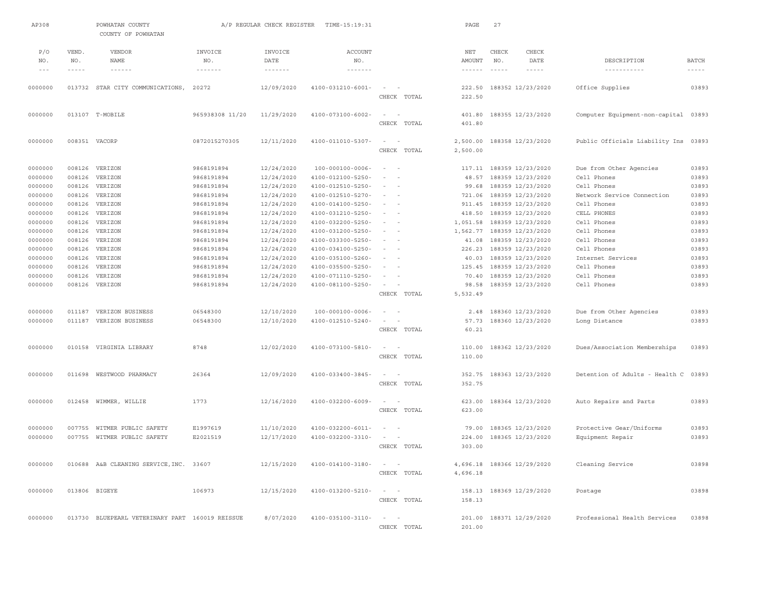AP308 POWHATAN COUNTY A/P REGULAR CHECK REGISTER TIME-15:19:31

COUNTY OF POWHATAN

| P/O NO. | VEND. NO. | VENDOR NAME | INVOICE NO. | INVOICE DATE | ACCOUNT NO. | | NET AMOUNT | CHECK NO. | CHECK DATE | DESCRIPTION | BATCH |
|---|---|---|---|---|---|---|---|---|---|---|---|
| 0000000 | 013732 | STAR CITY COMMUNICATIONS, | 20272 | 12/09/2020 | 4100-031210-6001- | - - | 222.50 | 188352 | 12/23/2020 | Office Supplies | 03893 |
| | | | | | | CHECK TOTAL | 222.50 | | | | |
| 0000000 | 013107 | T-MOBILE | 965938308 11/20 | 11/29/2020 | 4100-073100-6002- | - - | 401.80 | 188355 | 12/23/2020 | Computer Equipment-non-capital | 03893 |
| | | | | | | CHECK TOTAL | 401.80 | | | | |
| 0000000 | 008351 | VACORP | 0872015270305 | 12/11/2020 | 4100-011010-5307- | - - | 2,500.00 | 188358 | 12/23/2020 | Public Officials Liability Ins | 03893 |
| | | | | | | CHECK TOTAL | 2,500.00 | | | | |
| 0000000 | 008126 | VERIZON | 9868191894 | 12/24/2020 | 100-000100-0006- | - - | 117.11 | 188359 | 12/23/2020 | Due from Other Agencies | 03893 |
| 0000000 | 008126 | VERIZON | 9868191894 | 12/24/2020 | 4100-012100-5250- | - - | 48.57 | 188359 | 12/23/2020 | Cell Phones | 03893 |
| 0000000 | 008126 | VERIZON | 9868191894 | 12/24/2020 | 4100-012510-5250- | - - | 99.68 | 188359 | 12/23/2020 | Cell Phones | 03893 |
| 0000000 | 008126 | VERIZON | 9868191894 | 12/24/2020 | 4100-012510-5270- | - - | 721.06 | 188359 | 12/23/2020 | Network Service Connection | 03893 |
| 0000000 | 008126 | VERIZON | 9868191894 | 12/24/2020 | 4100-014100-5250- | - - | 911.45 | 188359 | 12/23/2020 | Cell Phones | 03893 |
| 0000000 | 008126 | VERIZON | 9868191894 | 12/24/2020 | 4100-031210-5250- | - - | 418.50 | 188359 | 12/23/2020 | CELL PHONES | 03893 |
| 0000000 | 008126 | VERIZON | 9868191894 | 12/24/2020 | 4100-032200-5250- | - - | 1,051.58 | 188359 | 12/23/2020 | Cell Phones | 03893 |
| 0000000 | 008126 | VERIZON | 9868191894 | 12/24/2020 | 4100-031200-5250- | - - | 1,562.77 | 188359 | 12/23/2020 | Cell Phones | 03893 |
| 0000000 | 008126 | VERIZON | 9868191894 | 12/24/2020 | 4100-033300-5250- | - - | 41.08 | 188359 | 12/23/2020 | Cell Phones | 03893 |
| 0000000 | 008126 | VERIZON | 9868191894 | 12/24/2020 | 4100-034100-5250- | - - | 226.23 | 188359 | 12/23/2020 | Cell Phones | 03893 |
| 0000000 | 008126 | VERIZON | 9868191894 | 12/24/2020 | 4100-035100-5260- | - - | 40.03 | 188359 | 12/23/2020 | Internet Services | 03893 |
| 0000000 | 008126 | VERIZON | 9868191894 | 12/24/2020 | 4100-035500-5250- | - - | 125.45 | 188359 | 12/23/2020 | Cell Phones | 03893 |
| 0000000 | 008126 | VERIZON | 9868191894 | 12/24/2020 | 4100-071110-5250- | - - | 70.40 | 188359 | 12/23/2020 | Cell Phones | 03893 |
| 0000000 | 008126 | VERIZON | 9868191894 | 12/24/2020 | 4100-081100-5250- | - - | 98.58 | 188359 | 12/23/2020 | Cell Phones | 03893 |
| | | | | | | CHECK TOTAL | 5,532.49 | | | | |
| 0000000 | 011187 | VERIZON BUSINESS | 06548300 | 12/10/2020 | 100-000100-0006- | - - | 2.48 | 188360 | 12/23/2020 | Due from Other Agencies | 03893 |
| 0000000 | 011187 | VERIZON BUSINESS | 06548300 | 12/10/2020 | 4100-012510-5240- | - - | 57.73 | 188360 | 12/23/2020 | Long Distance | 03893 |
| | | | | | | CHECK TOTAL | 60.21 | | | | |
| 0000000 | 010158 | VIRGINIA LIBRARY | 8748 | 12/02/2020 | 4100-073100-5810- | - - | 110.00 | 188362 | 12/23/2020 | Dues/Association Memberships | 03893 |
| | | | | | | CHECK TOTAL | 110.00 | | | | |
| 0000000 | 011698 | WESTWOOD PHARMACY | 26364 | 12/09/2020 | 4100-033400-3845- | - - | 352.75 | 188363 | 12/23/2020 | Detention of Adults - Health C | 03893 |
| | | | | | | CHECK TOTAL | 352.75 | | | | |
| 0000000 | 012458 | WIMMER, WILLIE | 1773 | 12/16/2020 | 4100-032200-6009- | - - | 623.00 | 188364 | 12/23/2020 | Auto Repairs and Parts | 03893 |
| | | | | | | CHECK TOTAL | 623.00 | | | | |
| 0000000 | 007755 | WITMER PUBLIC SAFETY | E1997619 | 11/10/2020 | 4100-032200-6011- | - - | 79.00 | 188365 | 12/23/2020 | Protective Gear/Uniforms | 03893 |
| 0000000 | 007755 | WITMER PUBLIC SAFETY | E2021519 | 12/17/2020 | 4100-032200-3310- | - - | 224.00 | 188365 | 12/23/2020 | Equipment Repair | 03893 |
| | | | | | | CHECK TOTAL | 303.00 | | | | |
| 0000000 | 010688 | A&B CLEANING SERVICE,INC. | 33607 | 12/15/2020 | 4100-014100-3180- | - - | 4,696.18 | 188366 | 12/29/2020 | Cleaning Service | 03898 |
| | | | | | | CHECK TOTAL | 4,696.18 | | | | |
| 0000000 | 013806 | BIGEYE | 106973 | 12/15/2020 | 4100-013200-5210- | - - | 158.13 | 188369 | 12/29/2020 | Postage | 03898 |
| | | | | | | CHECK TOTAL | 158.13 | | | | |
| 0000000 | 013730 | BLUEPEARL VETERINARY PART | 160019 REISSUE | 8/07/2020 | 4100-035100-3110- | - - | 201.00 | 188371 | 12/29/2020 | Professional Health Services | 03898 |
| | | | | | | CHECK TOTAL | 201.00 | | | | |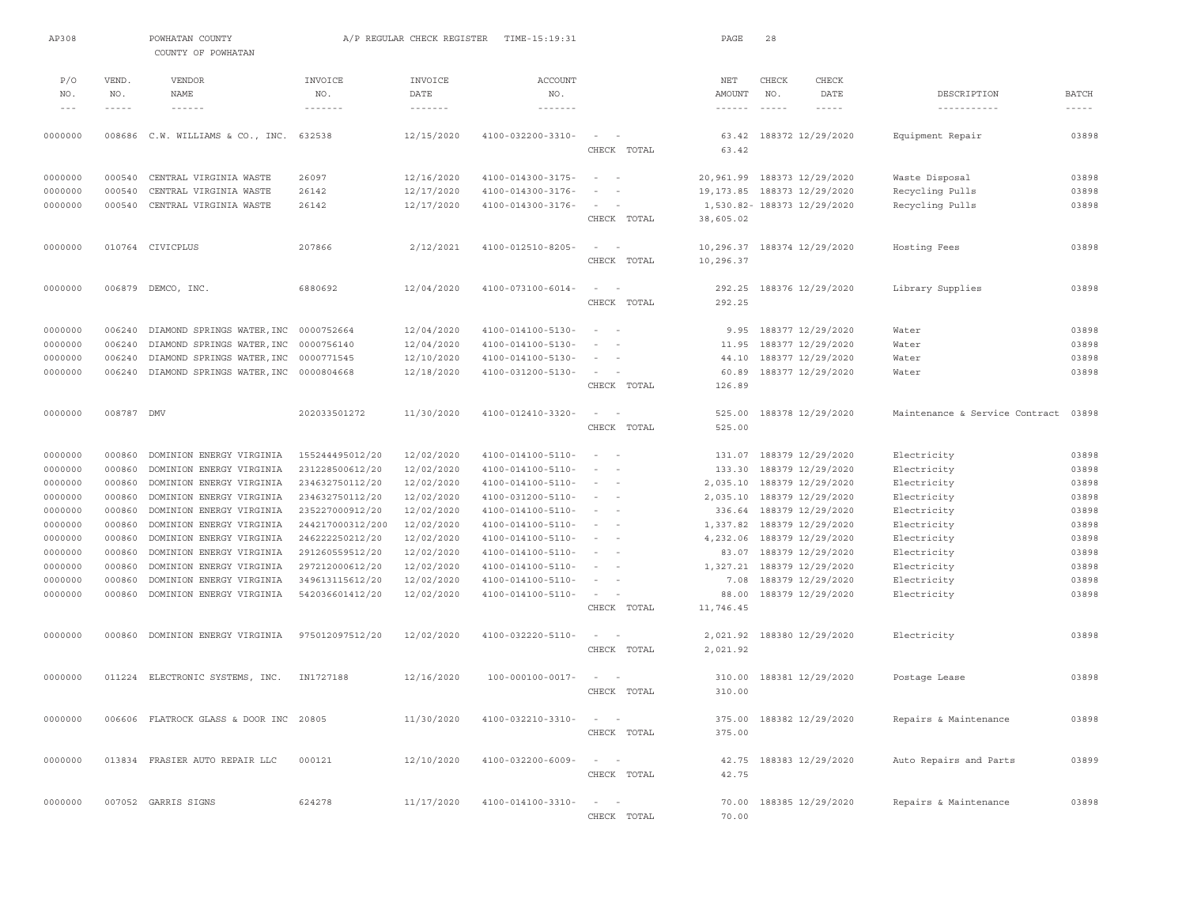AP308 POWHATAN COUNTY A/P REGULAR CHECK REGISTER TIME-15:19:31

COUNTY OF POWHATAN

| P/O NO. | VEND. NO. | VENDOR NAME | INVOICE NO. | INVOICE DATE | ACCOUNT NO. | | NET AMOUNT | CHECK NO. | CHECK DATE | DESCRIPTION | BATCH |
|---|---|---|---|---|---|---|---|---|---|---|---|
| 0000000 | 008686 | C.W. WILLIAMS & CO., INC. | 632538 | 12/15/2020 | 4100-032200-3310- | - - | 63.42 | 188372 | 12/29/2020 | Equipment Repair | 03898 |
| | | | | | | CHECK TOTAL | 63.42 | | | | |
| 0000000 | 000540 | CENTRAL VIRGINIA WASTE | 26097 | 12/16/2020 | 4100-014300-3175- | - - | 20,961.99 | 188373 | 12/29/2020 | Waste Disposal | 03898 |
| 0000000 | 000540 | CENTRAL VIRGINIA WASTE | 26142 | 12/17/2020 | 4100-014300-3176- | - - | 19,173.85 | 188373 | 12/29/2020 | Recycling Pulls | 03898 |
| 0000000 | 000540 | CENTRAL VIRGINIA WASTE | 26142 | 12/17/2020 | 4100-014300-3176- | - - | 1,530.82- | 188373 | 12/29/2020 | Recycling Pulls | 03898 |
| | | | | | | CHECK TOTAL | 38,605.02 | | | | |
| 0000000 | 010764 | CIVICPLUS | 207866 | 2/12/2021 | 4100-012510-8205- | - - | 10,296.37 | 188374 | 12/29/2020 | Hosting Fees | 03898 |
| | | | | | | CHECK TOTAL | 10,296.37 | | | | |
| 0000000 | 006879 | DEMCO, INC. | 6880692 | 12/04/2020 | 4100-073100-6014- | - - | 292.25 | 188376 | 12/29/2020 | Library Supplies | 03898 |
| | | | | | | CHECK TOTAL | 292.25 | | | | |
| 0000000 | 006240 | DIAMOND SPRINGS WATER, INC | 0000752664 | 12/04/2020 | 4100-014100-5130- | - - | 9.95 | 188377 | 12/29/2020 | Water | 03898 |
| 0000000 | 006240 | DIAMOND SPRINGS WATER, INC | 0000756140 | 12/04/2020 | 4100-014100-5130- | - - | 11.95 | 188377 | 12/29/2020 | Water | 03898 |
| 0000000 | 006240 | DIAMOND SPRINGS WATER, INC | 0000771545 | 12/10/2020 | 4100-014100-5130- | - - | 44.10 | 188377 | 12/29/2020 | Water | 03898 |
| 0000000 | 006240 | DIAMOND SPRINGS WATER, INC | 0000804668 | 12/18/2020 | 4100-031200-5130- | - - | 60.89 | 188377 | 12/29/2020 | Water | 03898 |
| | | | | | | CHECK TOTAL | 126.89 | | | | |
| 0000000 | 008787 | DMV | 202033501272 | 11/30/2020 | 4100-012410-3320- | - - | 525.00 | 188378 | 12/29/2020 | Maintenance & Service Contract | 03898 |
| | | | | | | CHECK TOTAL | 525.00 | | | | |
| 0000000 | 000860 | DOMINION ENERGY VIRGINIA | 155244495012/20 | 12/02/2020 | 4100-014100-5110- | - - | 131.07 | 188379 | 12/29/2020 | Electricity | 03898 |
| 0000000 | 000860 | DOMINION ENERGY VIRGINIA | 231228500612/20 | 12/02/2020 | 4100-014100-5110- | - - | 133.30 | 188379 | 12/29/2020 | Electricity | 03898 |
| 0000000 | 000860 | DOMINION ENERGY VIRGINIA | 234632750112/20 | 12/02/2020 | 4100-014100-5110- | - - | 2,035.10 | 188379 | 12/29/2020 | Electricity | 03898 |
| 0000000 | 000860 | DOMINION ENERGY VIRGINIA | 234632750112/20 | 12/02/2020 | 4100-031200-5110- | - - | 2,035.10 | 188379 | 12/29/2020 | Electricity | 03898 |
| 0000000 | 000860 | DOMINION ENERGY VIRGINIA | 235227000912/20 | 12/02/2020 | 4100-014100-5110- | - - | 336.64 | 188379 | 12/29/2020 | Electricity | 03898 |
| 0000000 | 000860 | DOMINION ENERGY VIRGINIA | 244217000312/200 | 12/02/2020 | 4100-014100-5110- | - - | 1,337.82 | 188379 | 12/29/2020 | Electricity | 03898 |
| 0000000 | 000860 | DOMINION ENERGY VIRGINIA | 246222250212/20 | 12/02/2020 | 4100-014100-5110- | - - | 4,232.06 | 188379 | 12/29/2020 | Electricity | 03898 |
| 0000000 | 000860 | DOMINION ENERGY VIRGINIA | 291260559512/20 | 12/02/2020 | 4100-014100-5110- | - - | 83.07 | 188379 | 12/29/2020 | Electricity | 03898 |
| 0000000 | 000860 | DOMINION ENERGY VIRGINIA | 297212000612/20 | 12/02/2020 | 4100-014100-5110- | - - | 1,327.21 | 188379 | 12/29/2020 | Electricity | 03898 |
| 0000000 | 000860 | DOMINION ENERGY VIRGINIA | 349613115612/20 | 12/02/2020 | 4100-014100-5110- | - - | 7.08 | 188379 | 12/29/2020 | Electricity | 03898 |
| 0000000 | 000860 | DOMINION ENERGY VIRGINIA | 542036601412/20 | 12/02/2020 | 4100-014100-5110- | - - | 88.00 | 188379 | 12/29/2020 | Electricity | 03898 |
| | | | | | | CHECK TOTAL | 11,746.45 | | | | |
| 0000000 | 000860 | DOMINION ENERGY VIRGINIA | 975012097512/20 | 12/02/2020 | 4100-032220-5110- | - - | 2,021.92 | 188380 | 12/29/2020 | Electricity | 03898 |
| | | | | | | CHECK TOTAL | 2,021.92 | | | | |
| 0000000 | 011224 | ELECTRONIC SYSTEMS, INC. | IN1727188 | 12/16/2020 | 100-000100-0017- | - - | 310.00 | 188381 | 12/29/2020 | Postage Lease | 03898 |
| | | | | | | CHECK TOTAL | 310.00 | | | | |
| 0000000 | 006606 | FLATROCK GLASS & DOOR INC | 20805 | 11/30/2020 | 4100-032210-3310- | - - | 375.00 | 188382 | 12/29/2020 | Repairs & Maintenance | 03898 |
| | | | | | | CHECK TOTAL | 375.00 | | | | |
| 0000000 | 013834 | FRASIER AUTO REPAIR LLC | 000121 | 12/10/2020 | 4100-032200-6009- | - - | 42.75 | 188383 | 12/29/2020 | Auto Repairs and Parts | 03899 |
| | | | | | | CHECK TOTAL | 42.75 | | | | |
| 0000000 | 007052 | GARRIS SIGNS | 624278 | 11/17/2020 | 4100-014100-3310- | - - | 70.00 | 188385 | 12/29/2020 | Repairs & Maintenance | 03898 |
| | | | | | | CHECK TOTAL | 70.00 | | | | |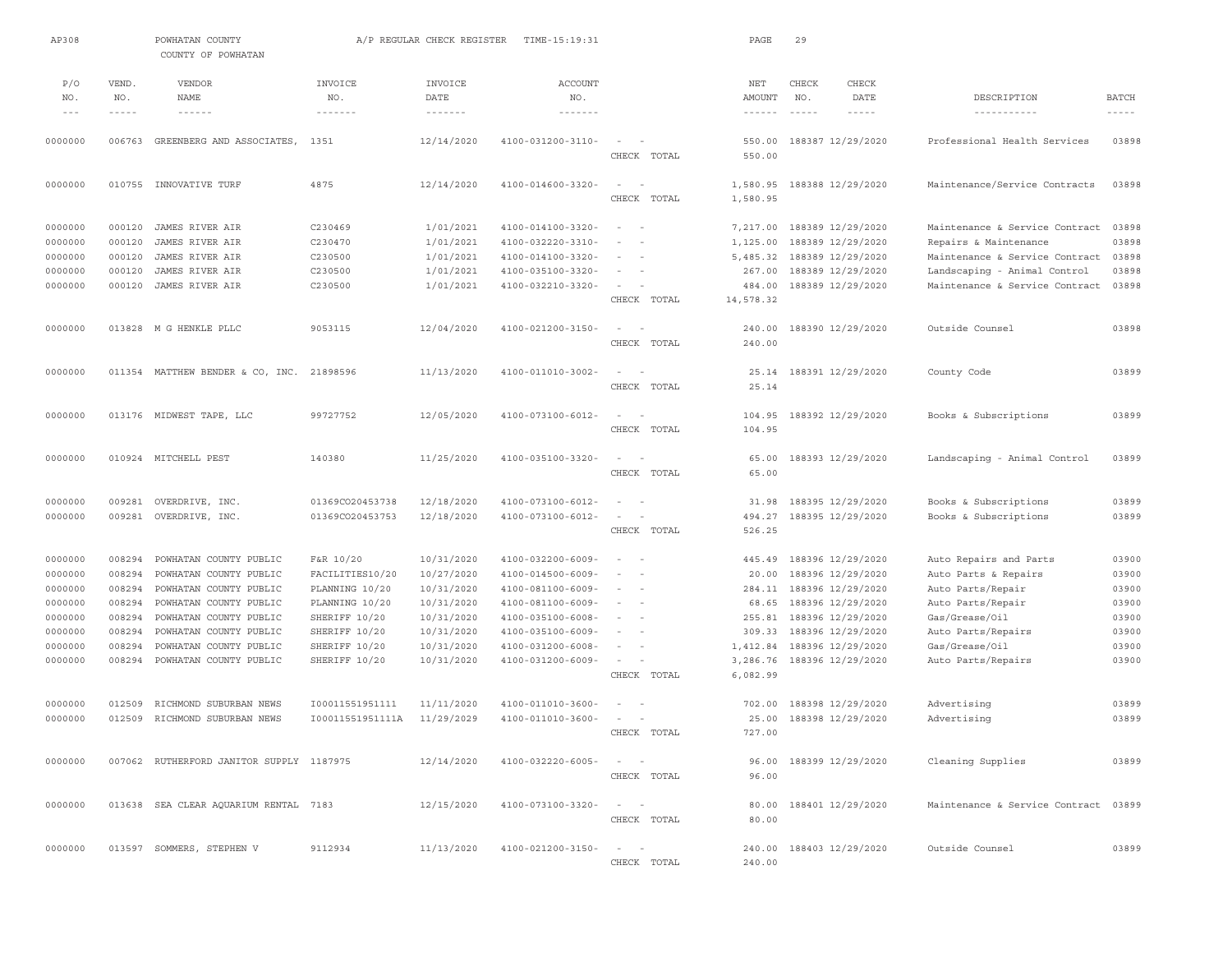AP308 POWHATAN COUNTY A/P REGULAR CHECK REGISTER TIME-15:19:31

COUNTY OF POWHATAN

| P/O NO. | VEND. NO. | VENDOR NAME | INVOICE NO. | INVOICE DATE | ACCOUNT NO. | | NET AMOUNT | CHECK NO. | CHECK DATE | DESCRIPTION | BATCH |
|---|---|---|---|---|---|---|---|---|---|---|---|
| 0000000 | 006763 | GREENBERG AND ASSOCIATES, | 1351 | 12/14/2020 | 4100-031200-3110- | - - | 550.00 | 188387 | 12/29/2020 | Professional Health Services | 03898 |
| | | | | | | CHECK TOTAL | 550.00 | | | | |
| 0000000 | 010755 | INNOVATIVE TURF | 4875 | 12/14/2020 | 4100-014600-3320- | - - | 1,580.95 | 188388 | 12/29/2020 | Maintenance/Service Contracts | 03898 |
| | | | | | | CHECK TOTAL | 1,580.95 | | | | |
| 0000000 | 000120 | JAMES RIVER AIR | C230469 | 1/01/2021 | 4100-014100-3320- | - - | 7,217.00 | 188389 | 12/29/2020 | Maintenance & Service Contract | 03898 |
| 0000000 | 000120 | JAMES RIVER AIR | C230470 | 1/01/2021 | 4100-032220-3310- | - - | 1,125.00 | 188389 | 12/29/2020 | Repairs & Maintenance | 03898 |
| 0000000 | 000120 | JAMES RIVER AIR | C230500 | 1/01/2021 | 4100-014100-3320- | - - | 5,485.32 | 188389 | 12/29/2020 | Maintenance & Service Contract | 03898 |
| 0000000 | 000120 | JAMES RIVER AIR | C230500 | 1/01/2021 | 4100-035100-3320- | - - | 267.00 | 188389 | 12/29/2020 | Landscaping - Animal Control | 03898 |
| 0000000 | 000120 | JAMES RIVER AIR | C230500 | 1/01/2021 | 4100-032210-3320- | - - | 484.00 | 188389 | 12/29/2020 | Maintenance & Service Contract | 03898 |
| | | | | | | CHECK TOTAL | 14,578.32 | | | | |
| 0000000 | 013828 | M G HENKLE PLLC | 9053115 | 12/04/2020 | 4100-021200-3150- | - - | 240.00 | 188390 | 12/29/2020 | Outside Counsel | 03898 |
| | | | | | | CHECK TOTAL | 240.00 | | | | |
| 0000000 | 011354 | MATTHEW BENDER & CO, INC. | 21898596 | 11/13/2020 | 4100-011010-3002- | - - | 25.14 | 188391 | 12/29/2020 | County Code | 03899 |
| | | | | | | CHECK TOTAL | 25.14 | | | | |
| 0000000 | 013176 | MIDWEST TAPE, LLC | 99727752 | 12/05/2020 | 4100-073100-6012- | - - | 104.95 | 188392 | 12/29/2020 | Books & Subscriptions | 03899 |
| | | | | | | CHECK TOTAL | 104.95 | | | | |
| 0000000 | 010924 | MITCHELL PEST | 140380 | 11/25/2020 | 4100-035100-3320- | - - | 65.00 | 188393 | 12/29/2020 | Landscaping - Animal Control | 03899 |
| | | | | | | CHECK TOTAL | 65.00 | | | | |
| 0000000 | 009281 | OVERDRIVE, INC. | 01369CO20453738 | 12/18/2020 | 4100-073100-6012- | - - | 31.98 | 188395 | 12/29/2020 | Books & Subscriptions | 03899 |
| 0000000 | 009281 | OVERDRIVE, INC. | 01369CO20453753 | 12/18/2020 | 4100-073100-6012- | - - | 494.27 | 188395 | 12/29/2020 | Books & Subscriptions | 03899 |
| | | | | | | CHECK TOTAL | 526.25 | | | | |
| 0000000 | 008294 | POWHATAN COUNTY PUBLIC | F&R 10/20 | 10/31/2020 | 4100-032200-6009- | - - | 445.49 | 188396 | 12/29/2020 | Auto Repairs and Parts | 03900 |
| 0000000 | 008294 | POWHATAN COUNTY PUBLIC | FACILITIES10/20 | 10/27/2020 | 4100-014500-6009- | - - | 20.00 | 188396 | 12/29/2020 | Auto Parts & Repairs | 03900 |
| 0000000 | 008294 | POWHATAN COUNTY PUBLIC | PLANNING 10/20 | 10/31/2020 | 4100-081100-6009- | - - | 284.11 | 188396 | 12/29/2020 | Auto Parts/Repair | 03900 |
| 0000000 | 008294 | POWHATAN COUNTY PUBLIC | PLANNING 10/20 | 10/31/2020 | 4100-081100-6009- | - - | 68.65 | 188396 | 12/29/2020 | Auto Parts/Repair | 03900 |
| 0000000 | 008294 | POWHATAN COUNTY PUBLIC | SHERIFF 10/20 | 10/31/2020 | 4100-035100-6008- | - - | 255.81 | 188396 | 12/29/2020 | Gas/Grease/Oil | 03900 |
| 0000000 | 008294 | POWHATAN COUNTY PUBLIC | SHERIFF 10/20 | 10/31/2020 | 4100-035100-6009- | - - | 309.33 | 188396 | 12/29/2020 | Auto Parts/Repairs | 03900 |
| 0000000 | 008294 | POWHATAN COUNTY PUBLIC | SHERIFF 10/20 | 10/31/2020 | 4100-031200-6008- | - - | 1,412.84 | 188396 | 12/29/2020 | Gas/Grease/Oil | 03900 |
| 0000000 | 008294 | POWHATAN COUNTY PUBLIC | SHERIFF 10/20 | 10/31/2020 | 4100-031200-6009- | - - | 3,286.76 | 188396 | 12/29/2020 | Auto Parts/Repairs | 03900 |
| | | | | | | CHECK TOTAL | 6,082.99 | | | | |
| 0000000 | 012509 | RICHMOND SUBURBAN NEWS | I00011551951111 | 11/11/2020 | 4100-011010-3600- | - - | 702.00 | 188398 | 12/29/2020 | Advertising | 03899 |
| 0000000 | 012509 | RICHMOND SUBURBAN NEWS | I00011551951111A | 11/29/2029 | 4100-011010-3600- | - - | 25.00 | 188398 | 12/29/2020 | Advertising | 03899 |
| | | | | | | CHECK TOTAL | 727.00 | | | | |
| 0000000 | 007062 | RUTHERFORD JANITOR SUPPLY | 1187975 | 12/14/2020 | 4100-032220-6005- | - - | 96.00 | 188399 | 12/29/2020 | Cleaning Supplies | 03899 |
| | | | | | | CHECK TOTAL | 96.00 | | | | |
| 0000000 | 013638 | SEA CLEAR AQUARIUM RENTAL | 7183 | 12/15/2020 | 4100-073100-3320- | - - | 80.00 | 188401 | 12/29/2020 | Maintenance & Service Contract | 03899 |
| | | | | | | CHECK TOTAL | 80.00 | | | | |
| 0000000 | 013597 | SOMMERS, STEPHEN V | 9112934 | 11/13/2020 | 4100-021200-3150- | - - | 240.00 | 188403 | 12/29/2020 | Outside Counsel | 03899 |
| | | | | | | CHECK TOTAL | 240.00 | | | | |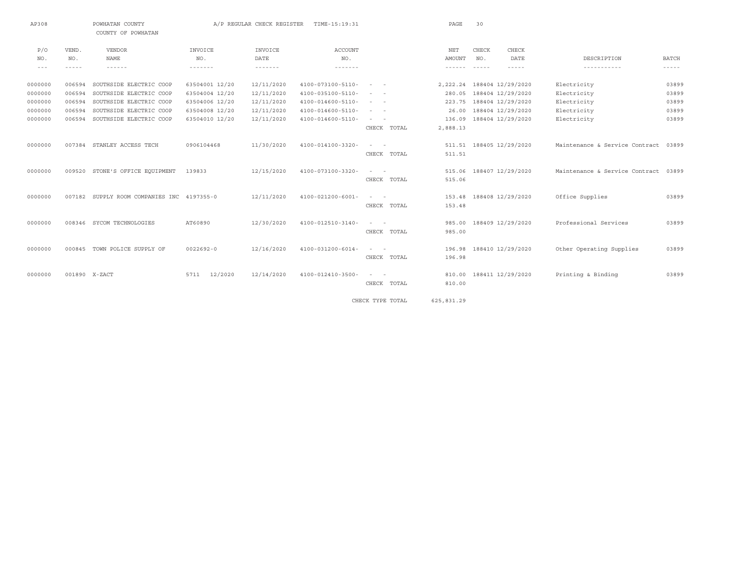AP308 POWHATAN COUNTY A/P REGULAR CHECK REGISTER TIME-15:19:31

COUNTY OF POWHATAN

| P/O NO. | VEND. NO. | VENDOR NAME | INVOICE NO. | INVOICE DATE | ACCOUNT NO. | | NET AMOUNT | CHECK NO. | CHECK DATE | DESCRIPTION | BATCH |
|---|---|---|---|---|---|---|---|---|---|---|---|
| 0000000 | 006594 | SOUTHSIDE ELECTRIC COOP | 63504001 12/20 | 12/11/2020 | 4100-073100-5110- | - - | 2,222.24 | 188404 | 12/29/2020 | Electricity | 03899 |
| 0000000 | 006594 | SOUTHSIDE ELECTRIC COOP | 63504004 12/20 | 12/11/2020 | 4100-035100-5110- | - - | 280.05 | 188404 | 12/29/2020 | Electricity | 03899 |
| 0000000 | 006594 | SOUTHSIDE ELECTRIC COOP | 63504006 12/20 | 12/11/2020 | 4100-014600-5110- | - - | 223.75 | 188404 | 12/29/2020 | Electricity | 03899 |
| 0000000 | 006594 | SOUTHSIDE ELECTRIC COOP | 63504008 12/20 | 12/11/2020 | 4100-014600-5110- | - - | 26.00 | 188404 | 12/29/2020 | Electricity | 03899 |
| 0000000 | 006594 | SOUTHSIDE ELECTRIC COOP | 63504010 12/20 | 12/11/2020 | 4100-014600-5110- | - - | 136.09 | 188404 | 12/29/2020 | Electricity | 03899 |
| | | | | | | CHECK TOTAL | 2,888.13 | | | | |
| 0000000 | 007384 | STANLEY ACCESS TECH | 0906104468 | 11/30/2020 | 4100-014100-3320- | - - | 511.51 | 188405 | 12/29/2020 | Maintenance & Service Contract | 03899 |
| | | | | | | CHECK TOTAL | 511.51 | | | | |
| 0000000 | 009520 | STONE'S OFFICE EQUIPMENT | 139833 | 12/15/2020 | 4100-073100-3320- | - - | 515.06 | 188407 | 12/29/2020 | Maintenance & Service Contract | 03899 |
| | | | | | | CHECK TOTAL | 515.06 | | | | |
| 0000000 | 007182 | SUPPLY ROOM COMPANIES INC | 4197355-0 | 12/11/2020 | 4100-021200-6001- | - - | 153.48 | 188408 | 12/29/2020 | Office Supplies | 03899 |
| | | | | | | CHECK TOTAL | 153.48 | | | | |
| 0000000 | 008346 | SYCOM TECHNOLOGIES | AT60890 | 12/30/2020 | 4100-012510-3140- | - - | 985.00 | 188409 | 12/29/2020 | Professional Services | 03899 |
| | | | | | | CHECK TOTAL | 985.00 | | | | |
| 0000000 | 000845 | TOWN POLICE SUPPLY OF | 0022692-0 | 12/16/2020 | 4100-031200-6014- | - - | 196.98 | 188410 | 12/29/2020 | Other Operating Supplies | 03899 |
| | | | | | | CHECK TOTAL | 196.98 | | | | |
| 0000000 | 001890 | X-ZACT | 5711 12/2020 | 12/14/2020 | 4100-012410-3500- | - - | 810.00 | 188411 | 12/29/2020 | Printing & Binding | 03899 |
| | | | | | | CHECK TOTAL | 810.00 | | | | |
| | | | | | | CHECK TYPE TOTAL | 625,831.29 | | | | |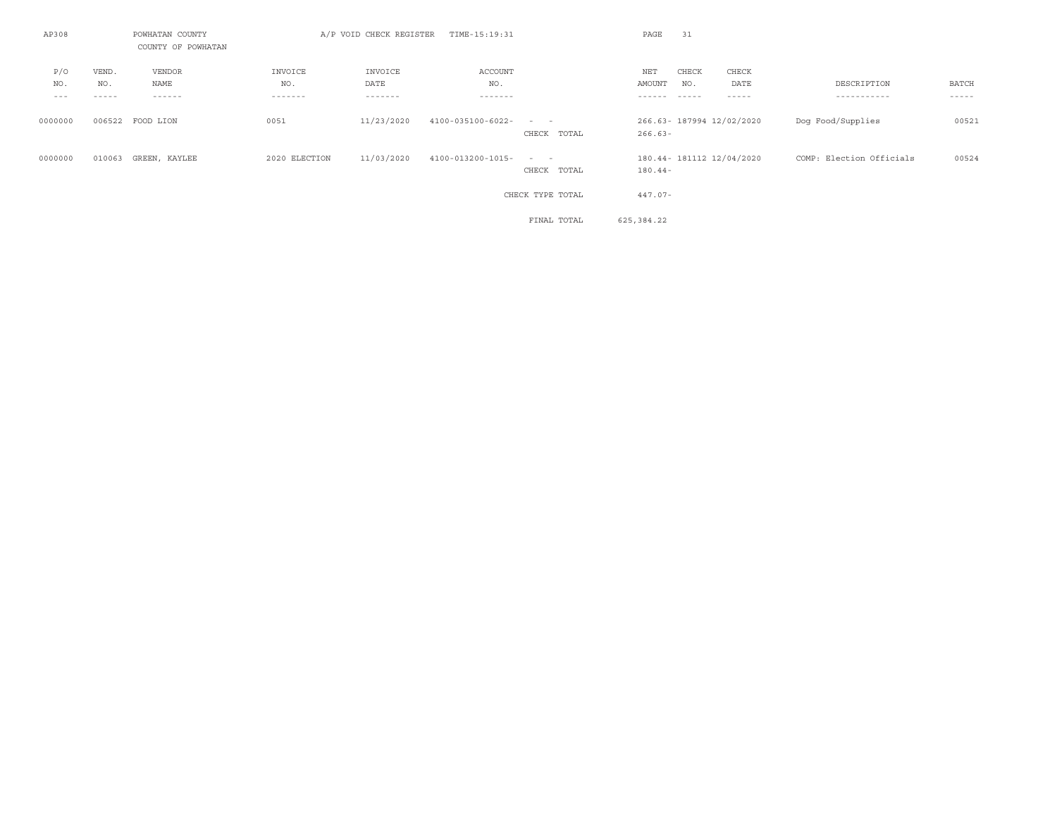AP308 POWHATAN COUNTY A/P VOID CHECK REGISTER TIME-15:19:31

COUNTY OF POWHATAN

| P/O NO. | VEND. NO. | VENDOR NAME | INVOICE NO. | INVOICE DATE | ACCOUNT NO. | | NET AMOUNT | CHECK NO. | CHECK DATE | DESCRIPTION | BATCH |
|---|---|---|---|---|---|---|---|---|---|---|---|
| 0000000 | 006522 | FOOD LION | 0051 | 11/23/2020 | 4100-035100-6022- - - | | 266.63- | 187994 | 12/02/2020 | Dog Food/Supplies | 00521 |
| | | | | | | CHECK TOTAL | 266.63- | | | | |
| 0000000 | 010063 | GREEN, KAYLEE | 2020 ELECTION | 11/03/2020 | 4100-013200-1015- - - | | 180.44- | 181112 | 12/04/2020 | COMP: Election Officials | 00524 |
| | | | | | | CHECK TOTAL | 180.44- | | | | |
| | | | | | | CHECK TYPE TOTAL | 447.07- | | | | |
| | | | | | | FINAL TOTAL | 625,384.22 | | | | |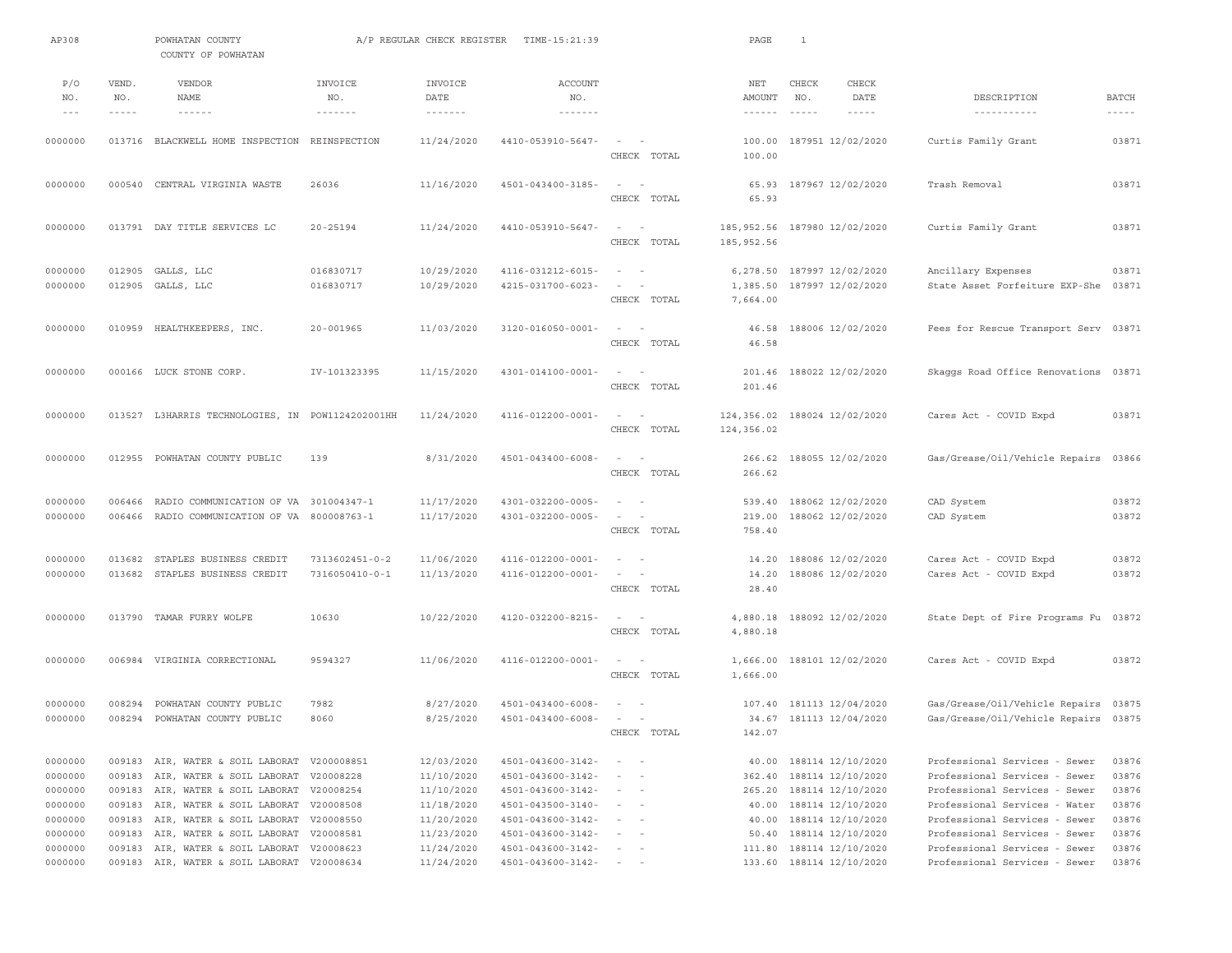AP308 POWHATAN COUNTY A/P REGULAR CHECK REGISTER TIME-15:21:39

COUNTY OF POWHATAN

| P/O NO. | VEND. NO. | VENDOR NAME | INVOICE NO. | INVOICE DATE | ACCOUNT NO. | | NET AMOUNT | CHECK NO. | CHECK DATE | DESCRIPTION | BATCH |
|---|---|---|---|---|---|---|---|---|---|---|---|
| 0000000 | 013716 | BLACKWELL HOME INSPECTION | REINSPECTION | 11/24/2020 | 4410-053910-5647- | - - | 100.00 | 187951 | 12/02/2020 | Curtis Family Grant | 03871 |
| | | | | | | CHECK TOTAL | 100.00 | | | | |
| 0000000 | 000540 | CENTRAL VIRGINIA WASTE | 26036 | 11/16/2020 | 4501-043400-3185- | - - | 65.93 | 187967 | 12/02/2020 | Trash Removal | 03871 |
| | | | | | | CHECK TOTAL | 65.93 | | | | |
| 0000000 | 013791 | DAY TITLE SERVICES LC | 20-25194 | 11/24/2020 | 4410-053910-5647- | - - | 185,952.56 | 187980 | 12/02/2020 | Curtis Family Grant | 03871 |
| | | | | | | CHECK TOTAL | 185,952.56 | | | | |
| 0000000 | 012905 | GALLS, LLC | 016830717 | 10/29/2020 | 4116-031212-6015- | - - | 6,278.50 | 187997 | 12/02/2020 | Ancillary Expenses | 03871 |
| 0000000 | 012905 | GALLS, LLC | 016830717 | 10/29/2020 | 4215-031700-6023- | - - | 1,385.50 | 187997 | 12/02/2020 | State Asset Forfeiture EXP-She | 03871 |
| | | | | | | CHECK TOTAL | 7,664.00 | | | | |
| 0000000 | 010959 | HEALTHKEEPERS, INC. | 20-001965 | 11/03/2020 | 3120-016050-0001- | - - | 46.58 | 188006 | 12/02/2020 | Fees for Rescue Transport Serv | 03871 |
| | | | | | | CHECK TOTAL | 46.58 | | | | |
| 0000000 | 000166 | LUCK STONE CORP. | IV-101323395 | 11/15/2020 | 4301-014100-0001- | - - | 201.46 | 188022 | 12/02/2020 | Skaggs Road Office Renovations | 03871 |
| | | | | | | CHECK TOTAL | 201.46 | | | | |
| 0000000 | 013527 | L3HARRIS TECHNOLOGIES, IN | POW1124202001HH | 11/24/2020 | 4116-012200-0001- | - - | 124,356.02 | 188024 | 12/02/2020 | Cares Act - COVID Expd | 03871 |
| | | | | | | CHECK TOTAL | 124,356.02 | | | | |
| 0000000 | 012955 | POWHATAN COUNTY PUBLIC | 139 | 8/31/2020 | 4501-043400-6008- | - - | 266.62 | 188055 | 12/02/2020 | Gas/Grease/Oil/Vehicle Repairs | 03866 |
| | | | | | | CHECK TOTAL | 266.62 | | | | |
| 0000000 | 006466 | RADIO COMMUNICATION OF VA | 301004347-1 | 11/17/2020 | 4301-032200-0005- | - - | 539.40 | 188062 | 12/02/2020 | CAD System | 03872 |
| 0000000 | 006466 | RADIO COMMUNICATION OF VA | 800008763-1 | 11/17/2020 | 4301-032200-0005- | - - | 219.00 | 188062 | 12/02/2020 | CAD System | 03872 |
| | | | | | | CHECK TOTAL | 758.40 | | | | |
| 0000000 | 013682 | STAPLES BUSINESS CREDIT | 7313602451-0-2 | 11/06/2020 | 4116-012200-0001- | - - | 14.20 | 188086 | 12/02/2020 | Cares Act - COVID Expd | 03872 |
| 0000000 | 013682 | STAPLES BUSINESS CREDIT | 7316050410-0-1 | 11/13/2020 | 4116-012200-0001- | - - | 14.20 | 188086 | 12/02/2020 | Cares Act - COVID Expd | 03872 |
| | | | | | | CHECK TOTAL | 28.40 | | | | |
| 0000000 | 013790 | TAMAR FURRY WOLFE | 10630 | 10/22/2020 | 4120-032200-8215- | - - | 4,880.18 | 188092 | 12/02/2020 | State Dept of Fire Programs Fu | 03872 |
| | | | | | | CHECK TOTAL | 4,880.18 | | | | |
| 0000000 | 006984 | VIRGINIA CORRECTIONAL | 9594327 | 11/06/2020 | 4116-012200-0001- | - - | 1,666.00 | 188101 | 12/02/2020 | Cares Act - COVID Expd | 03872 |
| | | | | | | CHECK TOTAL | 1,666.00 | | | | |
| 0000000 | 008294 | POWHATAN COUNTY PUBLIC | 7982 | 8/27/2020 | 4501-043400-6008- | - - | 107.40 | 181113 | 12/04/2020 | Gas/Grease/Oil/Vehicle Repairs | 03875 |
| 0000000 | 008294 | POWHATAN COUNTY PUBLIC | 8060 | 8/25/2020 | 4501-043400-6008- | - - | 34.67 | 181113 | 12/04/2020 | Gas/Grease/Oil/Vehicle Repairs | 03875 |
| | | | | | | CHECK TOTAL | 142.07 | | | | |
| 0000000 | 009183 | AIR, WATER & SOIL LABORAT | V200008851 | 12/03/2020 | 4501-043600-3142- | - - | 40.00 | 188114 | 12/10/2020 | Professional Services - Sewer | 03876 |
| 0000000 | 009183 | AIR, WATER & SOIL LABORAT | V20008228 | 11/10/2020 | 4501-043600-3142- | - - | 362.40 | 188114 | 12/10/2020 | Professional Services - Sewer | 03876 |
| 0000000 | 009183 | AIR, WATER & SOIL LABORAT | V20008254 | 11/10/2020 | 4501-043600-3142- | - - | 265.20 | 188114 | 12/10/2020 | Professional Services - Sewer | 03876 |
| 0000000 | 009183 | AIR, WATER & SOIL LABORAT | V20008508 | 11/18/2020 | 4501-043500-3140- | - - | 40.00 | 188114 | 12/10/2020 | Professional Services - Water | 03876 |
| 0000000 | 009183 | AIR, WATER & SOIL LABORAT | V20008550 | 11/20/2020 | 4501-043600-3142- | - - | 40.00 | 188114 | 12/10/2020 | Professional Services - Sewer | 03876 |
| 0000000 | 009183 | AIR, WATER & SOIL LABORAT | V20008581 | 11/23/2020 | 4501-043600-3142- | - - | 50.40 | 188114 | 12/10/2020 | Professional Services - Sewer | 03876 |
| 0000000 | 009183 | AIR, WATER & SOIL LABORAT | V20008623 | 11/24/2020 | 4501-043600-3142- | - - | 111.80 | 188114 | 12/10/2020 | Professional Services - Sewer | 03876 |
| 0000000 | 009183 | AIR, WATER & SOIL LABORAT | V20008634 | 11/24/2020 | 4501-043600-3142- | - - | 133.60 | 188114 | 12/10/2020 | Professional Services - Sewer | 03876 |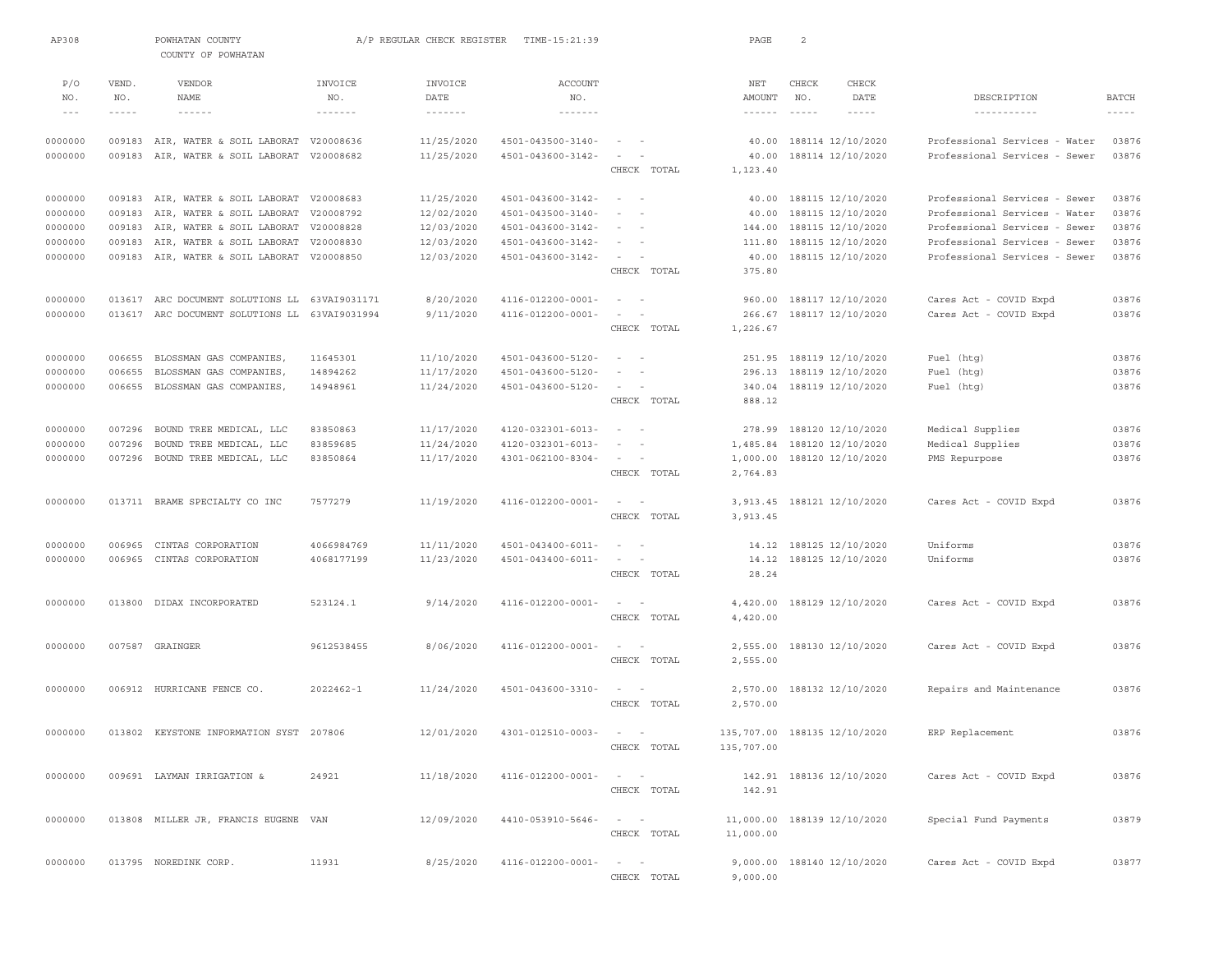AP308 POWHATAN COUNTY A/P REGULAR CHECK REGISTER TIME-15:21:39

COUNTY OF POWHATAN

| P/O NO. | VEND. NO. | VENDOR NAME | INVOICE NO. | INVOICE DATE | ACCOUNT NO. | | NET AMOUNT | CHECK NO. | CHECK DATE | DESCRIPTION | BATCH |
|---|---|---|---|---|---|---|---|---|---|---|---|
| 0000000 | 009183 | AIR, WATER & SOIL LABORAT | V20008636 | 11/25/2020 | 4501-043500-3140- | - - | 40.00 | 188114 | 12/10/2020 | Professional Services - Water | 03876 |
| 0000000 | 009183 | AIR, WATER & SOIL LABORAT | V20008682 | 11/25/2020 | 4501-043600-3142- | - - | 40.00 | 188114 | 12/10/2020 | Professional Services - Sewer | 03876 |
| | | | | | | CHECK TOTAL | 1,123.40 | | | | |
| 0000000 | 009183 | AIR, WATER & SOIL LABORAT | V20008683 | 11/25/2020 | 4501-043600-3142- | - - | 40.00 | 188115 | 12/10/2020 | Professional Services - Sewer | 03876 |
| 0000000 | 009183 | AIR, WATER & SOIL LABORAT | V20008792 | 12/02/2020 | 4501-043500-3140- | - - | 40.00 | 188115 | 12/10/2020 | Professional Services - Water | 03876 |
| 0000000 | 009183 | AIR, WATER & SOIL LABORAT | V20008828 | 12/03/2020 | 4501-043600-3142- | - - | 144.00 | 188115 | 12/10/2020 | Professional Services - Sewer | 03876 |
| 0000000 | 009183 | AIR, WATER & SOIL LABORAT | V20008830 | 12/03/2020 | 4501-043600-3142- | - - | 111.80 | 188115 | 12/10/2020 | Professional Services - Sewer | 03876 |
| 0000000 | 009183 | AIR, WATER & SOIL LABORAT | V20008850 | 12/03/2020 | 4501-043600-3142- | - - | 40.00 | 188115 | 12/10/2020 | Professional Services - Sewer | 03876 |
| | | | | | | CHECK TOTAL | 375.80 | | | | |
| 0000000 | 013617 | ARC DOCUMENT SOLUTIONS LL | 63VAI9031171 | 8/20/2020 | 4116-012200-0001- | - - | 960.00 | 188117 | 12/10/2020 | Cares Act - COVID Expd | 03876 |
| 0000000 | 013617 | ARC DOCUMENT SOLUTIONS LL | 63VAI9031994 | 9/11/2020 | 4116-012200-0001- | - - | 266.67 | 188117 | 12/10/2020 | Cares Act - COVID Expd | 03876 |
| | | | | | | CHECK TOTAL | 1,226.67 | | | | |
| 0000000 | 006655 | BLOSSMAN GAS COMPANIES, | 11645301 | 11/10/2020 | 4501-043600-5120- | - - | 251.95 | 188119 | 12/10/2020 | Fuel (htg) | 03876 |
| 0000000 | 006655 | BLOSSMAN GAS COMPANIES, | 14894262 | 11/17/2020 | 4501-043600-5120- | - - | 296.13 | 188119 | 12/10/2020 | Fuel (htg) | 03876 |
| 0000000 | 006655 | BLOSSMAN GAS COMPANIES, | 14948961 | 11/24/2020 | 4501-043600-5120- | - - | 340.04 | 188119 | 12/10/2020 | Fuel (htg) | 03876 |
| | | | | | | CHECK TOTAL | 888.12 | | | | |
| 0000000 | 007296 | BOUND TREE MEDICAL, LLC | 83850863 | 11/17/2020 | 4120-032301-6013- | - - | 278.99 | 188120 | 12/10/2020 | Medical Supplies | 03876 |
| 0000000 | 007296 | BOUND TREE MEDICAL, LLC | 83859685 | 11/24/2020 | 4120-032301-6013- | - - | 1,485.84 | 188120 | 12/10/2020 | Medical Supplies | 03876 |
| 0000000 | 007296 | BOUND TREE MEDICAL, LLC | 83850864 | 11/17/2020 | 4301-062100-8304- | - - | 1,000.00 | 188120 | 12/10/2020 | PMS Repurpose | 03876 |
| | | | | | | CHECK TOTAL | 2,764.83 | | | | |
| 0000000 | 013711 | BRAME SPECIALTY CO INC | 7577279 | 11/19/2020 | 4116-012200-0001- | - - | 3,913.45 | 188121 | 12/10/2020 | Cares Act - COVID Expd | 03876 |
| | | | | | | CHECK TOTAL | 3,913.45 | | | | |
| 0000000 | 006965 | CINTAS CORPORATION | 4066984769 | 11/11/2020 | 4501-043400-6011- | - - | 14.12 | 188125 | 12/10/2020 | Uniforms | 03876 |
| 0000000 | 006965 | CINTAS CORPORATION | 4068177199 | 11/23/2020 | 4501-043400-6011- | - - | 14.12 | 188125 | 12/10/2020 | Uniforms | 03876 |
| | | | | | | CHECK TOTAL | 28.24 | | | | |
| 0000000 | 013800 | DIDAX INCORPORATED | 523124.1 | 9/14/2020 | 4116-012200-0001- | - - | 4,420.00 | 188129 | 12/10/2020 | Cares Act - COVID Expd | 03876 |
| | | | | | | CHECK TOTAL | 4,420.00 | | | | |
| 0000000 | 007587 | GRAINGER | 9612538455 | 8/06/2020 | 4116-012200-0001- | - - | 2,555.00 | 188130 | 12/10/2020 | Cares Act - COVID Expd | 03876 |
| | | | | | | CHECK TOTAL | 2,555.00 | | | | |
| 0000000 | 006912 | HURRICANE FENCE CO. | 2022462-1 | 11/24/2020 | 4501-043600-3310- | - - | 2,570.00 | 188132 | 12/10/2020 | Repairs and Maintenance | 03876 |
| | | | | | | CHECK TOTAL | 2,570.00 | | | | |
| 0000000 | 013802 | KEYSTONE INFORMATION SYST | 207806 | 12/01/2020 | 4301-012510-0003- | - - | 135,707.00 | 188135 | 12/10/2020 | ERP Replacement | 03876 |
| | | | | | | CHECK TOTAL | 135,707.00 | | | | |
| 0000000 | 009691 | LAYMAN IRRIGATION & | 24921 | 11/18/2020 | 4116-012200-0001- | - - | 142.91 | 188136 | 12/10/2020 | Cares Act - COVID Expd | 03876 |
| | | | | | | CHECK TOTAL | 142.91 | | | | |
| 0000000 | 013808 | MILLER JR, FRANCIS EUGENE | VAN | 12/09/2020 | 4410-053910-5646- | - - | 11,000.00 | 188139 | 12/10/2020 | Special Fund Payments | 03879 |
| | | | | | | CHECK TOTAL | 11,000.00 | | | | |
| 0000000 | 013795 | NOREDINK CORP. | 11931 | 8/25/2020 | 4116-012200-0001- | - - | 9,000.00 | 188140 | 12/10/2020 | Cares Act - COVID Expd | 03877 |
| | | | | | | CHECK TOTAL | 9,000.00 | | | | |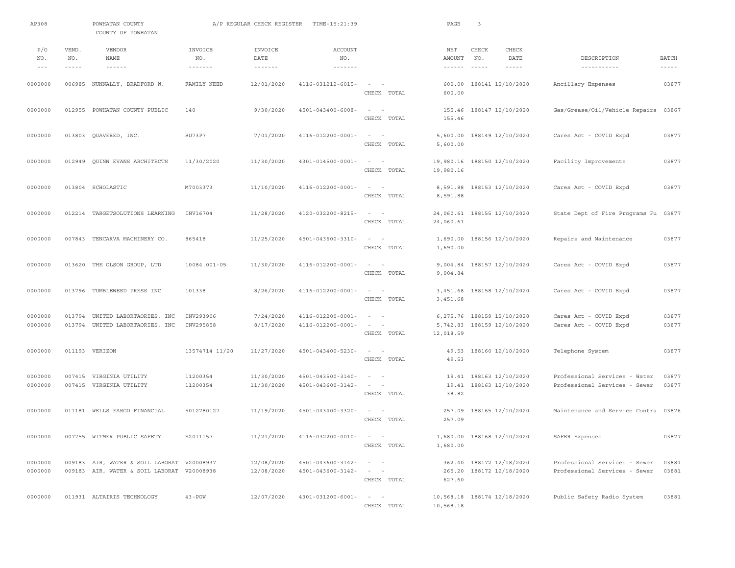AP308 POWHATAN COUNTY A/P REGULAR CHECK REGISTER TIME-15:21:39

COUNTY OF POWHATAN

| P/O NO. | VEND. NO. | VENDOR NAME | INVOICE NO. | INVOICE DATE | ACCOUNT NO. | | NET AMOUNT | CHECK NO. | CHECK DATE | DESCRIPTION | BATCH |
|---|---|---|---|---|---|---|---|---|---|---|---|
| 0000000 | 006985 | NUNNALLY, BRADFORD W. | FAMILY NEED | 12/01/2020 | 4116-031212-6015- | - - | 600.00 | 188141 | 12/10/2020 | Ancillary Expenses | 03877 |
| | | | | | | CHECK TOTAL | 600.00 | | | | |
| 0000000 | 012955 | POWHATAN COUNTY PUBLIC | 140 | 9/30/2020 | 4501-043400-6008- | - - | 155.46 | 188147 | 12/10/2020 | Gas/Grease/Oil/Vehicle Repairs | 03867 |
| | | | | | | CHECK TOTAL | 155.46 | | | | |
| 0000000 | 013803 | QUAVERED, INC. | BU73P7 | 7/01/2020 | 4116-012200-0001- | - - | 5,600.00 | 188149 | 12/10/2020 | Cares Act - COVID Expd | 03877 |
| | | | | | | CHECK TOTAL | 5,600.00 | | | | |
| 0000000 | 012949 | QUINN EVANS ARCHITECTS | 11/30/2020 | 11/30/2020 | 4301-014500-0001- | - - | 19,980.16 | 188150 | 12/10/2020 | Facility Improvements | 03877 |
| | | | | | | CHECK TOTAL | 19,980.16 | | | | |
| 0000000 | 013804 | SCHOLASTIC | M7003373 | 11/10/2020 | 4116-012200-0001- | - - | 8,591.88 | 188153 | 12/10/2020 | Cares Act - COVID Expd | 03877 |
| | | | | | | CHECK TOTAL | 8,591.88 | | | | |
| 0000000 | 012214 | TARGETSOLUTIONS LEARNING | INV16704 | 11/28/2020 | 4120-032200-8215- | - - | 24,060.61 | 188155 | 12/10/2020 | State Dept of Fire Programs Fu | 03877 |
| | | | | | | CHECK TOTAL | 24,060.61 | | | | |
| 0000000 | 007843 | TENCARVA MACHINERY CO. | 865418 | 11/25/2020 | 4501-043600-3310- | - - | 1,690.00 | 188156 | 12/10/2020 | Repairs and Maintenance | 03877 |
| | | | | | | CHECK TOTAL | 1,690.00 | | | | |
| 0000000 | 013620 | THE OLSON GROUP, LTD | 10084.001-05 | 11/30/2020 | 4116-012200-0001- | - - | 9,004.84 | 188157 | 12/10/2020 | Cares Act - COVID Expd | 03877 |
| | | | | | | CHECK TOTAL | 9,004.84 | | | | |
| 0000000 | 013796 | TUMBLEWEED PRESS INC | 101338 | 8/26/2020 | 4116-012200-0001- | - - | 3,451.68 | 188158 | 12/10/2020 | Cares Act - COVID Expd | 03877 |
| | | | | | | CHECK TOTAL | 3,451.68 | | | | |
| 0000000 | 013794 | UNITED LABORTAORIES, INC | INV293906 | 7/24/2020 | 4116-012200-0001- | - - | 6,275.76 | 188159 | 12/10/2020 | Cares Act - COVID Expd | 03877 |
| 0000000 | 013794 | UNITED LABORTAORIES, INC | INV295858 | 8/17/2020 | 4116-012200-0001- | - - | 5,742.83 | 188159 | 12/10/2020 | Cares Act - COVID Expd | 03877 |
| | | | | | | CHECK TOTAL | 12,018.59 | | | | |
| 0000000 | 011193 | VERIZON | 13574714 11/20 | 11/27/2020 | 4501-043400-5230- | - - | 49.53 | 188160 | 12/10/2020 | Telephone System | 03877 |
| | | | | | | CHECK TOTAL | 49.53 | | | | |
| 0000000 | 007415 | VIRGINIA UTILITY | 11200354 | 11/30/2020 | 4501-043500-3140- | - - | 19.41 | 188163 | 12/10/2020 | Professional Services - Water | 03877 |
| 0000000 | 007415 | VIRGINIA UTILITY | 11200354 | 11/30/2020 | 4501-043600-3142- | - - | 19.41 | 188163 | 12/10/2020 | Professional Services - Sewer | 03877 |
| | | | | | | CHECK TOTAL | 38.82 | | | | |
| 0000000 | 011181 | WELLS FARGO FINANCIAL | 5012780127 | 11/19/2020 | 4501-043400-3320- | - - | 257.09 | 188165 | 12/10/2020 | Maintenance and Service Contra | 03876 |
| | | | | | | CHECK TOTAL | 257.09 | | | | |
| 0000000 | 007755 | WITMER PUBLIC SAFETY | E2011157 | 11/21/2020 | 4116-032200-0010- | - - | 1,680.00 | 188168 | 12/10/2020 | SAFER Expenses | 03877 |
| | | | | | | CHECK TOTAL | 1,680.00 | | | | |
| 0000000 | 009183 | AIR, WATER & SOIL LABORAT | V20008937 | 12/08/2020 | 4501-043600-3142- | - - | 362.40 | 188172 | 12/18/2020 | Professional Services - Sewer | 03881 |
| 0000000 | 009183 | AIR, WATER & SOIL LABORAT | V20008938 | 12/08/2020 | 4501-043600-3142- | - - | 265.20 | 188172 | 12/18/2020 | Professional Services - Sewer | 03881 |
| | | | | | | CHECK TOTAL | 627.60 | | | | |
| 0000000 | 011931 | ALTAIRIS TECHNOLOGY | 43-POW | 12/07/2020 | 4301-031200-6001- | - - | 10,568.18 | 188174 | 12/18/2020 | Public Safety Radio System | 03881 |
| | | | | | | CHECK TOTAL | 10,568.18 | | | | |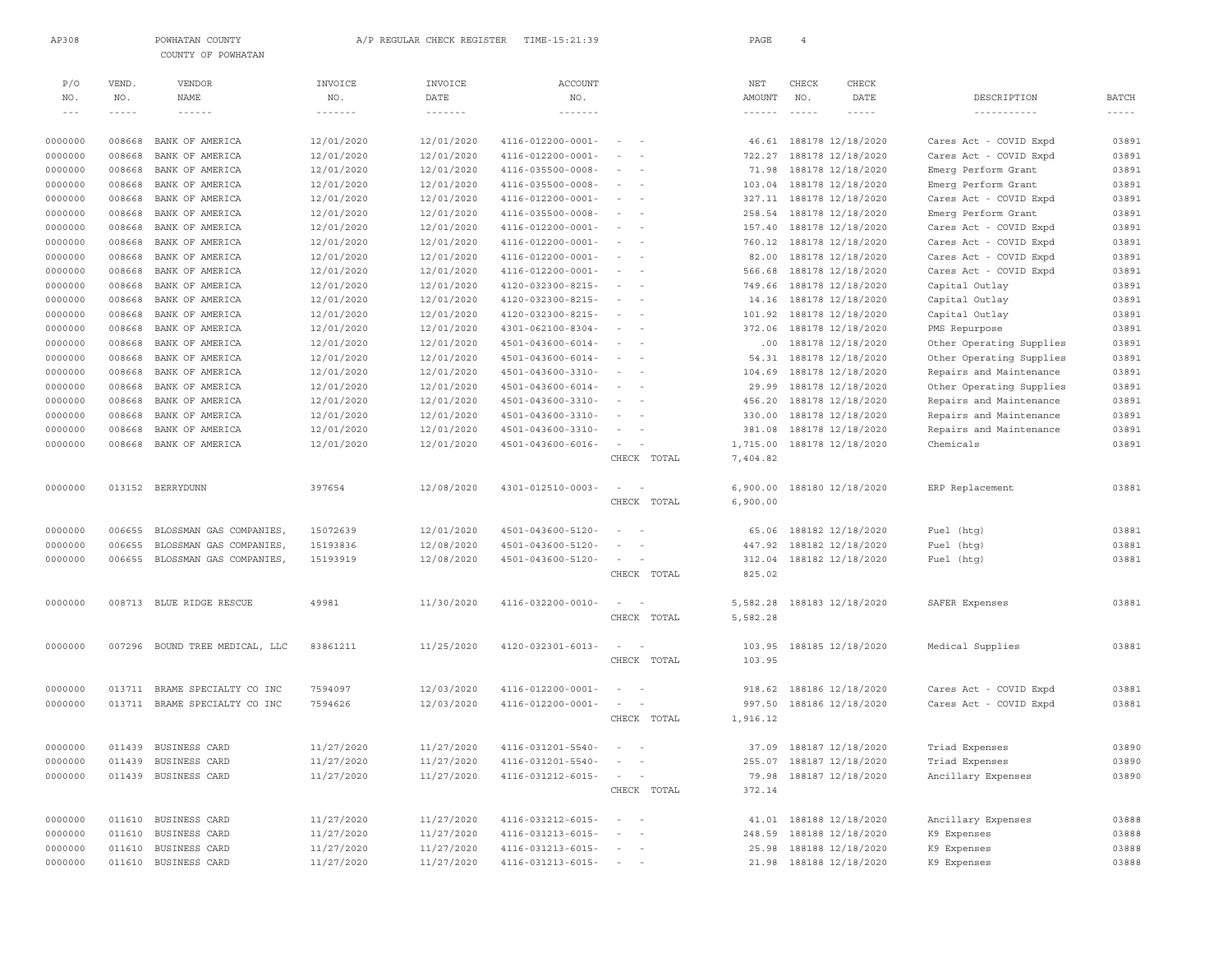AP308 POWHATAN COUNTY A/P REGULAR CHECK REGISTER TIME-15:21:39

COUNTY OF POWHATAN

| P/O NO. | VEND. NO. | VENDOR NAME | INVOICE NO. | INVOICE DATE | ACCOUNT NO. | | NET AMOUNT | CHECK NO. | CHECK DATE | DESCRIPTION | BATCH |
|---|---|---|---|---|---|---|---|---|---|---|---|
| 0000000 | 008668 | BANK OF AMERICA | 12/01/2020 | 12/01/2020 | 4116-012200-0001- | - - | 46.61 | 188178 | 12/18/2020 | Cares Act - COVID Expd | 03891 |
| 0000000 | 008668 | BANK OF AMERICA | 12/01/2020 | 12/01/2020 | 4116-012200-0001- | - - | 722.27 | 188178 | 12/18/2020 | Cares Act - COVID Expd | 03891 |
| 0000000 | 008668 | BANK OF AMERICA | 12/01/2020 | 12/01/2020 | 4116-035500-0008- | - - | 71.98 | 188178 | 12/18/2020 | Emerg Perform Grant | 03891 |
| 0000000 | 008668 | BANK OF AMERICA | 12/01/2020 | 12/01/2020 | 4116-035500-0008- | - - | 103.04 | 188178 | 12/18/2020 | Emerg Perform Grant | 03891 |
| 0000000 | 008668 | BANK OF AMERICA | 12/01/2020 | 12/01/2020 | 4116-012200-0001- | - - | 327.11 | 188178 | 12/18/2020 | Cares Act - COVID Expd | 03891 |
| 0000000 | 008668 | BANK OF AMERICA | 12/01/2020 | 12/01/2020 | 4116-035500-0008- | - - | 258.54 | 188178 | 12/18/2020 | Emerg Perform Grant | 03891 |
| 0000000 | 008668 | BANK OF AMERICA | 12/01/2020 | 12/01/2020 | 4116-012200-0001- | - - | 157.40 | 188178 | 12/18/2020 | Cares Act - COVID Expd | 03891 |
| 0000000 | 008668 | BANK OF AMERICA | 12/01/2020 | 12/01/2020 | 4116-012200-0001- | - - | 760.12 | 188178 | 12/18/2020 | Cares Act - COVID Expd | 03891 |
| 0000000 | 008668 | BANK OF AMERICA | 12/01/2020 | 12/01/2020 | 4116-012200-0001- | - - | 82.00 | 188178 | 12/18/2020 | Cares Act - COVID Expd | 03891 |
| 0000000 | 008668 | BANK OF AMERICA | 12/01/2020 | 12/01/2020 | 4116-012200-0001- | - - | 566.68 | 188178 | 12/18/2020 | Cares Act - COVID Expd | 03891 |
| 0000000 | 008668 | BANK OF AMERICA | 12/01/2020 | 12/01/2020 | 4120-032300-8215- | - - | 749.66 | 188178 | 12/18/2020 | Capital Outlay | 03891 |
| 0000000 | 008668 | BANK OF AMERICA | 12/01/2020 | 12/01/2020 | 4120-032300-8215- | - - | 14.16 | 188178 | 12/18/2020 | Capital Outlay | 03891 |
| 0000000 | 008668 | BANK OF AMERICA | 12/01/2020 | 12/01/2020 | 4120-032300-8215- | - - | 101.92 | 188178 | 12/18/2020 | Capital Outlay | 03891 |
| 0000000 | 008668 | BANK OF AMERICA | 12/01/2020 | 12/01/2020 | 4301-062100-8304- | - - | 372.06 | 188178 | 12/18/2020 | PMS Repurpose | 03891 |
| 0000000 | 008668 | BANK OF AMERICA | 12/01/2020 | 12/01/2020 | 4501-043600-6014- | - - | .00 | 188178 | 12/18/2020 | Other Operating Supplies | 03891 |
| 0000000 | 008668 | BANK OF AMERICA | 12/01/2020 | 12/01/2020 | 4501-043600-6014- | - - | 54.31 | 188178 | 12/18/2020 | Other Operating Supplies | 03891 |
| 0000000 | 008668 | BANK OF AMERICA | 12/01/2020 | 12/01/2020 | 4501-043600-3310- | - - | 104.69 | 188178 | 12/18/2020 | Repairs and Maintenance | 03891 |
| 0000000 | 008668 | BANK OF AMERICA | 12/01/2020 | 12/01/2020 | 4501-043600-6014- | - - | 29.99 | 188178 | 12/18/2020 | Other Operating Supplies | 03891 |
| 0000000 | 008668 | BANK OF AMERICA | 12/01/2020 | 12/01/2020 | 4501-043600-3310- | - - | 456.20 | 188178 | 12/18/2020 | Repairs and Maintenance | 03891 |
| 0000000 | 008668 | BANK OF AMERICA | 12/01/2020 | 12/01/2020 | 4501-043600-3310- | - - | 330.00 | 188178 | 12/18/2020 | Repairs and Maintenance | 03891 |
| 0000000 | 008668 | BANK OF AMERICA | 12/01/2020 | 12/01/2020 | 4501-043600-3310- | - - | 381.08 | 188178 | 12/18/2020 | Repairs and Maintenance | 03891 |
| 0000000 | 008668 | BANK OF AMERICA | 12/01/2020 | 12/01/2020 | 4501-043600-6016- | - - | 1,715.00 | 188178 | 12/18/2020 | Chemicals | 03891 |
| | | | | | | CHECK TOTAL | 7,404.82 | | | | |
| 0000000 | 013152 | BERRYDUNN | 397654 | 12/08/2020 | 4301-012510-0003- | - - | 6,900.00 | 188180 | 12/18/2020 | ERP Replacement | 03881 |
| | | | | | | CHECK TOTAL | 6,900.00 | | | | |
| 0000000 | 006655 | BLOSSMAN GAS COMPANIES, | 15072639 | 12/01/2020 | 4501-043600-5120- | - - | 65.06 | 188182 | 12/18/2020 | Fuel (htg) | 03881 |
| 0000000 | 006655 | BLOSSMAN GAS COMPANIES, | 15193836 | 12/08/2020 | 4501-043600-5120- | - - | 447.92 | 188182 | 12/18/2020 | Fuel (htg) | 03881 |
| 0000000 | 006655 | BLOSSMAN GAS COMPANIES, | 15193919 | 12/08/2020 | 4501-043600-5120- | - - | 312.04 | 188182 | 12/18/2020 | Fuel (htg) | 03881 |
| | | | | | | CHECK TOTAL | 825.02 | | | | |
| 0000000 | 008713 | BLUE RIDGE RESCUE | 49981 | 11/30/2020 | 4116-032200-0010- | - - | 5,582.28 | 188183 | 12/18/2020 | SAFER Expenses | 03881 |
| | | | | | | CHECK TOTAL | 5,582.28 | | | | |
| 0000000 | 007296 | BOUND TREE MEDICAL, LLC | 83861211 | 11/25/2020 | 4120-032301-6013- | - - | 103.95 | 188185 | 12/18/2020 | Medical Supplies | 03881 |
| | | | | | | CHECK TOTAL | 103.95 | | | | |
| 0000000 | 013711 | BRAME SPECIALTY CO INC | 7594097 | 12/03/2020 | 4116-012200-0001- | - - | 918.62 | 188186 | 12/18/2020 | Cares Act - COVID Expd | 03881 |
| 0000000 | 013711 | BRAME SPECIALTY CO INC | 7594626 | 12/03/2020 | 4116-012200-0001- | - - | 997.50 | 188186 | 12/18/2020 | Cares Act - COVID Expd | 03881 |
| | | | | | | CHECK TOTAL | 1,916.12 | | | | |
| 0000000 | 011439 | BUSINESS CARD | 11/27/2020 | 11/27/2020 | 4116-031201-5540- | - - | 37.09 | 188187 | 12/18/2020 | Triad Expenses | 03890 |
| 0000000 | 011439 | BUSINESS CARD | 11/27/2020 | 11/27/2020 | 4116-031201-5540- | - - | 255.07 | 188187 | 12/18/2020 | Triad Expenses | 03890 |
| 0000000 | 011439 | BUSINESS CARD | 11/27/2020 | 11/27/2020 | 4116-031212-6015- | - - | 79.98 | 188187 | 12/18/2020 | Ancillary Expenses | 03890 |
| | | | | | | CHECK TOTAL | 372.14 | | | | |
| 0000000 | 011610 | BUSINESS CARD | 11/27/2020 | 11/27/2020 | 4116-031212-6015- | - - | 41.01 | 188188 | 12/18/2020 | Ancillary Expenses | 03888 |
| 0000000 | 011610 | BUSINESS CARD | 11/27/2020 | 11/27/2020 | 4116-031213-6015- | - - | 248.59 | 188188 | 12/18/2020 | K9 Expenses | 03888 |
| 0000000 | 011610 | BUSINESS CARD | 11/27/2020 | 11/27/2020 | 4116-031213-6015- | - - | 25.98 | 188188 | 12/18/2020 | K9 Expenses | 03888 |
| 0000000 | 011610 | BUSINESS CARD | 11/27/2020 | 11/27/2020 | 4116-031213-6015- | - - | 21.98 | 188188 | 12/18/2020 | K9 Expenses | 03888 |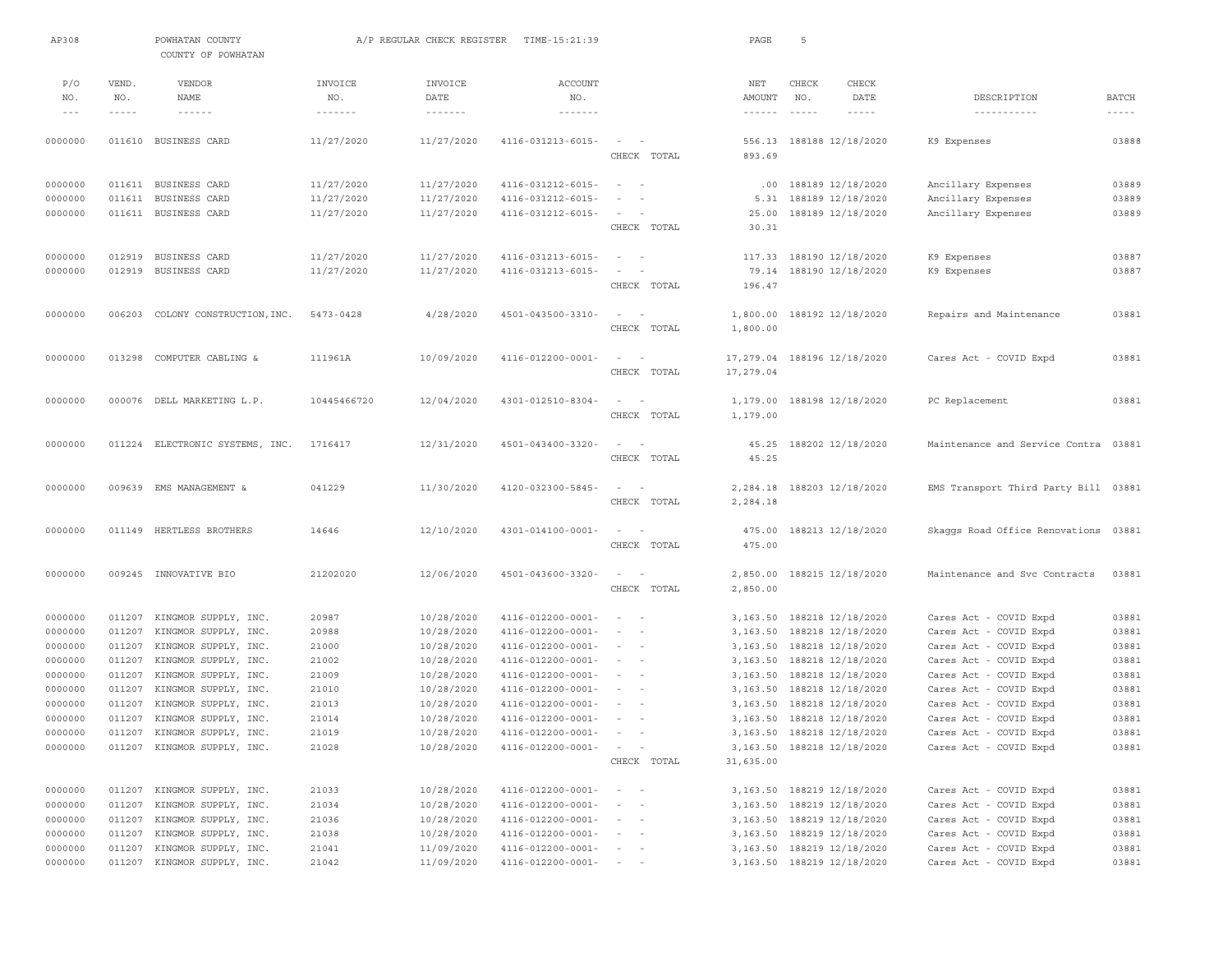AP308 POWHATAN COUNTY A/P REGULAR CHECK REGISTER TIME-15:21:39

COUNTY OF POWHATAN

| P/O NO. | VEND. NO. | VENDOR NAME | INVOICE NO. | INVOICE DATE | ACCOUNT NO. | | NET AMOUNT | CHECK NO. | CHECK DATE | DESCRIPTION | BATCH |
|---|---|---|---|---|---|---|---|---|---|---|---|
| 0000000 | 011610 | BUSINESS CARD | 11/27/2020 | 11/27/2020 | 4116-031213-6015- | - - | 556.13 | 188188 | 12/18/2020 | K9 Expenses | 03888 |
| | | | | | | CHECK TOTAL | 893.69 | | | | |
| 0000000 | 011611 | BUSINESS CARD | 11/27/2020 | 11/27/2020 | 4116-031212-6015- | - - | .00 | 188189 | 12/18/2020 | Ancillary Expenses | 03889 |
| 0000000 | 011611 | BUSINESS CARD | 11/27/2020 | 11/27/2020 | 4116-031212-6015- | - - | 5.31 | 188189 | 12/18/2020 | Ancillary Expenses | 03889 |
| 0000000 | 011611 | BUSINESS CARD | 11/27/2020 | 11/27/2020 | 4116-031212-6015- | - - | 25.00 | 188189 | 12/18/2020 | Ancillary Expenses | 03889 |
| | | | | | | CHECK TOTAL | 30.31 | | | | |
| 0000000 | 012919 | BUSINESS CARD | 11/27/2020 | 11/27/2020 | 4116-031213-6015- | - - | 117.33 | 188190 | 12/18/2020 | K9 Expenses | 03887 |
| 0000000 | 012919 | BUSINESS CARD | 11/27/2020 | 11/27/2020 | 4116-031213-6015- | - - | 79.14 | 188190 | 12/18/2020 | K9 Expenses | 03887 |
| | | | | | | CHECK TOTAL | 196.47 | | | | |
| 0000000 | 006203 | COLONY CONSTRUCTION, INC. | 5473-0428 | 4/28/2020 | 4501-043500-3310- | - - | 1,800.00 | 188192 | 12/18/2020 | Repairs and Maintenance | 03881 |
| | | | | | | CHECK TOTAL | 1,800.00 | | | | |
| 0000000 | 013298 | COMPUTER CABLING & | 111961A | 10/09/2020 | 4116-012200-0001- | - - | 17,279.04 | 188196 | 12/18/2020 | Cares Act - COVID Expd | 03881 |
| | | | | | | CHECK TOTAL | 17,279.04 | | | | |
| 0000000 | 000076 | DELL MARKETING L.P. | 10445466720 | 12/04/2020 | 4301-012510-8304- | - - | 1,179.00 | 188198 | 12/18/2020 | PC Replacement | 03881 |
| | | | | | | CHECK TOTAL | 1,179.00 | | | | |
| 0000000 | 011224 | ELECTRONIC SYSTEMS, INC. | 1716417 | 12/31/2020 | 4501-043400-3320- | - - | 45.25 | 188202 | 12/18/2020 | Maintenance and Service Contra | 03881 |
| | | | | | | CHECK TOTAL | 45.25 | | | | |
| 0000000 | 009639 | EMS MANAGEMENT & | 041229 | 11/30/2020 | 4120-032300-5845- | - - | 2,284.18 | 188203 | 12/18/2020 | EMS Transport Third Party Bill | 03881 |
| | | | | | | CHECK TOTAL | 2,284.18 | | | | |
| 0000000 | 011149 | HERTLESS BROTHERS | 14646 | 12/10/2020 | 4301-014100-0001- | - - | 475.00 | 188213 | 12/18/2020 | Skaggs Road Office Renovations | 03881 |
| | | | | | | CHECK TOTAL | 475.00 | | | | |
| 0000000 | 009245 | INNOVATIVE BIO | 21202020 | 12/06/2020 | 4501-043600-3320- | - - | 2,850.00 | 188215 | 12/18/2020 | Maintenance and Svc Contracts | 03881 |
| | | | | | | CHECK TOTAL | 2,850.00 | | | | |
| 0000000 | 011207 | KINGMOR SUPPLY, INC. | 20987 | 10/28/2020 | 4116-012200-0001- | - - | 3,163.50 | 188218 | 12/18/2020 | Cares Act - COVID Expd | 03881 |
| 0000000 | 011207 | KINGMOR SUPPLY, INC. | 20988 | 10/28/2020 | 4116-012200-0001- | - - | 3,163.50 | 188218 | 12/18/2020 | Cares Act - COVID Expd | 03881 |
| 0000000 | 011207 | KINGMOR SUPPLY, INC. | 21000 | 10/28/2020 | 4116-012200-0001- | - - | 3,163.50 | 188218 | 12/18/2020 | Cares Act - COVID Expd | 03881 |
| 0000000 | 011207 | KINGMOR SUPPLY, INC. | 21002 | 10/28/2020 | 4116-012200-0001- | - - | 3,163.50 | 188218 | 12/18/2020 | Cares Act - COVID Expd | 03881 |
| 0000000 | 011207 | KINGMOR SUPPLY, INC. | 21009 | 10/28/2020 | 4116-012200-0001- | - - | 3,163.50 | 188218 | 12/18/2020 | Cares Act - COVID Expd | 03881 |
| 0000000 | 011207 | KINGMOR SUPPLY, INC. | 21010 | 10/28/2020 | 4116-012200-0001- | - - | 3,163.50 | 188218 | 12/18/2020 | Cares Act - COVID Expd | 03881 |
| 0000000 | 011207 | KINGMOR SUPPLY, INC. | 21013 | 10/28/2020 | 4116-012200-0001- | - - | 3,163.50 | 188218 | 12/18/2020 | Cares Act - COVID Expd | 03881 |
| 0000000 | 011207 | KINGMOR SUPPLY, INC. | 21014 | 10/28/2020 | 4116-012200-0001- | - - | 3,163.50 | 188218 | 12/18/2020 | Cares Act - COVID Expd | 03881 |
| 0000000 | 011207 | KINGMOR SUPPLY, INC. | 21019 | 10/28/2020 | 4116-012200-0001- | - - | 3,163.50 | 188218 | 12/18/2020 | Cares Act - COVID Expd | 03881 |
| 0000000 | 011207 | KINGMOR SUPPLY, INC. | 21028 | 10/28/2020 | 4116-012200-0001- | - - | 3,163.50 | 188218 | 12/18/2020 | Cares Act - COVID Expd | 03881 |
| | | | | | | CHECK TOTAL | 31,635.00 | | | | |
| 0000000 | 011207 | KINGMOR SUPPLY, INC. | 21033 | 10/28/2020 | 4116-012200-0001- | - - | 3,163.50 | 188219 | 12/18/2020 | Cares Act - COVID Expd | 03881 |
| 0000000 | 011207 | KINGMOR SUPPLY, INC. | 21034 | 10/28/2020 | 4116-012200-0001- | - - | 3,163.50 | 188219 | 12/18/2020 | Cares Act - COVID Expd | 03881 |
| 0000000 | 011207 | KINGMOR SUPPLY, INC. | 21036 | 10/28/2020 | 4116-012200-0001- | - - | 3,163.50 | 188219 | 12/18/2020 | Cares Act - COVID Expd | 03881 |
| 0000000 | 011207 | KINGMOR SUPPLY, INC. | 21038 | 10/28/2020 | 4116-012200-0001- | - - | 3,163.50 | 188219 | 12/18/2020 | Cares Act - COVID Expd | 03881 |
| 0000000 | 011207 | KINGMOR SUPPLY, INC. | 21041 | 11/09/2020 | 4116-012200-0001- | - - | 3,163.50 | 188219 | 12/18/2020 | Cares Act - COVID Expd | 03881 |
| 0000000 | 011207 | KINGMOR SUPPLY, INC. | 21042 | 11/09/2020 | 4116-012200-0001- | - - | 3,163.50 | 188219 | 12/18/2020 | Cares Act - COVID Expd | 03881 |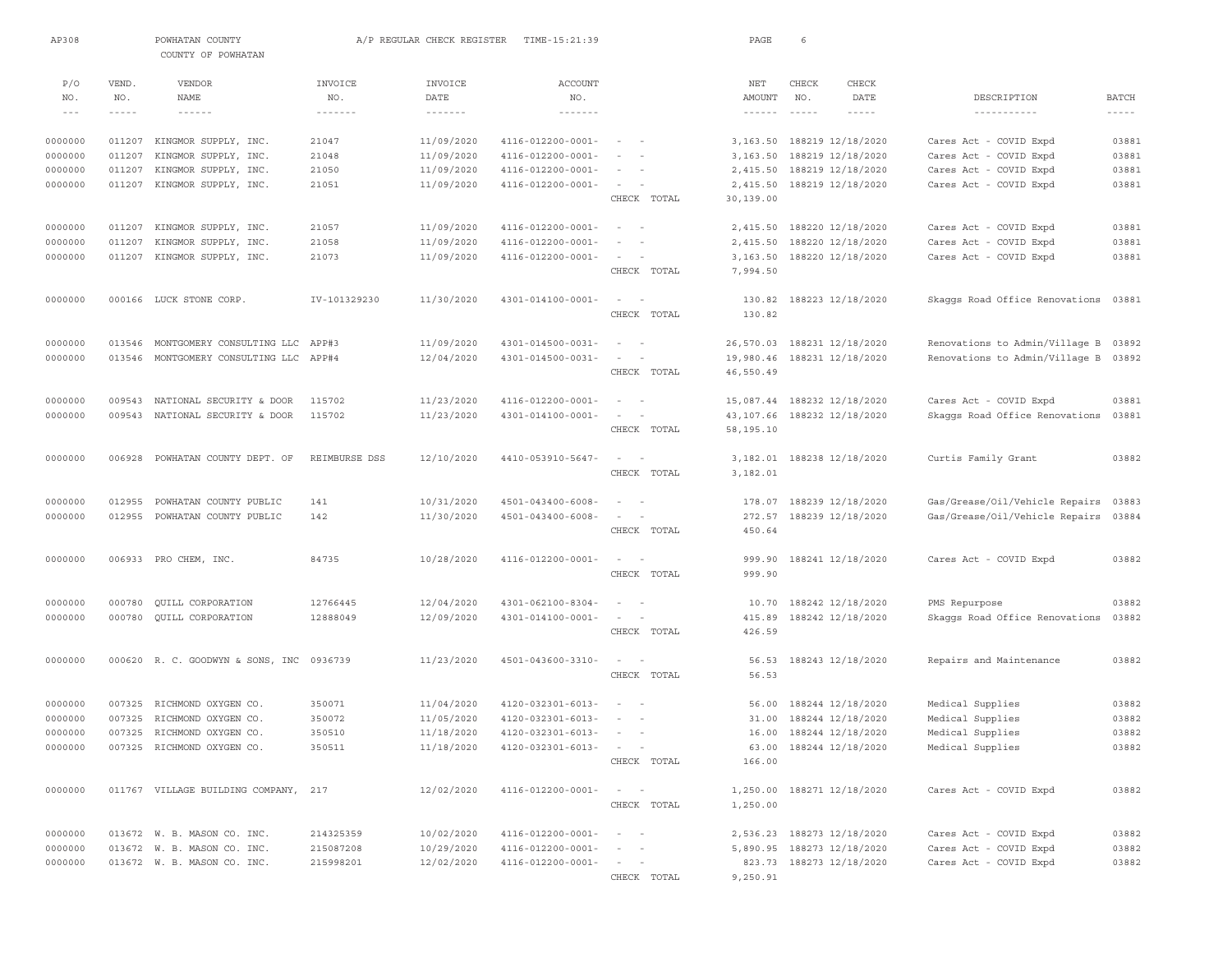AP308 POWHATAN COUNTY A/P REGULAR CHECK REGISTER TIME-15:21:39

COUNTY OF POWHATAN

| P/O NO. | VEND. NO. | VENDOR NAME | INVOICE NO. | INVOICE DATE | ACCOUNT NO. | | NET AMOUNT | CHECK NO. | CHECK DATE | DESCRIPTION | BATCH |
|---|---|---|---|---|---|---|---|---|---|---|---|
| 0000000 | 011207 | KINGMOR SUPPLY, INC. | 21047 | 11/09/2020 | 4116-012200-0001- | - - | 3,163.50 | 188219 | 12/18/2020 | Cares Act - COVID Expd | 03881 |
| 0000000 | 011207 | KINGMOR SUPPLY, INC. | 21048 | 11/09/2020 | 4116-012200-0001- | - - | 3,163.50 | 188219 | 12/18/2020 | Cares Act - COVID Expd | 03881 |
| 0000000 | 011207 | KINGMOR SUPPLY, INC. | 21050 | 11/09/2020 | 4116-012200-0001- | - - | 2,415.50 | 188219 | 12/18/2020 | Cares Act - COVID Expd | 03881 |
| 0000000 | 011207 | KINGMOR SUPPLY, INC. | 21051 | 11/09/2020 | 4116-012200-0001- | - - | 2,415.50 | 188219 | 12/18/2020 | Cares Act - COVID Expd | 03881 |
| | | | | | | CHECK TOTAL | 30,139.00 | | | | |
| 0000000 | 011207 | KINGMOR SUPPLY, INC. | 21057 | 11/09/2020 | 4116-012200-0001- | - - | 2,415.50 | 188220 | 12/18/2020 | Cares Act - COVID Expd | 03881 |
| 0000000 | 011207 | KINGMOR SUPPLY, INC. | 21058 | 11/09/2020 | 4116-012200-0001- | - - | 2,415.50 | 188220 | 12/18/2020 | Cares Act - COVID Expd | 03881 |
| 0000000 | 011207 | KINGMOR SUPPLY, INC. | 21073 | 11/09/2020 | 4116-012200-0001- | - - | 3,163.50 | 188220 | 12/18/2020 | Cares Act - COVID Expd | 03881 |
| | | | | | | CHECK TOTAL | 7,994.50 | | | | |
| 0000000 | 000166 | LUCK STONE CORP. | IV-101329230 | 11/30/2020 | 4301-014100-0001- | - - | 130.82 | 188223 | 12/18/2020 | Skaggs Road Office Renovations | 03881 |
| | | | | | | CHECK TOTAL | 130.82 | | | | |
| 0000000 | 013546 | MONTGOMERY CONSULTING LLC | APP#3 | 11/09/2020 | 4301-014500-0031- | - - | 26,570.03 | 188231 | 12/18/2020 | Renovations to Admin/Village B | 03892 |
| 0000000 | 013546 | MONTGOMERY CONSULTING LLC | APP#4 | 12/04/2020 | 4301-014500-0031- | - - | 19,980.46 | 188231 | 12/18/2020 | Renovations to Admin/Village B | 03892 |
| | | | | | | CHECK TOTAL | 46,550.49 | | | | |
| 0000000 | 009543 | NATIONAL SECURITY & DOOR | 115702 | 11/23/2020 | 4116-012200-0001- | - - | 15,087.44 | 188232 | 12/18/2020 | Cares Act - COVID Expd | 03881 |
| 0000000 | 009543 | NATIONAL SECURITY & DOOR | 115702 | 11/23/2020 | 4301-014100-0001- | - - | 43,107.66 | 188232 | 12/18/2020 | Skaggs Road Office Renovations | 03881 |
| | | | | | | CHECK TOTAL | 58,195.10 | | | | |
| 0000000 | 006928 | POWHATAN COUNTY DEPT. OF | REIMBURSE DSS | 12/10/2020 | 4410-053910-5647- | - - | 3,182.01 | 188238 | 12/18/2020 | Curtis Family Grant | 03882 |
| | | | | | | CHECK TOTAL | 3,182.01 | | | | |
| 0000000 | 012955 | POWHATAN COUNTY PUBLIC | 141 | 10/31/2020 | 4501-043400-6008- | - - | 178.07 | 188239 | 12/18/2020 | Gas/Grease/Oil/Vehicle Repairs | 03883 |
| 0000000 | 012955 | POWHATAN COUNTY PUBLIC | 142 | 11/30/2020 | 4501-043400-6008- | - - | 272.57 | 188239 | 12/18/2020 | Gas/Grease/Oil/Vehicle Repairs | 03884 |
| | | | | | | CHECK TOTAL | 450.64 | | | | |
| 0000000 | 006933 | PRO CHEM, INC. | 84735 | 10/28/2020 | 4116-012200-0001- | - - | 999.90 | 188241 | 12/18/2020 | Cares Act - COVID Expd | 03882 |
| | | | | | | CHECK TOTAL | 999.90 | | | | |
| 0000000 | 000780 | QUILL CORPORATION | 12766445 | 12/04/2020 | 4301-062100-8304- | - - | 10.70 | 188242 | 12/18/2020 | PMS Repurpose | 03882 |
| 0000000 | 000780 | QUILL CORPORATION | 12888049 | 12/09/2020 | 4301-014100-0001- | - - | 415.89 | 188242 | 12/18/2020 | Skaggs Road Office Renovations | 03882 |
| | | | | | | CHECK TOTAL | 426.59 | | | | |
| 0000000 | 000620 | R. C. GOODWYN & SONS, INC | 0936739 | 11/23/2020 | 4501-043600-3310- | - - | 56.53 | 188243 | 12/18/2020 | Repairs and Maintenance | 03882 |
| | | | | | | CHECK TOTAL | 56.53 | | | | |
| 0000000 | 007325 | RICHMOND OXYGEN CO. | 350071 | 11/04/2020 | 4120-032301-6013- | - - | 56.00 | 188244 | 12/18/2020 | Medical Supplies | 03882 |
| 0000000 | 007325 | RICHMOND OXYGEN CO. | 350072 | 11/05/2020 | 4120-032301-6013- | - - | 31.00 | 188244 | 12/18/2020 | Medical Supplies | 03882 |
| 0000000 | 007325 | RICHMOND OXYGEN CO. | 350510 | 11/18/2020 | 4120-032301-6013- | - - | 16.00 | 188244 | 12/18/2020 | Medical Supplies | 03882 |
| 0000000 | 007325 | RICHMOND OXYGEN CO. | 350511 | 11/18/2020 | 4120-032301-6013- | - - | 63.00 | 188244 | 12/18/2020 | Medical Supplies | 03882 |
| | | | | | | CHECK TOTAL | 166.00 | | | | |
| 0000000 | 011767 | VILLAGE BUILDING COMPANY, | 217 | 12/02/2020 | 4116-012200-0001- | - - | 1,250.00 | 188271 | 12/18/2020 | Cares Act - COVID Expd | 03882 |
| | | | | | | CHECK TOTAL | 1,250.00 | | | | |
| 0000000 | 013672 | W. B. MASON CO. INC. | 214325359 | 10/02/2020 | 4116-012200-0001- | - - | 2,536.23 | 188273 | 12/18/2020 | Cares Act - COVID Expd | 03882 |
| 0000000 | 013672 | W. B. MASON CO. INC. | 215087208 | 10/29/2020 | 4116-012200-0001- | - - | 5,890.95 | 188273 | 12/18/2020 | Cares Act - COVID Expd | 03882 |
| 0000000 | 013672 | W. B. MASON CO. INC. | 215998201 | 12/02/2020 | 4116-012200-0001- | - - | 823.73 | 188273 | 12/18/2020 | Cares Act - COVID Expd | 03882 |
| | | | | | | CHECK TOTAL | 9,250.91 | | | | |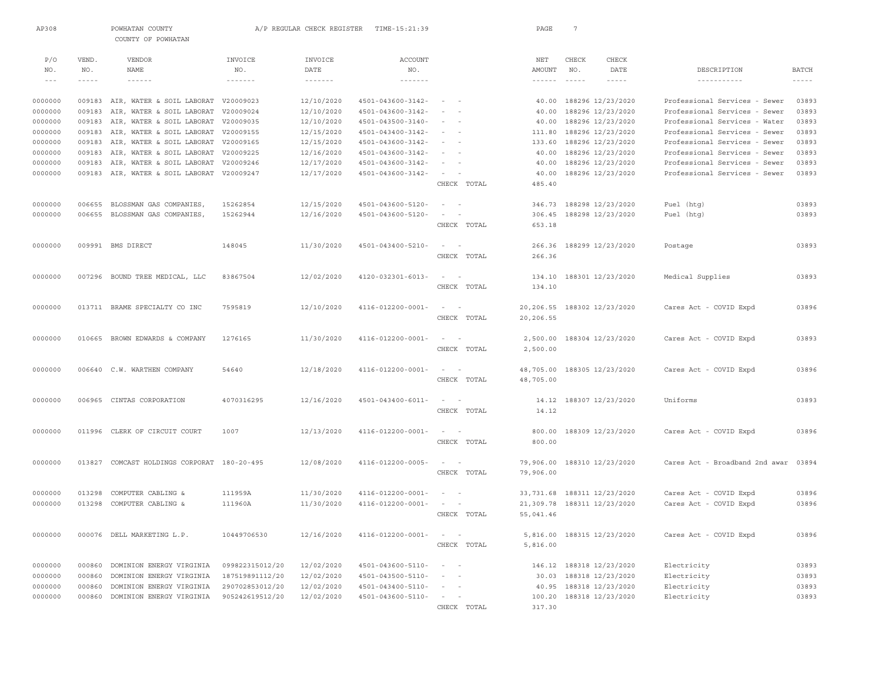AP308 POWHATAN COUNTY A/P REGULAR CHECK REGISTER TIME-15:21:39

COUNTY OF POWHATAN

| P/O NO. | VEND. NO. | VENDOR NAME | INVOICE NO. | INVOICE DATE | ACCOUNT NO. | | NET AMOUNT | CHECK NO. | CHECK DATE | DESCRIPTION | BATCH |
|---|---|---|---|---|---|---|---|---|---|---|---|
| 0000000 | 009183 | AIR, WATER & SOIL LABORAT | V20009023 | 12/10/2020 | 4501-043600-3142- | - - | 40.00 | 188296 | 12/23/2020 | Professional Services - Sewer | 03893 |
| 0000000 | 009183 | AIR, WATER & SOIL LABORAT | V20009024 | 12/10/2020 | 4501-043600-3142- | - - | 40.00 | 188296 | 12/23/2020 | Professional Services - Sewer | 03893 |
| 0000000 | 009183 | AIR, WATER & SOIL LABORAT | V20009035 | 12/10/2020 | 4501-043500-3140- | - - | 40.00 | 188296 | 12/23/2020 | Professional Services - Water | 03893 |
| 0000000 | 009183 | AIR, WATER & SOIL LABORAT | V20009155 | 12/15/2020 | 4501-043400-3142- | - - | 111.80 | 188296 | 12/23/2020 | Professional Services - Sewer | 03893 |
| 0000000 | 009183 | AIR, WATER & SOIL LABORAT | V20009165 | 12/15/2020 | 4501-043600-3142- | - - | 133.60 | 188296 | 12/23/2020 | Professional Services - Sewer | 03893 |
| 0000000 | 009183 | AIR, WATER & SOIL LABORAT | V20009225 | 12/16/2020 | 4501-043600-3142- | - - | 40.00 | 188296 | 12/23/2020 | Professional Services - Sewer | 03893 |
| 0000000 | 009183 | AIR, WATER & SOIL LABORAT | V20009246 | 12/17/2020 | 4501-043600-3142- | - - | 40.00 | 188296 | 12/23/2020 | Professional Services - Sewer | 03893 |
| 0000000 | 009183 | AIR, WATER & SOIL LABORAT | V20009247 | 12/17/2020 | 4501-043600-3142- | - - | 40.00 | 188296 | 12/23/2020 | Professional Services - Sewer | 03893 |
| | | | | | | CHECK TOTAL | 485.40 | | | | |
| 0000000 | 006655 | BLOSSMAN GAS COMPANIES, | 15262854 | 12/15/2020 | 4501-043600-5120- | - - | 346.73 | 188298 | 12/23/2020 | Fuel (htg) | 03893 |
| 0000000 | 006655 | BLOSSMAN GAS COMPANIES, | 15262944 | 12/16/2020 | 4501-043600-5120- | - - | 306.45 | 188298 | 12/23/2020 | Fuel (htg) | 03893 |
| | | | | | | CHECK TOTAL | 653.18 | | | | |
| 0000000 | 009991 | BMS DIRECT | 148045 | 11/30/2020 | 4501-043400-5210- | - - | 266.36 | 188299 | 12/23/2020 | Postage | 03893 |
| | | | | | | CHECK TOTAL | 266.36 | | | | |
| 0000000 | 007296 | BOUND TREE MEDICAL, LLC | 83867504 | 12/02/2020 | 4120-032301-6013- | - - | 134.10 | 188301 | 12/23/2020 | Medical Supplies | 03893 |
| | | | | | | CHECK TOTAL | 134.10 | | | | |
| 0000000 | 013711 | BRAME SPECIALTY CO INC | 7595819 | 12/10/2020 | 4116-012200-0001- | - - | 20,206.55 | 188302 | 12/23/2020 | Cares Act - COVID Expd | 03896 |
| | | | | | | CHECK TOTAL | 20,206.55 | | | | |
| 0000000 | 010665 | BROWN EDWARDS & COMPANY | 1276165 | 11/30/2020 | 4116-012200-0001- | - - | 2,500.00 | 188304 | 12/23/2020 | Cares Act - COVID Expd | 03893 |
| | | | | | | CHECK TOTAL | 2,500.00 | | | | |
| 0000000 | 006640 | C.W. WARTHEN COMPANY | 54640 | 12/18/2020 | 4116-012200-0001- | - - | 48,705.00 | 188305 | 12/23/2020 | Cares Act - COVID Expd | 03896 |
| | | | | | | CHECK TOTAL | 48,705.00 | | | | |
| 0000000 | 006965 | CINTAS CORPORATION | 4070316295 | 12/16/2020 | 4501-043400-6011- | - - | 14.12 | 188307 | 12/23/2020 | Uniforms | 03893 |
| | | | | | | CHECK TOTAL | 14.12 | | | | |
| 0000000 | 011996 | CLERK OF CIRCUIT COURT | 1007 | 12/13/2020 | 4116-012200-0001- | - - | 800.00 | 188309 | 12/23/2020 | Cares Act - COVID Expd | 03896 |
| | | | | | | CHECK TOTAL | 800.00 | | | | |
| 0000000 | 013827 | COMCAST HOLDINGS CORPORAT | 180-20-495 | 12/08/2020 | 4116-012200-0005- | - - | 79,906.00 | 188310 | 12/23/2020 | Cares Act - Broadband 2nd awar | 03894 |
| | | | | | | CHECK TOTAL | 79,906.00 | | | | |
| 0000000 | 013298 | COMPUTER CABLING & | 111959A | 11/30/2020 | 4116-012200-0001- | - - | 33,731.68 | 188311 | 12/23/2020 | Cares Act - COVID Expd | 03896 |
| 0000000 | 013298 | COMPUTER CABLING & | 111960A | 11/30/2020 | 4116-012200-0001- | - - | 21,309.78 | 188311 | 12/23/2020 | Cares Act - COVID Expd | 03896 |
| | | | | | | CHECK TOTAL | 55,041.46 | | | | |
| 0000000 | 000076 | DELL MARKETING L.P. | 10449706530 | 12/16/2020 | 4116-012200-0001- | - - | 5,816.00 | 188315 | 12/23/2020 | Cares Act - COVID Expd | 03896 |
| | | | | | | CHECK TOTAL | 5,816.00 | | | | |
| 0000000 | 000860 | DOMINION ENERGY VIRGINIA | 099822315012/20 | 12/02/2020 | 4501-043600-5110- | - - | 146.12 | 188318 | 12/23/2020 | Electricity | 03893 |
| 0000000 | 000860 | DOMINION ENERGY VIRGINIA | 187519891112/20 | 12/02/2020 | 4501-043500-5110- | - - | 30.03 | 188318 | 12/23/2020 | Electricity | 03893 |
| 0000000 | 000860 | DOMINION ENERGY VIRGINIA | 290702853012/20 | 12/02/2020 | 4501-043400-5110- | - - | 40.95 | 188318 | 12/23/2020 | Electricity | 03893 |
| 0000000 | 000860 | DOMINION ENERGY VIRGINIA | 905242619512/20 | 12/02/2020 | 4501-043600-5110- | - - | 100.20 | 188318 | 12/23/2020 | Electricity | 03893 |
| | | | | | | CHECK TOTAL | 317.30 | | | | |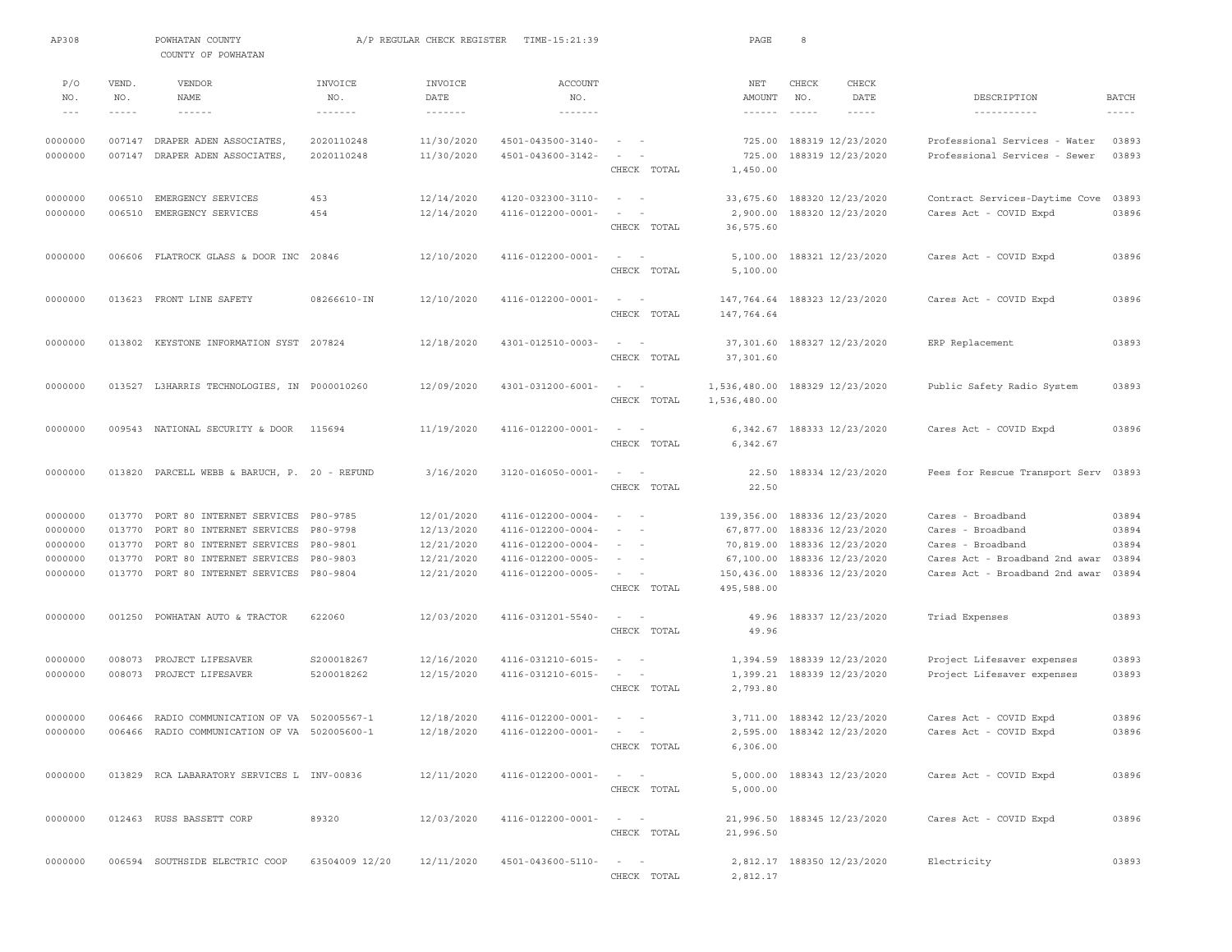AP308 POWHATAN COUNTY A/P REGULAR CHECK REGISTER TIME-15:21:39

COUNTY OF POWHATAN

| P/O NO. | VEND. NO. | VENDOR NAME | INVOICE NO. | INVOICE DATE | ACCOUNT NO. | | NET AMOUNT | CHECK NO. | CHECK DATE | DESCRIPTION | BATCH |
|---|---|---|---|---|---|---|---|---|---|---|---|
| 0000000 | 007147 | DRAPER ADEN ASSOCIATES, | 2020110248 | 11/30/2020 | 4501-043500-3140- | - - | 725.00 | 188319 | 12/23/2020 | Professional Services - Water | 03893 |
| 0000000 | 007147 | DRAPER ADEN ASSOCIATES, | 2020110248 | 11/30/2020 | 4501-043600-3142- | - - | 725.00 | 188319 | 12/23/2020 | Professional Services - Sewer | 03893 |
| | | | | | | CHECK TOTAL | 1,450.00 | | | | |
| 0000000 | 006510 | EMERGENCY SERVICES | 453 | 12/14/2020 | 4120-032300-3110- | - - | 33,675.60 | 188320 | 12/23/2020 | Contract Services-Daytime Cove | 03893 |
| 0000000 | 006510 | EMERGENCY SERVICES | 454 | 12/14/2020 | 4116-012200-0001- | - - | 2,900.00 | 188320 | 12/23/2020 | Cares Act - COVID Expd | 03896 |
| | | | | | | CHECK TOTAL | 36,575.60 | | | | |
| 0000000 | 006606 | FLATROCK GLASS & DOOR INC | 20846 | 12/10/2020 | 4116-012200-0001- | - - | 5,100.00 | 188321 | 12/23/2020 | Cares Act - COVID Expd | 03896 |
| | | | | | | CHECK TOTAL | 5,100.00 | | | | |
| 0000000 | 013623 | FRONT LINE SAFETY | 08266610-IN | 12/10/2020 | 4116-012200-0001- | - - | 147,764.64 | 188323 | 12/23/2020 | Cares Act - COVID Expd | 03896 |
| | | | | | | CHECK TOTAL | 147,764.64 | | | | |
| 0000000 | 013802 | KEYSTONE INFORMATION SYST | 207824 | 12/18/2020 | 4301-012510-0003- | - - | 37,301.60 | 188327 | 12/23/2020 | ERP Replacement | 03893 |
| | | | | | | CHECK TOTAL | 37,301.60 | | | | |
| 0000000 | 013527 | L3HARRIS TECHNOLOGIES, IN | P000010260 | 12/09/2020 | 4301-031200-6001- | - - | 1,536,480.00 | 188329 | 12/23/2020 | Public Safety Radio System | 03893 |
| | | | | | | CHECK TOTAL | 1,536,480.00 | | | | |
| 0000000 | 009543 | NATIONAL SECURITY & DOOR | 115694 | 11/19/2020 | 4116-012200-0001- | - - | 6,342.67 | 188333 | 12/23/2020 | Cares Act - COVID Expd | 03896 |
| | | | | | | CHECK TOTAL | 6,342.67 | | | | |
| 0000000 | 013820 | PARCELL WEBB & BARUCH, P. | 20 - REFUND | 3/16/2020 | 3120-016050-0001- | - - | 22.50 | 188334 | 12/23/2020 | Fees for Rescue Transport Serv | 03893 |
| | | | | | | CHECK TOTAL | 22.50 | | | | |
| 0000000 | 013770 | PORT 80 INTERNET SERVICES | P80-9785 | 12/01/2020 | 4116-012200-0004- | - - | 139,356.00 | 188336 | 12/23/2020 | Cares - Broadband | 03894 |
| 0000000 | 013770 | PORT 80 INTERNET SERVICES | P80-9798 | 12/13/2020 | 4116-012200-0004- | - - | 67,877.00 | 188336 | 12/23/2020 | Cares - Broadband | 03894 |
| 0000000 | 013770 | PORT 80 INTERNET SERVICES | P80-9801 | 12/21/2020 | 4116-012200-0004- | - - | 70,819.00 | 188336 | 12/23/2020 | Cares - Broadband | 03894 |
| 0000000 | 013770 | PORT 80 INTERNET SERVICES | P80-9803 | 12/21/2020 | 4116-012200-0005- | - - | 67,100.00 | 188336 | 12/23/2020 | Cares Act - Broadband 2nd awar | 03894 |
| 0000000 | 013770 | PORT 80 INTERNET SERVICES | P80-9804 | 12/21/2020 | 4116-012200-0005- | - - | 150,436.00 | 188336 | 12/23/2020 | Cares Act - Broadband 2nd awar | 03894 |
| | | | | | | CHECK TOTAL | 495,588.00 | | | | |
| 0000000 | 001250 | POWHATAN AUTO & TRACTOR | 622060 | 12/03/2020 | 4116-031201-5540- | - - | 49.96 | 188337 | 12/23/2020 | Triad Expenses | 03893 |
| | | | | | | CHECK TOTAL | 49.96 | | | | |
| 0000000 | 008073 | PROJECT LIFESAVER | S200018267 | 12/16/2020 | 4116-031210-6015- | - - | 1,394.59 | 188339 | 12/23/2020 | Project Lifesaver expenses | 03893 |
| 0000000 | 008073 | PROJECT LIFESAVER | 5200018262 | 12/15/2020 | 4116-031210-6015- | - - | 1,399.21 | 188339 | 12/23/2020 | Project Lifesaver expenses | 03893 |
| | | | | | | CHECK TOTAL | 2,793.80 | | | | |
| 0000000 | 006466 | RADIO COMMUNICATION OF VA | 502005567-1 | 12/18/2020 | 4116-012200-0001- | - - | 3,711.00 | 188342 | 12/23/2020 | Cares Act - COVID Expd | 03896 |
| 0000000 | 006466 | RADIO COMMUNICATION OF VA | 502005600-1 | 12/18/2020 | 4116-012200-0001- | - - | 2,595.00 | 188342 | 12/23/2020 | Cares Act - COVID Expd | 03896 |
| | | | | | | CHECK TOTAL | 6,306.00 | | | | |
| 0000000 | 013829 | RCA LABARATORY SERVICES L | INV-00836 | 12/11/2020 | 4116-012200-0001- | - - | 5,000.00 | 188343 | 12/23/2020 | Cares Act - COVID Expd | 03896 |
| | | | | | | CHECK TOTAL | 5,000.00 | | | | |
| 0000000 | 012463 | RUSS BASSETT CORP | 89320 | 12/03/2020 | 4116-012200-0001- | - - | 21,996.50 | 188345 | 12/23/2020 | Cares Act - COVID Expd | 03896 |
| | | | | | | CHECK TOTAL | 21,996.50 | | | | |
| 0000000 | 006594 | SOUTHSIDE ELECTRIC COOP | 63504009 12/20 | 12/11/2020 | 4501-043600-5110- | - - | 2,812.17 | 188350 | 12/23/2020 | Electricity | 03893 |
| | | | | | | CHECK TOTAL | 2,812.17 | | | | |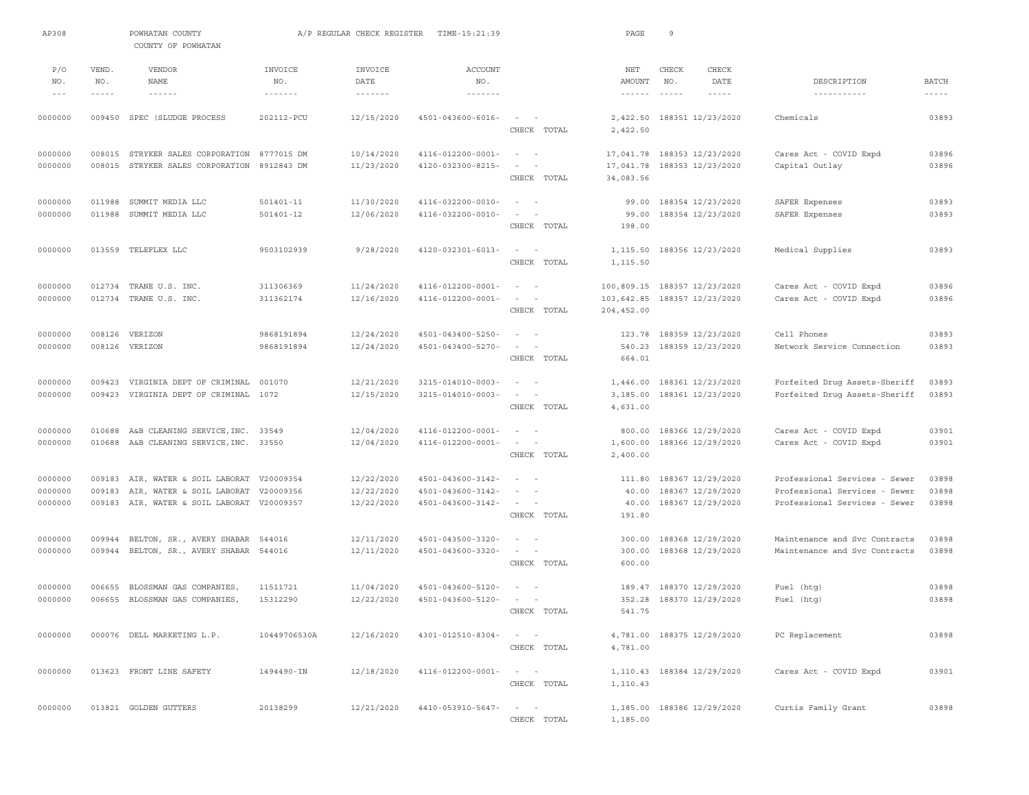AP308 POWHATAN COUNTY A/P REGULAR CHECK REGISTER TIME-15:21:39

COUNTY OF POWHATAN

| P/O NO. | VEND. NO. | VENDOR NAME | INVOICE NO. | INVOICE DATE | ACCOUNT NO. | | NET AMOUNT | CHECK NO. | CHECK DATE | DESCRIPTION | BATCH |
|---|---|---|---|---|---|---|---|---|---|---|---|
| 0000000 | 009450 | SPEC (SLUDGE PROCESS | 202112-PCU | 12/15/2020 | 4501-043600-6016- | - - | 2,422.50 | 188351 | 12/23/2020 | Chemicals | 03893 |
| | | | | | | CHECK TOTAL | 2,422.50 | | | | |
| 0000000 | 008015 | STRYKER SALES CORPORATION | 8777015 DM | 10/14/2020 | 4116-012200-0001- | - - | 17,041.78 | 188353 | 12/23/2020 | Cares Act - COVID Expd | 03896 |
| 0000000 | 008015 | STRYKER SALES CORPORATION | 8912843 DM | 11/23/2020 | 4120-032300-8215- | - - | 17,041.78 | 188353 | 12/23/2020 | Capital Outlay | 03896 |
| | | | | | | CHECK TOTAL | 34,083.56 | | | | |
| 0000000 | 011988 | SUMMIT MEDIA LLC | 501401-11 | 11/30/2020 | 4116-032200-0010- | - - | 99.00 | 188354 | 12/23/2020 | SAFER Expenses | 03893 |
| 0000000 | 011988 | SUMMIT MEDIA LLC | 501401-12 | 12/06/2020 | 4116-032200-0010- | - - | 99.00 | 188354 | 12/23/2020 | SAFER Expenses | 03893 |
| | | | | | | CHECK TOTAL | 198.00 | | | | |
| 0000000 | 013559 | TELEFLEX LLC | 9503102939 | 9/28/2020 | 4120-032301-6013- | - - | 1,115.50 | 188356 | 12/23/2020 | Medical Supplies | 03893 |
| | | | | | | CHECK TOTAL | 1,115.50 | | | | |
| 0000000 | 012734 | TRANE U.S. INC. | 311306369 | 11/24/2020 | 4116-012200-0001- | - - | 100,809.15 | 188357 | 12/23/2020 | Cares Act - COVID Expd | 03896 |
| 0000000 | 012734 | TRANE U.S. INC. | 311362174 | 12/16/2020 | 4116-012200-0001- | - - | 103,642.85 | 188357 | 12/23/2020 | Cares Act - COVID Expd | 03896 |
| | | | | | | CHECK TOTAL | 204,452.00 | | | | |
| 0000000 | 008126 | VERIZON | 9868191894 | 12/24/2020 | 4501-043400-5250- | - - | 123.78 | 188359 | 12/23/2020 | Cell Phones | 03893 |
| 0000000 | 008126 | VERIZON | 9868191894 | 12/24/2020 | 4501-043400-5270- | - - | 540.23 | 188359 | 12/23/2020 | Network Service Connection | 03893 |
| | | | | | | CHECK TOTAL | 664.01 | | | | |
| 0000000 | 009423 | VIRGINIA DEPT OF CRIMINAL | 001070 | 12/21/2020 | 3215-014010-0003- | - - | 1,446.00 | 188361 | 12/23/2020 | Forfeited Drug Assets-Sheriff | 03893 |
| 0000000 | 009423 | VIRGINIA DEPT OF CRIMINAL | 1072 | 12/15/2020 | 3215-014010-0003- | - - | 3,185.00 | 188361 | 12/23/2020 | Forfeited Drug Assets-Sheriff | 03893 |
| | | | | | | CHECK TOTAL | 4,631.00 | | | | |
| 0000000 | 010688 | A&B CLEANING SERVICE,INC. | 33549 | 12/04/2020 | 4116-012200-0001- | - - | 800.00 | 188366 | 12/29/2020 | Cares Act - COVID Expd | 03901 |
| 0000000 | 010688 | A&B CLEANING SERVICE,INC. | 33550 | 12/04/2020 | 4116-012200-0001- | - - | 1,600.00 | 188366 | 12/29/2020 | Cares Act - COVID Expd | 03901 |
| | | | | | | CHECK TOTAL | 2,400.00 | | | | |
| 0000000 | 009183 | AIR, WATER & SOIL LABORAT | V20009354 | 12/22/2020 | 4501-043600-3142- | - - | 111.80 | 188367 | 12/29/2020 | Professional Services - Sewer | 03898 |
| 0000000 | 009183 | AIR, WATER & SOIL LABORAT | V20009356 | 12/22/2020 | 4501-043600-3142- | - - | 40.00 | 188367 | 12/29/2020 | Professional Services - Sewer | 03898 |
| 0000000 | 009183 | AIR, WATER & SOIL LABORAT | V20009357 | 12/22/2020 | 4501-043600-3142- | - - | 40.00 | 188367 | 12/29/2020 | Professional Services - Sewer | 03898 |
| | | | | | | CHECK TOTAL | 191.80 | | | | |
| 0000000 | 009944 | BELTON, SR., AVERY SHABAR | 544016 | 12/11/2020 | 4501-043500-3320- | - - | 300.00 | 188368 | 12/29/2020 | Maintenance and Svc Contracts | 03898 |
| 0000000 | 009944 | BELTON, SR., AVERY SHABAR | 544016 | 12/11/2020 | 4501-043600-3320- | - - | 300.00 | 188368 | 12/29/2020 | Maintenance and Svc Contracts | 03898 |
| | | | | | | CHECK TOTAL | 600.00 | | | | |
| 0000000 | 006655 | BLOSSMAN GAS COMPANIES, | 11511721 | 11/04/2020 | 4501-043600-5120- | - - | 189.47 | 188370 | 12/29/2020 | Fuel (htg) | 03898 |
| 0000000 | 006655 | BLOSSMAN GAS COMPANIES, | 15312290 | 12/22/2020 | 4501-043600-5120- | - - | 352.28 | 188370 | 12/29/2020 | Fuel (htg) | 03898 |
| | | | | | | CHECK TOTAL | 541.75 | | | | |
| 0000000 | 000076 | DELL MARKETING L.P. | 10449706530A | 12/16/2020 | 4301-012510-8304- | - - | 4,781.00 | 188375 | 12/29/2020 | PC Replacement | 03898 |
| | | | | | | CHECK TOTAL | 4,781.00 | | | | |
| 0000000 | 013623 | FRONT LINE SAFETY | 1494490-IN | 12/18/2020 | 4116-012200-0001- | - - | 1,110.43 | 188384 | 12/29/2020 | Cares Act - COVID Expd | 03901 |
| | | | | | | CHECK TOTAL | 1,110.43 | | | | |
| 0000000 | 013821 | GOLDEN GUTTERS | 20138299 | 12/21/2020 | 4410-053910-5647- | - - | 1,185.00 | 188386 | 12/29/2020 | Curtis Family Grant | 03898 |
| | | | | | | CHECK TOTAL | 1,185.00 | | | | |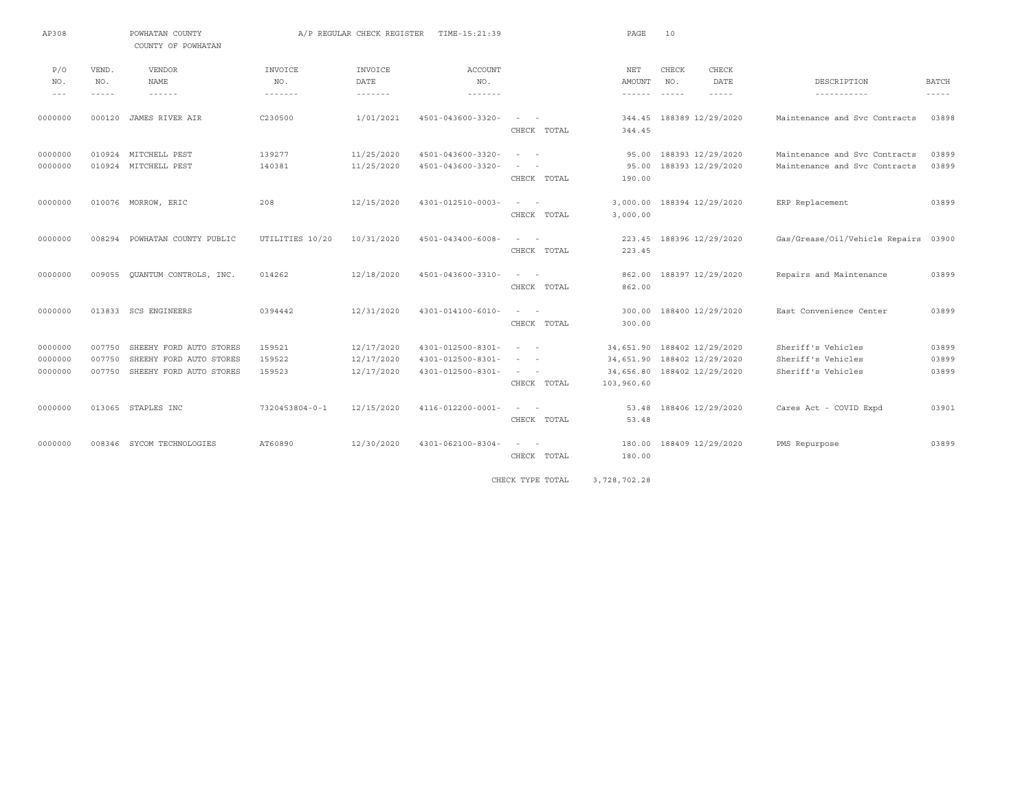AP308 POWHATAN COUNTY A/P REGULAR CHECK REGISTER TIME-15:21:39

COUNTY OF POWHATAN

| P/O NO. | VEND. NO. | VENDOR NAME | INVOICE NO. | INVOICE DATE | ACCOUNT NO. | | NET AMOUNT | CHECK NO. | CHECK DATE | DESCRIPTION | BATCH |
|---|---|---|---|---|---|---|---|---|---|---|---|
| 0000000 | 000120 | JAMES RIVER AIR | C230500 | 1/01/2021 | 4501-043600-3320- | - - | 344.45 | 188389 | 12/29/2020 | Maintenance and Svc Contracts | 03898 |
| | | | | | | CHECK TOTAL | 344.45 | | | | |
| 0000000 | 010924 | MITCHELL PEST | 139277 | 11/25/2020 | 4501-043600-3320- | - - | 95.00 | 188393 | 12/29/2020 | Maintenance and Svc Contracts | 03899 |
| 0000000 | 010924 | MITCHELL PEST | 140381 | 11/25/2020 | 4501-043600-3320- | - - | 95.00 | 188393 | 12/29/2020 | Maintenance and Svc Contracts | 03899 |
| | | | | | | CHECK TOTAL | 190.00 | | | | |
| 0000000 | 010076 | MORROW, ERIC | 208 | 12/15/2020 | 4301-012510-0003- | - - | 3,000.00 | 188394 | 12/29/2020 | ERP Replacement | 03899 |
| | | | | | | CHECK TOTAL | 3,000.00 | | | | |
| 0000000 | 008294 | POWHATAN COUNTY PUBLIC | UTILITIES 10/20 | 10/31/2020 | 4501-043400-6008- | - - | 223.45 | 188396 | 12/29/2020 | Gas/Grease/Oil/Vehicle Repairs | 03900 |
| | | | | | | CHECK TOTAL | 223.45 | | | | |
| 0000000 | 009055 | QUANTUM CONTROLS, INC. | 014262 | 12/18/2020 | 4501-043600-3310- | - - | 862.00 | 188397 | 12/29/2020 | Repairs and Maintenance | 03899 |
| | | | | | | CHECK TOTAL | 862.00 | | | | |
| 0000000 | 013833 | SCS ENGINEERS | 0394442 | 12/31/2020 | 4301-014100-6010- | - - | 300.00 | 188400 | 12/29/2020 | East Convenience Center | 03899 |
| | | | | | | CHECK TOTAL | 300.00 | | | | |
| 0000000 | 007750 | SHEEHY FORD AUTO STORES | 159521 | 12/17/2020 | 4301-012500-8301- | - - | 34,651.90 | 188402 | 12/29/2020 | Sheriff's Vehicles | 03899 |
| 0000000 | 007750 | SHEEHY FORD AUTO STORES | 159522 | 12/17/2020 | 4301-012500-8301- | - - | 34,651.90 | 188402 | 12/29/2020 | Sheriff's Vehicles | 03899 |
| 0000000 | 007750 | SHEEHY FORD AUTO STORES | 159523 | 12/17/2020 | 4301-012500-8301- | - - | 34,656.80 | 188402 | 12/29/2020 | Sheriff's Vehicles | 03899 |
| | | | | | | CHECK TOTAL | 103,960.60 | | | | |
| 0000000 | 013065 | STAPLES INC | 7320453804-0-1 | 12/15/2020 | 4116-012200-0001- | - - | 53.48 | 188406 | 12/29/2020 | Cares Act - COVID Expd | 03901 |
| | | | | | | CHECK TOTAL | 53.48 | | | | |
| 0000000 | 008346 | SYCOM TECHNOLOGIES | AT60890 | 12/30/2020 | 4301-062100-8304- | - - | 180.00 | 188409 | 12/29/2020 | PMS Repurpose | 03899 |
| | | | | | | CHECK TOTAL | 180.00 | | | | |
| | | | | | | CHECK TYPE TOTAL | 3,728,702.28 | | | | |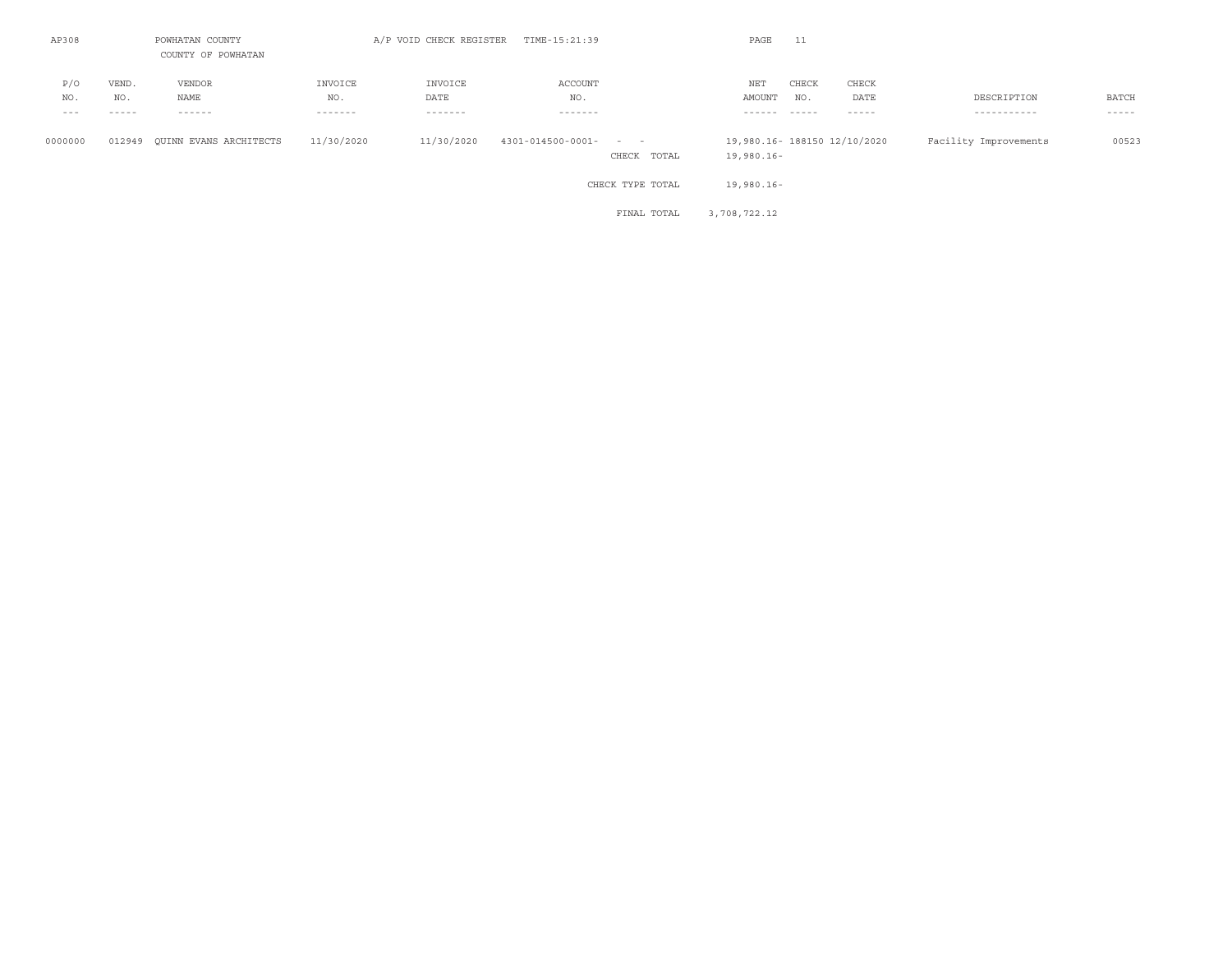AP308 POWHATAN COUNTY A/P VOID CHECK REGISTER TIME-15:21:39 PAGE 11

COUNTY OF POWHATAN

| P/O NO. | VEND. NO. | VENDOR NAME | INVOICE NO. | INVOICE DATE | ACCOUNT NO. | | NET AMOUNT | CHECK NO. | CHECK DATE | DESCRIPTION | BATCH |
|---|---|---|---|---|---|---|---|---|---|---|---|
| 0000000 | 012949 | QUINN EVANS ARCHITECTS | 11/30/2020 | 11/30/2020 | 4301-014500-0001- | - - | 19,980.16- | 188150 | 12/10/2020 | Facility Improvements | 00523 |
| | | | | | | CHECK TOTAL | 19,980.16- | | | | |
| | | | | | | CHECK TYPE TOTAL | 19,980.16- | | | | |
| | | | | | | FINAL TOTAL | 3,708,722.12 | | | | |